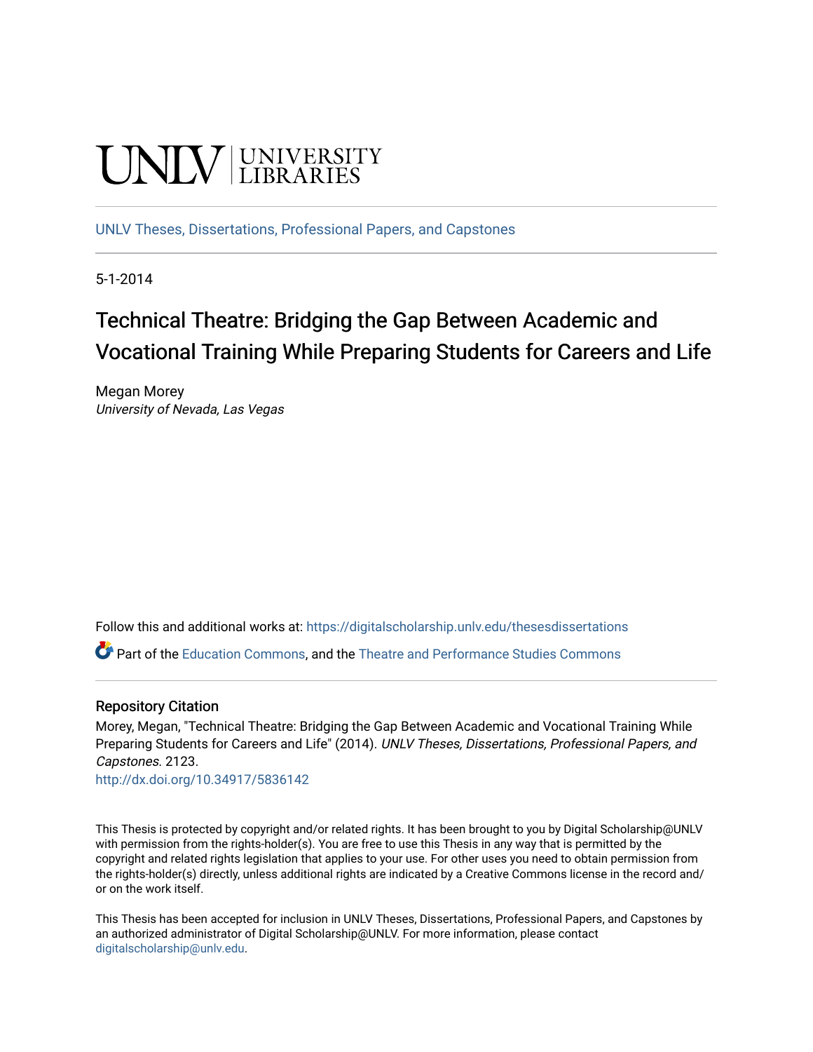UNLV | UNIVERSITY LIBRARIES

UNLV Theses, Dissertations, Professional Papers, and Capstones

5-1-2014

# Technical Theatre: Bridging the Gap Between Academic and Vocational Training While Preparing Students for Careers and Life

Megan Morey
*University of Nevada, Las Vegas*

Follow this and additional works at: https://digitalscholarship.unlv.edu/thesesdissertations

Part of the Education Commons, and the Theatre and Performance Studies Commons

## Repository Citation

Morey, Megan, "Technical Theatre: Bridging the Gap Between Academic and Vocational Training While Preparing Students for Careers and Life" (2014). *UNLV Theses, Dissertations, Professional Papers, and Capstones*. 2123.
http://dx.doi.org/10.34917/5836142

This Thesis is protected by copyright and/or related rights. It has been brought to you by Digital Scholarship@UNLV with permission from the rights-holder(s). You are free to use this Thesis in any way that is permitted by the copyright and related rights legislation that applies to your use. For other uses you need to obtain permission from the rights-holder(s) directly, unless additional rights are indicated by a Creative Commons license in the record and/or on the work itself.

This Thesis has been accepted for inclusion in UNLV Theses, Dissertations, Professional Papers, and Capstones by an authorized administrator of Digital Scholarship@UNLV. For more information, please contact digitalscholarship@unlv.edu.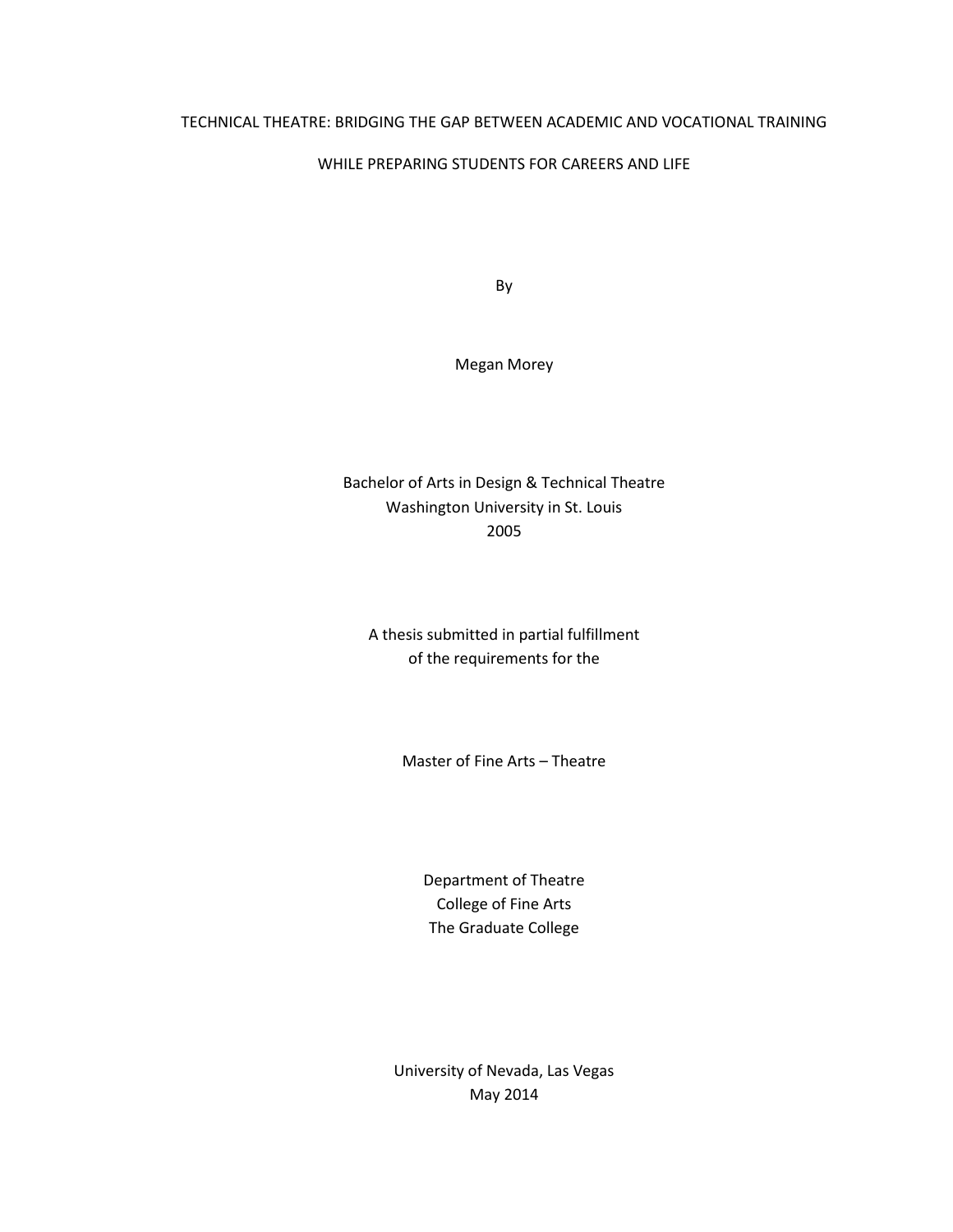TECHNICAL THEATRE: BRIDGING THE GAP BETWEEN ACADEMIC AND VOCATIONAL TRAINING

WHILE PREPARING STUDENTS FOR CAREERS AND LIFE

By

Megan Morey

Bachelor of Arts in Design & Technical Theatre
Washington University in St. Louis
2005

A thesis submitted in partial fulfillment
of the requirements for the

Master of Fine Arts – Theatre

Department of Theatre
College of Fine Arts
The Graduate College

University of Nevada, Las Vegas
May 2014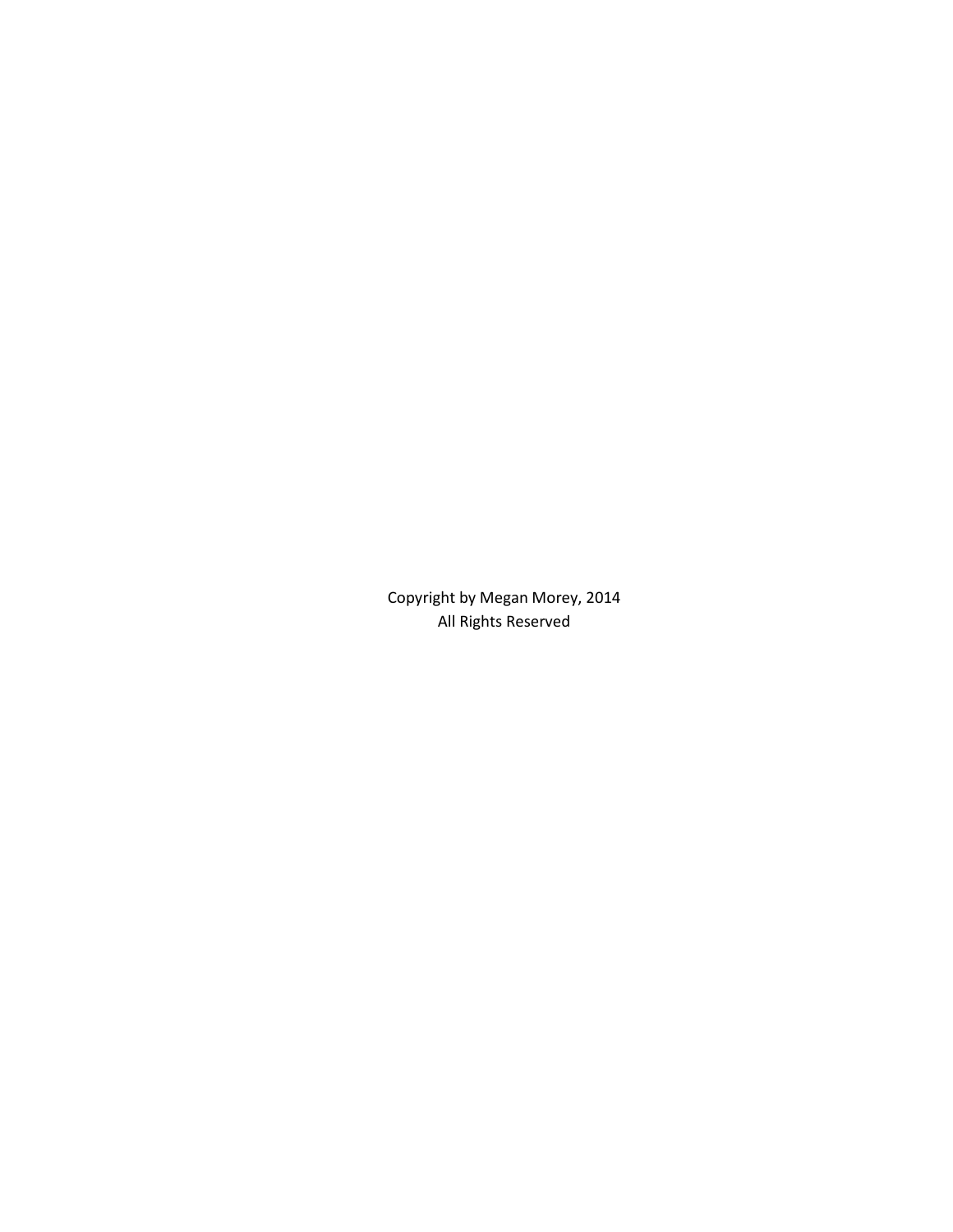Copyright by Megan Morey, 2014
All Rights Reserved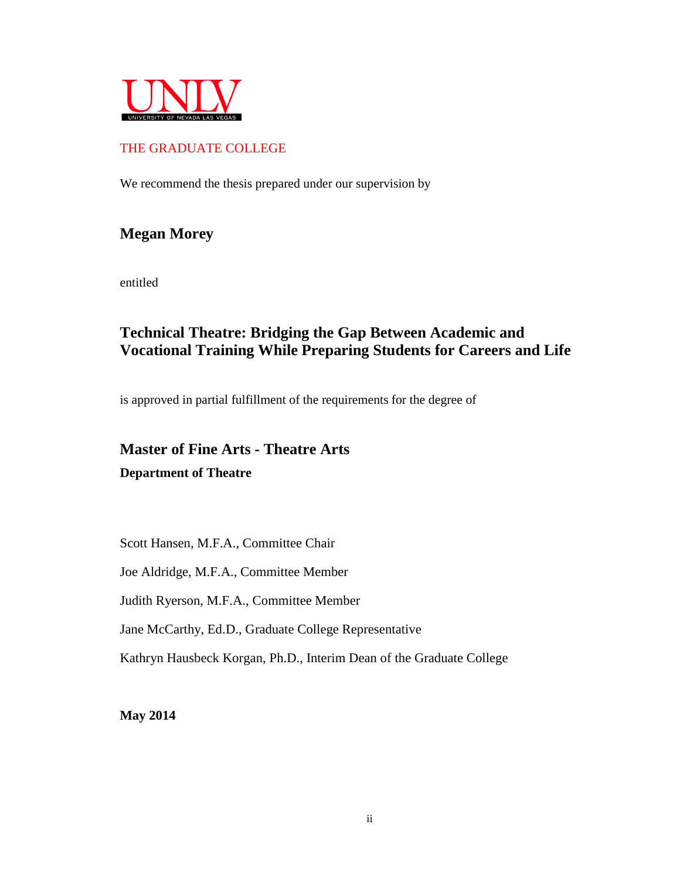UNLV

UNIVERSITY OF NEVADA LAS VEGAS

THE GRADUATE COLLEGE

We recommend the thesis prepared under our supervision by

**Megan Morey**

entitled

**Technical Theatre: Bridging the Gap Between Academic and Vocational Training While Preparing Students for Careers and Life**

is approved in partial fulfillment of the requirements for the degree of

**Master of Fine Arts - Theatre Arts**

**Department of Theatre**

Scott Hansen, M.F.A., Committee Chair

Joe Aldridge, M.F.A., Committee Member

Judith Ryerson, M.F.A., Committee Member

Jane McCarthy, Ed.D., Graduate College Representative

Kathryn Hausbeck Korgan, Ph.D., Interim Dean of the Graduate College

**May 2014**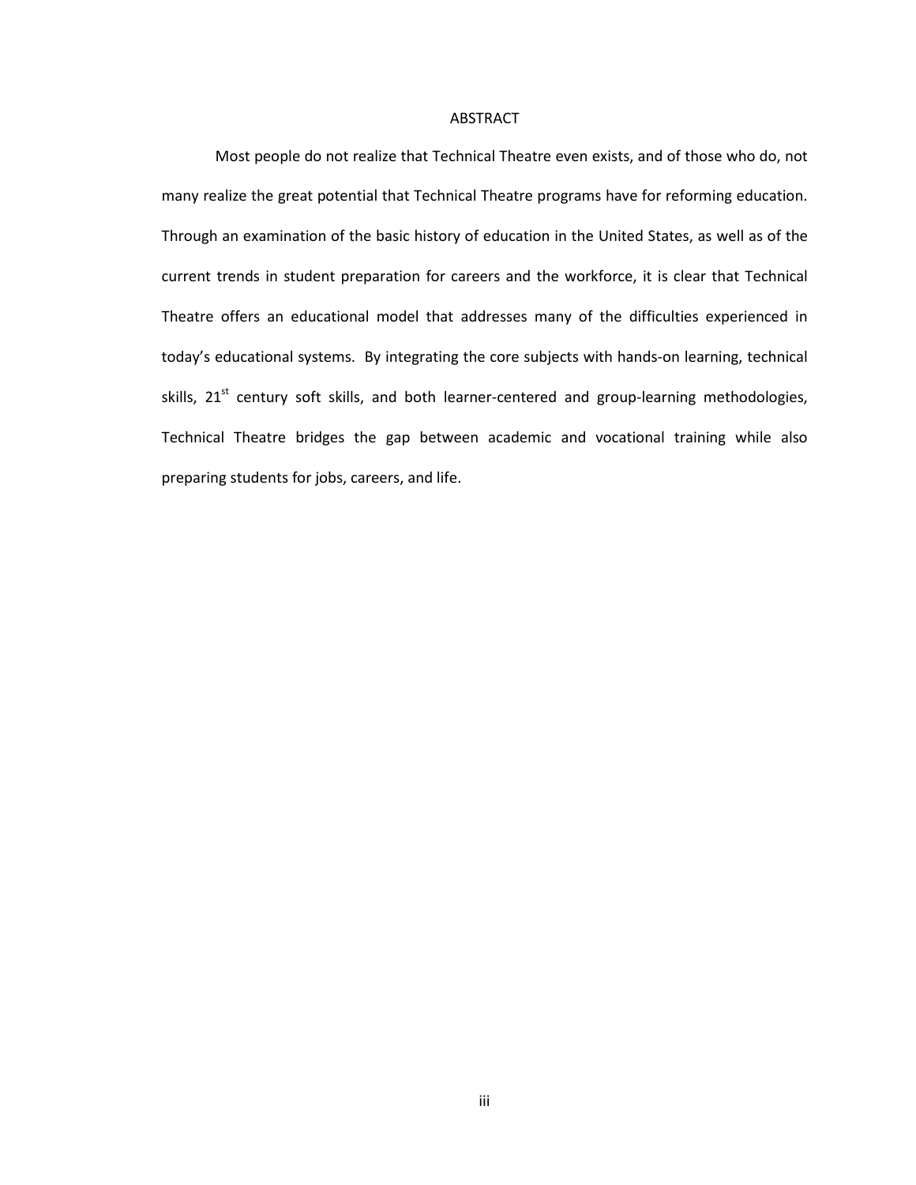# ABSTRACT

Most people do not realize that Technical Theatre even exists, and of those who do, not many realize the great potential that Technical Theatre programs have for reforming education. Through an examination of the basic history of education in the United States, as well as of the current trends in student preparation for careers and the workforce, it is clear that Technical Theatre offers an educational model that addresses many of the difficulties experienced in today's educational systems. By integrating the core subjects with hands-on learning, technical skills, 21st century soft skills, and both learner-centered and group-learning methodologies, Technical Theatre bridges the gap between academic and vocational training while also preparing students for jobs, careers, and life.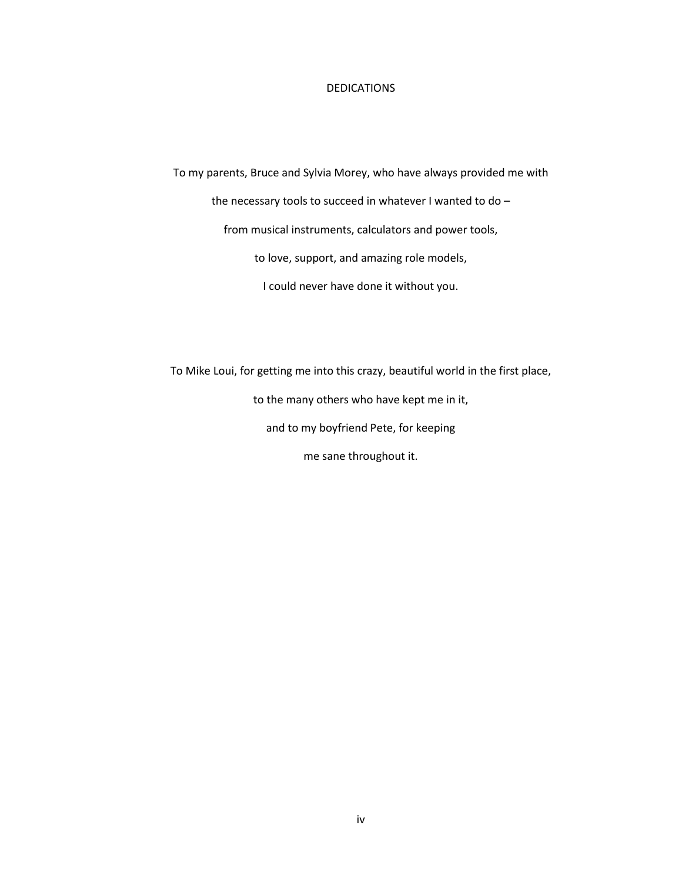# DEDICATIONS

To my parents, Bruce and Sylvia Morey, who have always provided me with

the necessary tools to succeed in whatever I wanted to do –

from musical instruments, calculators and power tools,

to love, support, and amazing role models,

I could never have done it without you.

To Mike Loui, for getting me into this crazy, beautiful world in the first place,

to the many others who have kept me in it,

and to my boyfriend Pete, for keeping

me sane throughout it.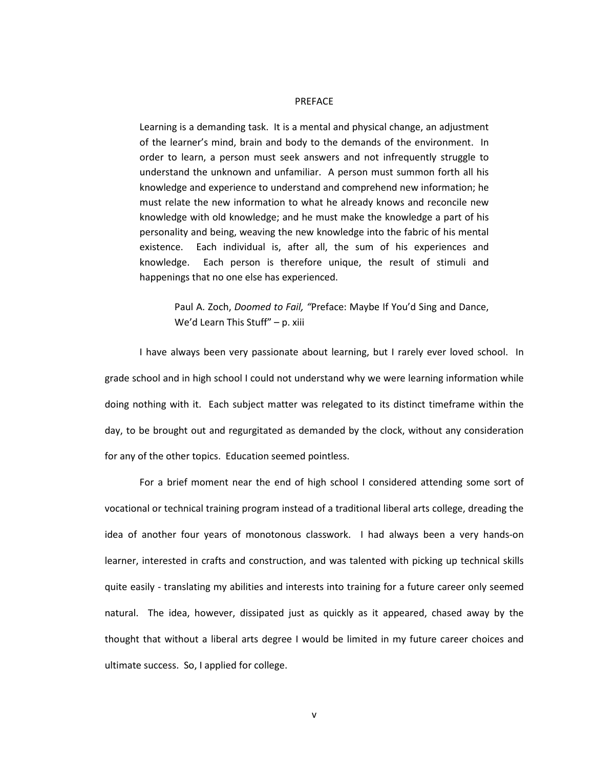# PREFACE

> Learning is a demanding task. It is a mental and physical change, an adjustment of the learner's mind, brain and body to the demands of the environment. In order to learn, a person must seek answers and not infrequently struggle to understand the unknown and unfamiliar. A person must summon forth all his knowledge and experience to understand and comprehend new information; he must relate the new information to what he already knows and reconcile new knowledge with old knowledge; and he must make the knowledge a part of his personality and being, weaving the new knowledge into the fabric of his mental existence. Each individual is, after all, the sum of his experiences and knowledge. Each person is therefore unique, the result of stimuli and happenings that no one else has experienced.
>
> Paul A. Zoch, *Doomed to Fail,* "Preface: Maybe If You'd Sing and Dance, We'd Learn This Stuff" – p. xiii

I have always been very passionate about learning, but I rarely ever loved school. In grade school and in high school I could not understand why we were learning information while doing nothing with it. Each subject matter was relegated to its distinct timeframe within the day, to be brought out and regurgitated as demanded by the clock, without any consideration for any of the other topics. Education seemed pointless.

For a brief moment near the end of high school I considered attending some sort of vocational or technical training program instead of a traditional liberal arts college, dreading the idea of another four years of monotonous classwork. I had always been a very hands-on learner, interested in crafts and construction, and was talented with picking up technical skills quite easily - translating my abilities and interests into training for a future career only seemed natural. The idea, however, dissipated just as quickly as it appeared, chased away by the thought that without a liberal arts degree I would be limited in my future career choices and ultimate success. So, I applied for college.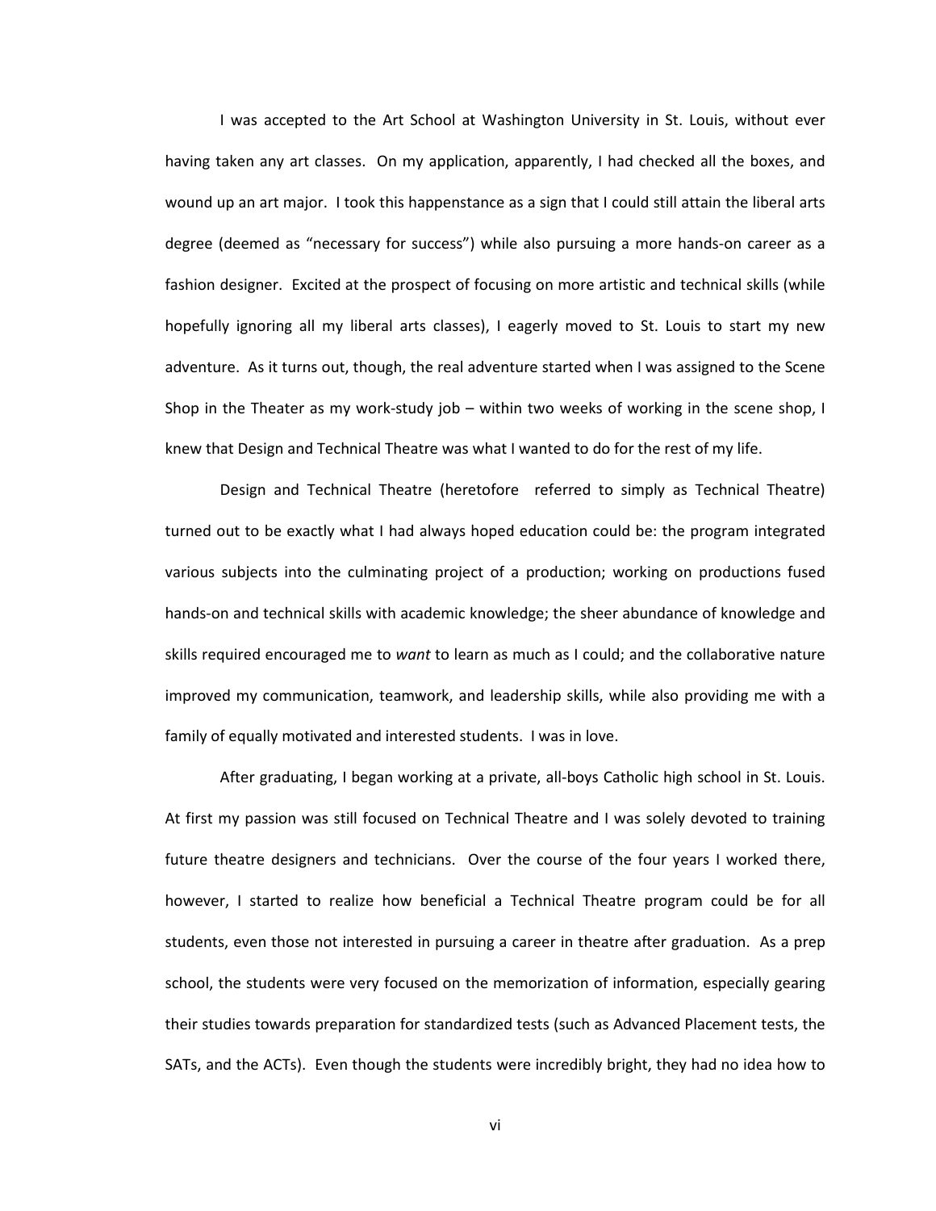I was accepted to the Art School at Washington University in St. Louis, without ever having taken any art classes. On my application, apparently, I had checked all the boxes, and wound up an art major. I took this happenstance as a sign that I could still attain the liberal arts degree (deemed as "necessary for success") while also pursuing a more hands-on career as a fashion designer. Excited at the prospect of focusing on more artistic and technical skills (while hopefully ignoring all my liberal arts classes), I eagerly moved to St. Louis to start my new adventure. As it turns out, though, the real adventure started when I was assigned to the Scene Shop in the Theater as my work-study job – within two weeks of working in the scene shop, I knew that Design and Technical Theatre was what I wanted to do for the rest of my life.

Design and Technical Theatre (heretofore referred to simply as Technical Theatre) turned out to be exactly what I had always hoped education could be: the program integrated various subjects into the culminating project of a production; working on productions fused hands-on and technical skills with academic knowledge; the sheer abundance of knowledge and skills required encouraged me to *want* to learn as much as I could; and the collaborative nature improved my communication, teamwork, and leadership skills, while also providing me with a family of equally motivated and interested students. I was in love.

After graduating, I began working at a private, all-boys Catholic high school in St. Louis. At first my passion was still focused on Technical Theatre and I was solely devoted to training future theatre designers and technicians. Over the course of the four years I worked there, however, I started to realize how beneficial a Technical Theatre program could be for all students, even those not interested in pursuing a career in theatre after graduation. As a prep school, the students were very focused on the memorization of information, especially gearing their studies towards preparation for standardized tests (such as Advanced Placement tests, the SATs, and the ACTs). Even though the students were incredibly bright, they had no idea how to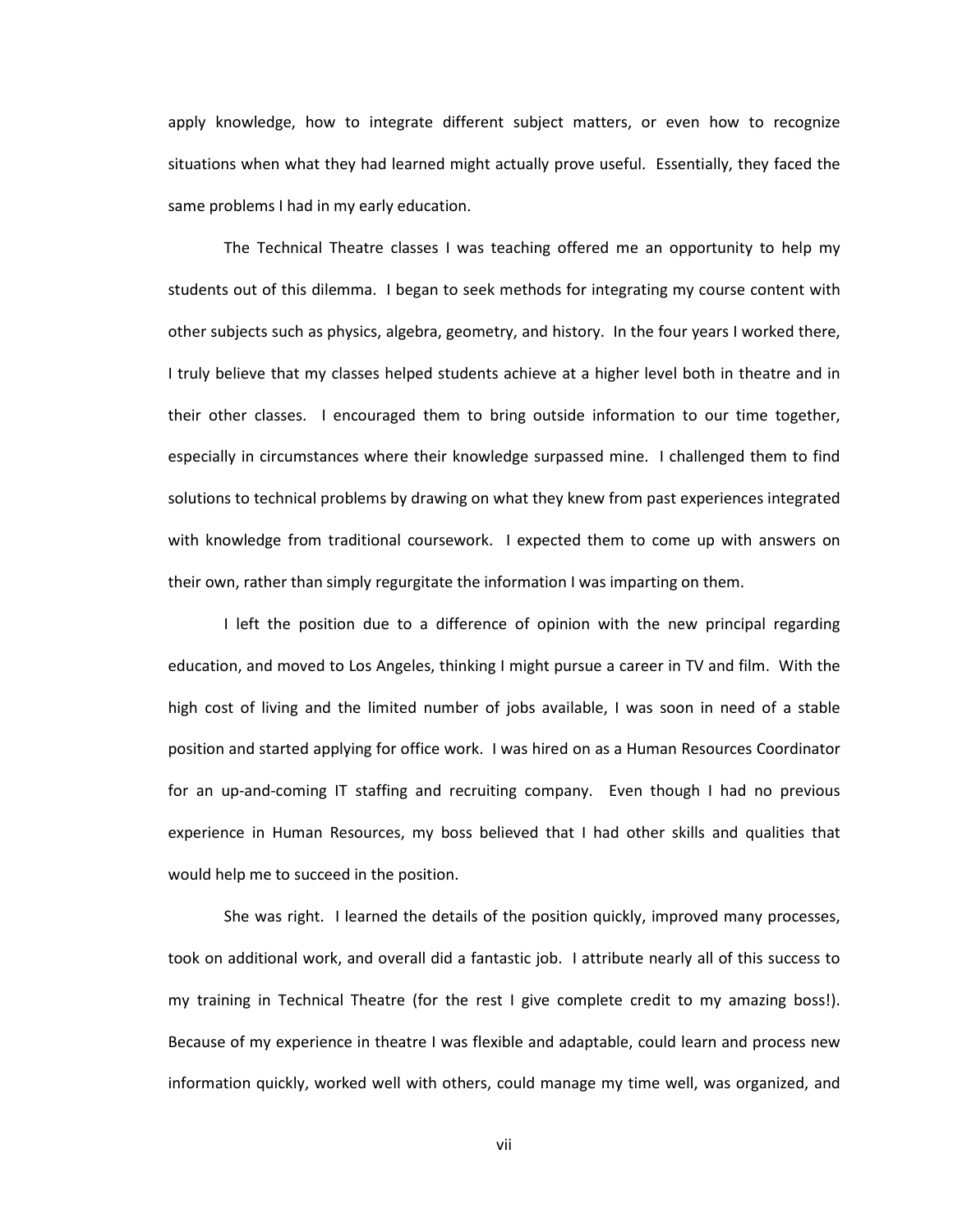apply knowledge, how to integrate different subject matters, or even how to recognize situations when what they had learned might actually prove useful. Essentially, they faced the same problems I had in my early education.

The Technical Theatre classes I was teaching offered me an opportunity to help my students out of this dilemma. I began to seek methods for integrating my course content with other subjects such as physics, algebra, geometry, and history. In the four years I worked there, I truly believe that my classes helped students achieve at a higher level both in theatre and in their other classes. I encouraged them to bring outside information to our time together, especially in circumstances where their knowledge surpassed mine. I challenged them to find solutions to technical problems by drawing on what they knew from past experiences integrated with knowledge from traditional coursework. I expected them to come up with answers on their own, rather than simply regurgitate the information I was imparting on them.

I left the position due to a difference of opinion with the new principal regarding education, and moved to Los Angeles, thinking I might pursue a career in TV and film. With the high cost of living and the limited number of jobs available, I was soon in need of a stable position and started applying for office work. I was hired on as a Human Resources Coordinator for an up-and-coming IT staffing and recruiting company. Even though I had no previous experience in Human Resources, my boss believed that I had other skills and qualities that would help me to succeed in the position.

She was right. I learned the details of the position quickly, improved many processes, took on additional work, and overall did a fantastic job. I attribute nearly all of this success to my training in Technical Theatre (for the rest I give complete credit to my amazing boss!). Because of my experience in theatre I was flexible and adaptable, could learn and process new information quickly, worked well with others, could manage my time well, was organized, and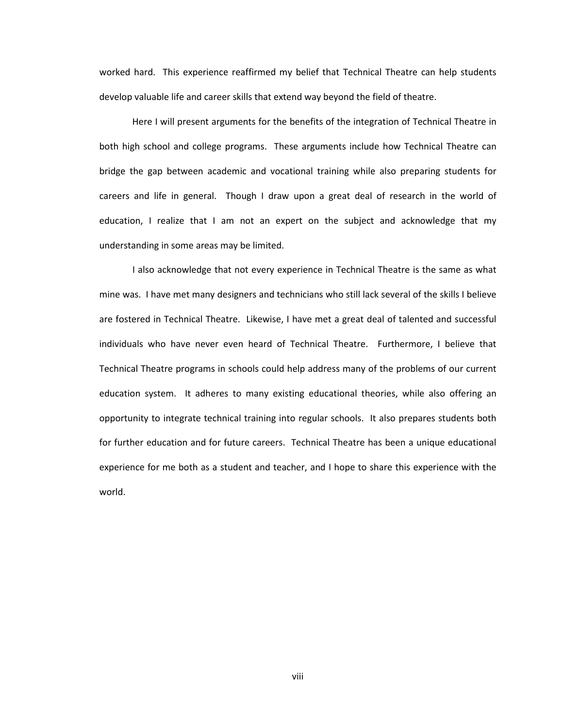worked hard. This experience reaffirmed my belief that Technical Theatre can help students develop valuable life and career skills that extend way beyond the field of theatre.

Here I will present arguments for the benefits of the integration of Technical Theatre in both high school and college programs. These arguments include how Technical Theatre can bridge the gap between academic and vocational training while also preparing students for careers and life in general. Though I draw upon a great deal of research in the world of education, I realize that I am not an expert on the subject and acknowledge that my understanding in some areas may be limited.

I also acknowledge that not every experience in Technical Theatre is the same as what mine was. I have met many designers and technicians who still lack several of the skills I believe are fostered in Technical Theatre. Likewise, I have met a great deal of talented and successful individuals who have never even heard of Technical Theatre. Furthermore, I believe that Technical Theatre programs in schools could help address many of the problems of our current education system. It adheres to many existing educational theories, while also offering an opportunity to integrate technical training into regular schools. It also prepares students both for further education and for future careers. Technical Theatre has been a unique educational experience for me both as a student and teacher, and I hope to share this experience with the world.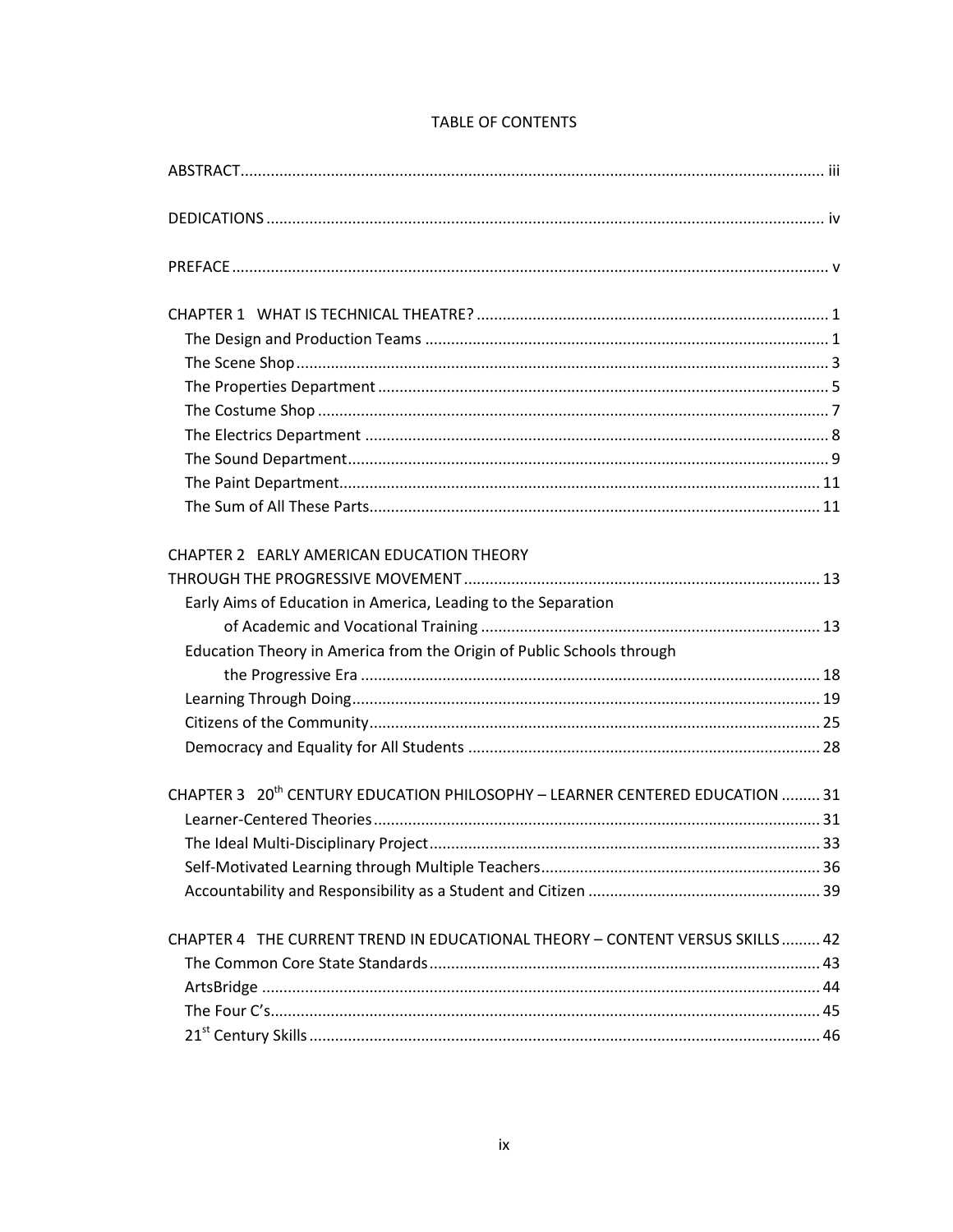# TABLE OF CONTENTS

ABSTRACT ..................................................................................................................................... iii

DEDICATIONS ................................................................................................................................ iv

PREFACE ......................................................................................................................................... v

CHAPTER 1 WHAT IS TECHNICAL THEATRE? ................................................................................. 1
- The Design and Production Teams ............................................................................................. 1
- The Scene Shop ........................................................................................................................... 3
- The Properties Department ........................................................................................................ 5
- The Costume Shop ...................................................................................................................... 7
- The Electrics Department ........................................................................................................... 8
- The Sound Department ............................................................................................................... 9
- The Paint Department ............................................................................................................... 11
- The Sum of All These Parts ........................................................................................................ 11

CHAPTER 2 EARLY AMERICAN EDUCATION THEORY THROUGH THE PROGRESSIVE MOVEMENT .................................................................................. 13
- Early Aims of Education in America, Leading to the Separation of Academic and Vocational Training .............................................................................. 13
- Education Theory in America from the Origin of Public Schools through the Progressive Era .......................................................................................................... 18
- Learning Through Doing ............................................................................................................ 19
- Citizens of the Community ........................................................................................................ 25
- Democracy and Equality for All Students ................................................................................. 28

CHAPTER 3 20th CENTURY EDUCATION PHILOSOPHY – LEARNER CENTERED EDUCATION ......... 31
- Learner-Centered Theories ....................................................................................................... 31
- The Ideal Multi-Disciplinary Project .......................................................................................... 33
- Self-Motivated Learning through Multiple Teachers ................................................................. 36
- Accountability and Responsibility as a Student and Citizen ...................................................... 39

CHAPTER 4 THE CURRENT TREND IN EDUCATIONAL THEORY – CONTENT VERSUS SKILLS ......... 42
- The Common Core State Standards .......................................................................................... 43
- ArtsBridge ................................................................................................................................. 44
- The Four C's ............................................................................................................................... 45
- 21st Century Skills ...................................................................................................................... 46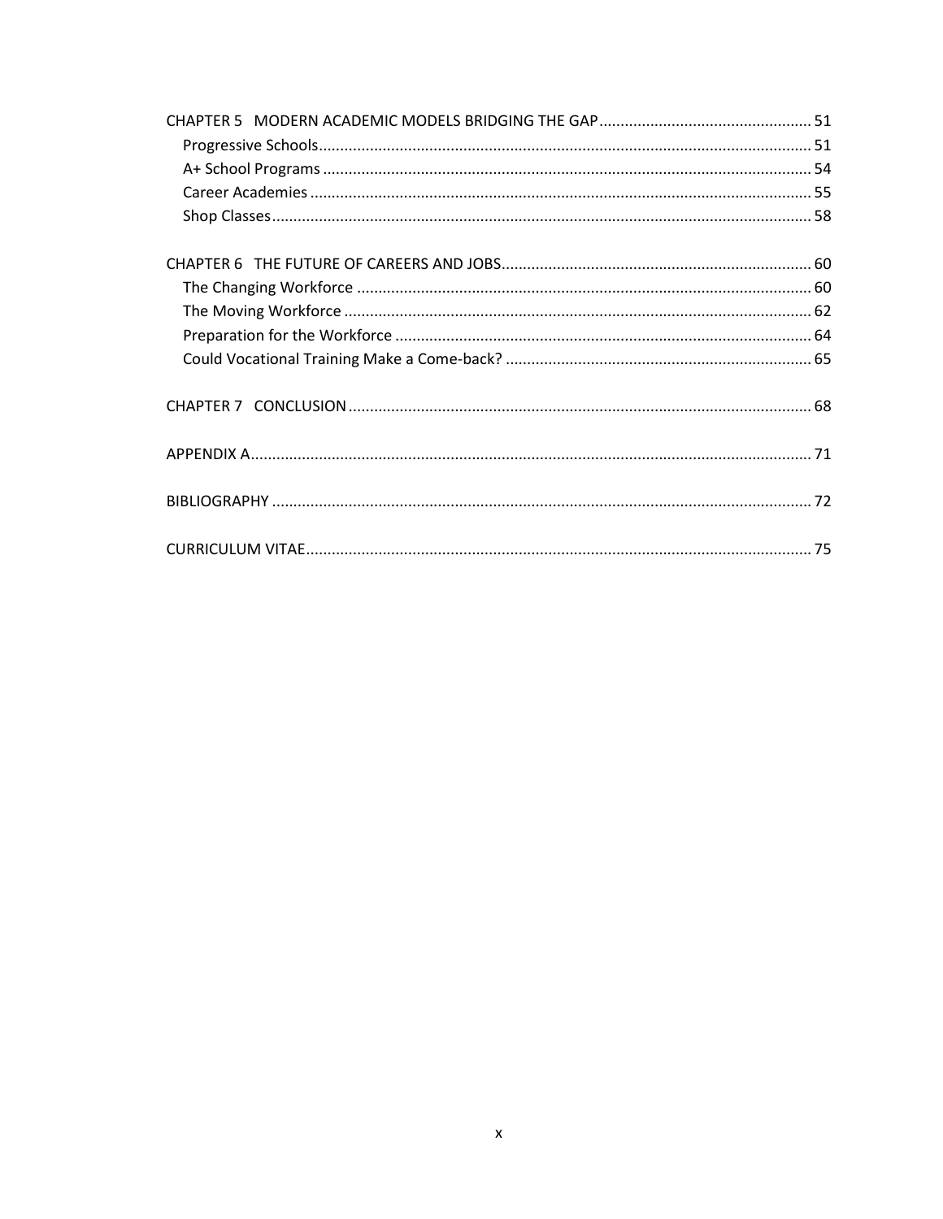CHAPTER 5 MODERN ACADEMIC MODELS BRIDGING THE GAP ... 51
- Progressive Schools ... 51
- A+ School Programs ... 54
- Career Academies ... 55
- Shop Classes ... 58

CHAPTER 6 THE FUTURE OF CAREERS AND JOBS ... 60
- The Changing Workforce ... 60
- The Moving Workforce ... 62
- Preparation for the Workforce ... 64
- Could Vocational Training Make a Come-back? ... 65

CHAPTER 7 CONCLUSION ... 68

APPENDIX A ... 71

BIBLIOGRAPHY ... 72

CURRICULUM VITAE ... 75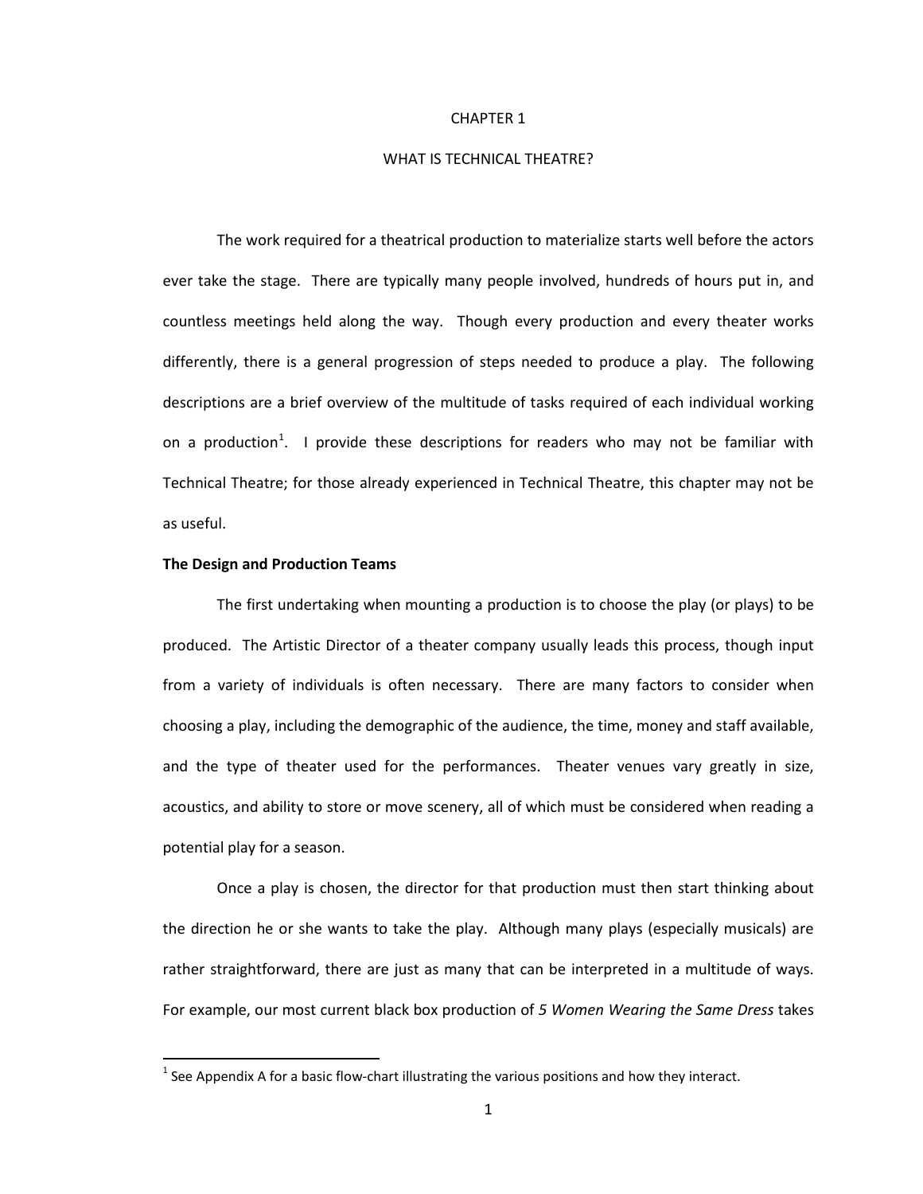# CHAPTER 1

# WHAT IS TECHNICAL THEATRE?

The work required for a theatrical production to materialize starts well before the actors ever take the stage. There are typically many people involved, hundreds of hours put in, and countless meetings held along the way. Though every production and every theater works differently, there is a general progression of steps needed to produce a play. The following descriptions are a brief overview of the multitude of tasks required of each individual working on a production[1]. I provide these descriptions for readers who may not be familiar with Technical Theatre; for those already experienced in Technical Theatre, this chapter may not be as useful.

**The Design and Production Teams**

The first undertaking when mounting a production is to choose the play (or plays) to be produced. The Artistic Director of a theater company usually leads this process, though input from a variety of individuals is often necessary. There are many factors to consider when choosing a play, including the demographic of the audience, the time, money and staff available, and the type of theater used for the performances. Theater venues vary greatly in size, acoustics, and ability to store or move scenery, all of which must be considered when reading a potential play for a season.

Once a play is chosen, the director for that production must then start thinking about the direction he or she wants to take the play. Although many plays (especially musicals) are rather straightforward, there are just as many that can be interpreted in a multitude of ways. For example, our most current black box production of *5 Women Wearing the Same Dress* takes

[1] See Appendix A for a basic flow-chart illustrating the various positions and how they interact.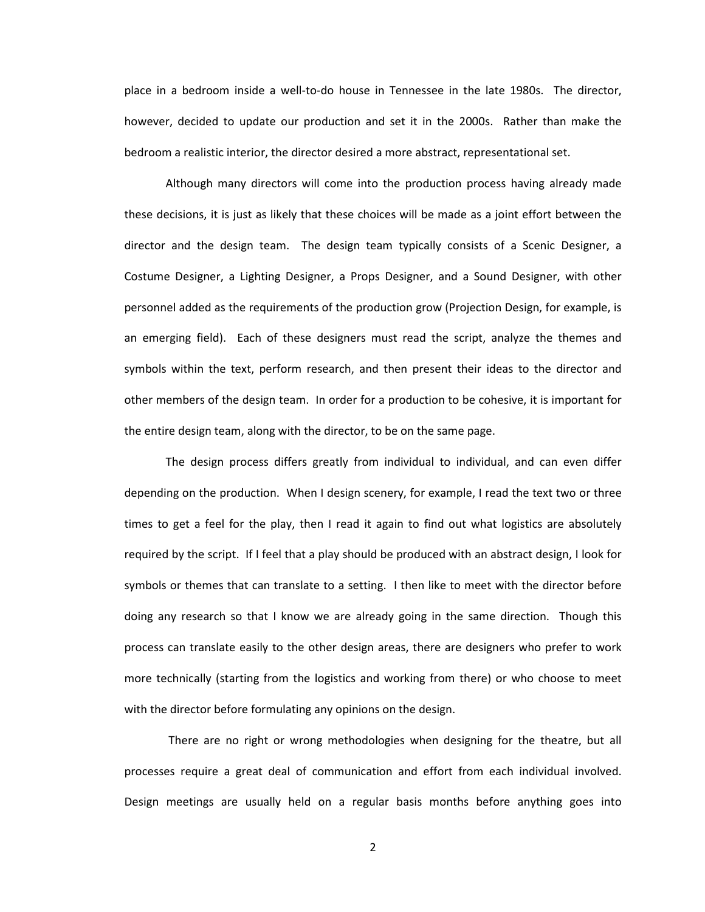place in a bedroom inside a well-to-do house in Tennessee in the late 1980s. The director, however, decided to update our production and set it in the 2000s. Rather than make the bedroom a realistic interior, the director desired a more abstract, representational set.

Although many directors will come into the production process having already made these decisions, it is just as likely that these choices will be made as a joint effort between the director and the design team. The design team typically consists of a Scenic Designer, a Costume Designer, a Lighting Designer, a Props Designer, and a Sound Designer, with other personnel added as the requirements of the production grow (Projection Design, for example, is an emerging field). Each of these designers must read the script, analyze the themes and symbols within the text, perform research, and then present their ideas to the director and other members of the design team. In order for a production to be cohesive, it is important for the entire design team, along with the director, to be on the same page.

The design process differs greatly from individual to individual, and can even differ depending on the production. When I design scenery, for example, I read the text two or three times to get a feel for the play, then I read it again to find out what logistics are absolutely required by the script. If I feel that a play should be produced with an abstract design, I look for symbols or themes that can translate to a setting. I then like to meet with the director before doing any research so that I know we are already going in the same direction. Though this process can translate easily to the other design areas, there are designers who prefer to work more technically (starting from the logistics and working from there) or who choose to meet with the director before formulating any opinions on the design.

There are no right or wrong methodologies when designing for the theatre, but all processes require a great deal of communication and effort from each individual involved. Design meetings are usually held on a regular basis months before anything goes into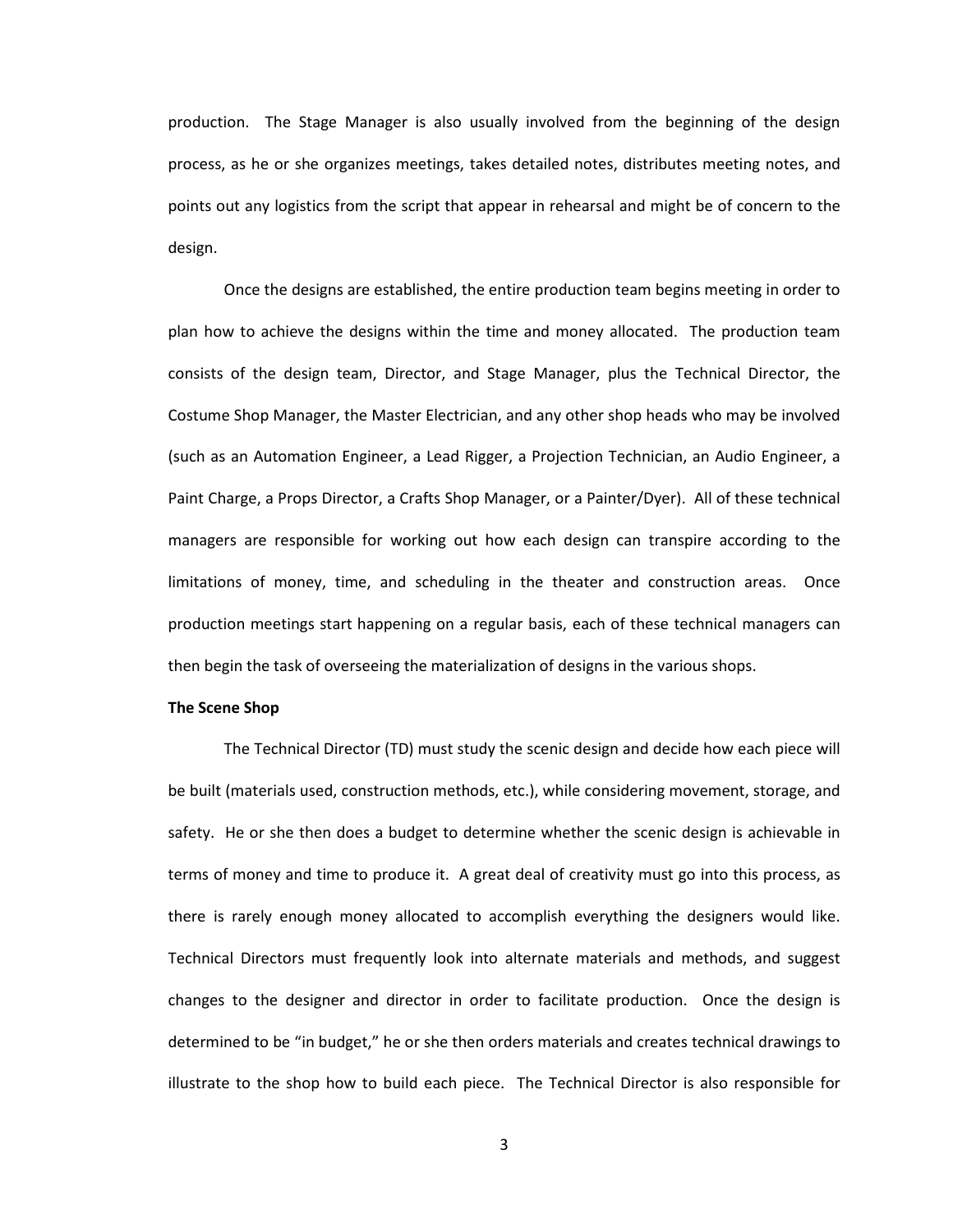production. The Stage Manager is also usually involved from the beginning of the design process, as he or she organizes meetings, takes detailed notes, distributes meeting notes, and points out any logistics from the script that appear in rehearsal and might be of concern to the design.

Once the designs are established, the entire production team begins meeting in order to plan how to achieve the designs within the time and money allocated. The production team consists of the design team, Director, and Stage Manager, plus the Technical Director, the Costume Shop Manager, the Master Electrician, and any other shop heads who may be involved (such as an Automation Engineer, a Lead Rigger, a Projection Technician, an Audio Engineer, a Paint Charge, a Props Director, a Crafts Shop Manager, or a Painter/Dyer). All of these technical managers are responsible for working out how each design can transpire according to the limitations of money, time, and scheduling in the theater and construction areas. Once production meetings start happening on a regular basis, each of these technical managers can then begin the task of overseeing the materialization of designs in the various shops.

**The Scene Shop**

The Technical Director (TD) must study the scenic design and decide how each piece will be built (materials used, construction methods, etc.), while considering movement, storage, and safety. He or she then does a budget to determine whether the scenic design is achievable in terms of money and time to produce it. A great deal of creativity must go into this process, as there is rarely enough money allocated to accomplish everything the designers would like. Technical Directors must frequently look into alternate materials and methods, and suggest changes to the designer and director in order to facilitate production. Once the design is determined to be "in budget," he or she then orders materials and creates technical drawings to illustrate to the shop how to build each piece. The Technical Director is also responsible for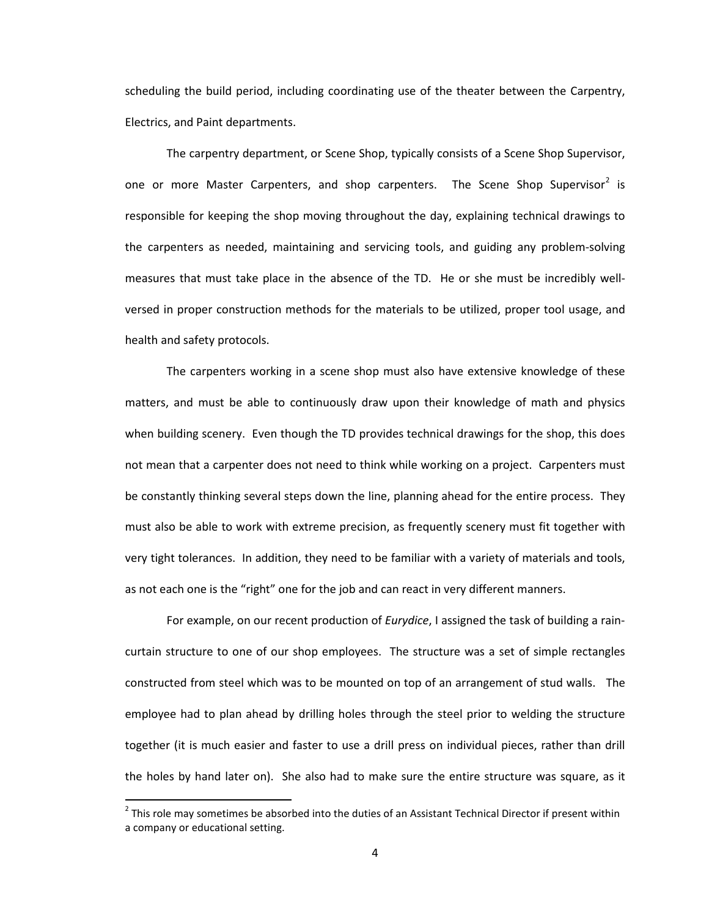scheduling the build period, including coordinating use of the theater between the Carpentry, Electrics, and Paint departments.

The carpentry department, or Scene Shop, typically consists of a Scene Shop Supervisor, one or more Master Carpenters, and shop carpenters. The Scene Shop Supervisor[2] is responsible for keeping the shop moving throughout the day, explaining technical drawings to the carpenters as needed, maintaining and servicing tools, and guiding any problem-solving measures that must take place in the absence of the TD. He or she must be incredibly well-versed in proper construction methods for the materials to be utilized, proper tool usage, and health and safety protocols.

The carpenters working in a scene shop must also have extensive knowledge of these matters, and must be able to continuously draw upon their knowledge of math and physics when building scenery. Even though the TD provides technical drawings for the shop, this does not mean that a carpenter does not need to think while working on a project. Carpenters must be constantly thinking several steps down the line, planning ahead for the entire process. They must also be able to work with extreme precision, as frequently scenery must fit together with very tight tolerances. In addition, they need to be familiar with a variety of materials and tools, as not each one is the "right" one for the job and can react in very different manners.

For example, on our recent production of *Eurydice*, I assigned the task of building a rain-curtain structure to one of our shop employees. The structure was a set of simple rectangles constructed from steel which was to be mounted on top of an arrangement of stud walls. The employee had to plan ahead by drilling holes through the steel prior to welding the structure together (it is much easier and faster to use a drill press on individual pieces, rather than drill the holes by hand later on). She also had to make sure the entire structure was square, as it

[2] This role may sometimes be absorbed into the duties of an Assistant Technical Director if present within a company or educational setting.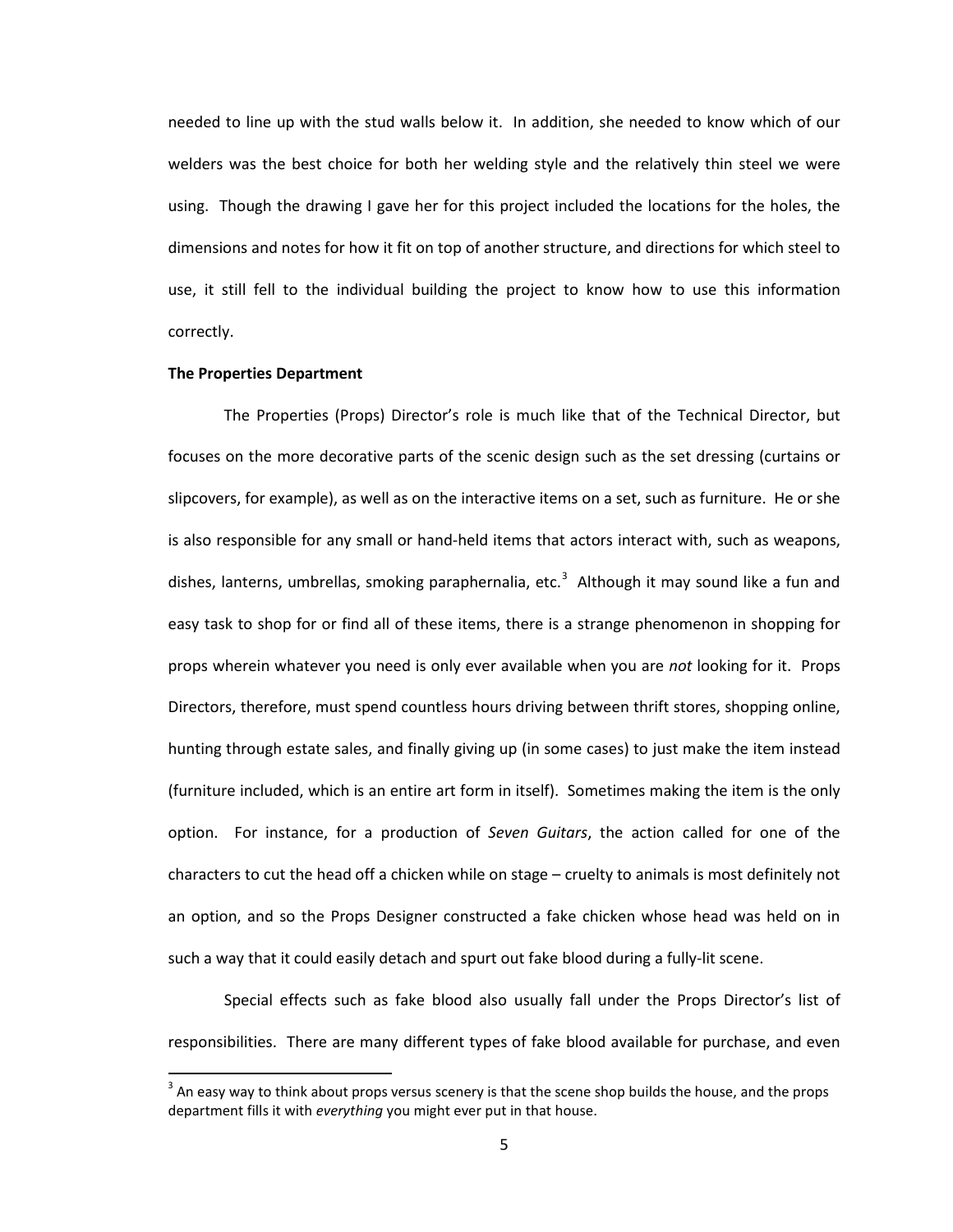needed to line up with the stud walls below it. In addition, she needed to know which of our welders was the best choice for both her welding style and the relatively thin steel we were using. Though the drawing I gave her for this project included the locations for the holes, the dimensions and notes for how it fit on top of another structure, and directions for which steel to use, it still fell to the individual building the project to know how to use this information correctly.

**The Properties Department**

The Properties (Props) Director's role is much like that of the Technical Director, but focuses on the more decorative parts of the scenic design such as the set dressing (curtains or slipcovers, for example), as well as on the interactive items on a set, such as furniture. He or she is also responsible for any small or hand-held items that actors interact with, such as weapons, dishes, lanterns, umbrellas, smoking paraphernalia, etc.[3] Although it may sound like a fun and easy task to shop for or find all of these items, there is a strange phenomenon in shopping for props wherein whatever you need is only ever available when you are *not* looking for it. Props Directors, therefore, must spend countless hours driving between thrift stores, shopping online, hunting through estate sales, and finally giving up (in some cases) to just make the item instead (furniture included, which is an entire art form in itself). Sometimes making the item is the only option. For instance, for a production of *Seven Guitars*, the action called for one of the characters to cut the head off a chicken while on stage – cruelty to animals is most definitely not an option, and so the Props Designer constructed a fake chicken whose head was held on in such a way that it could easily detach and spurt out fake blood during a fully-lit scene.

Special effects such as fake blood also usually fall under the Props Director's list of responsibilities. There are many different types of fake blood available for purchase, and even

[3] An easy way to think about props versus scenery is that the scene shop builds the house, and the props department fills it with *everything* you might ever put in that house.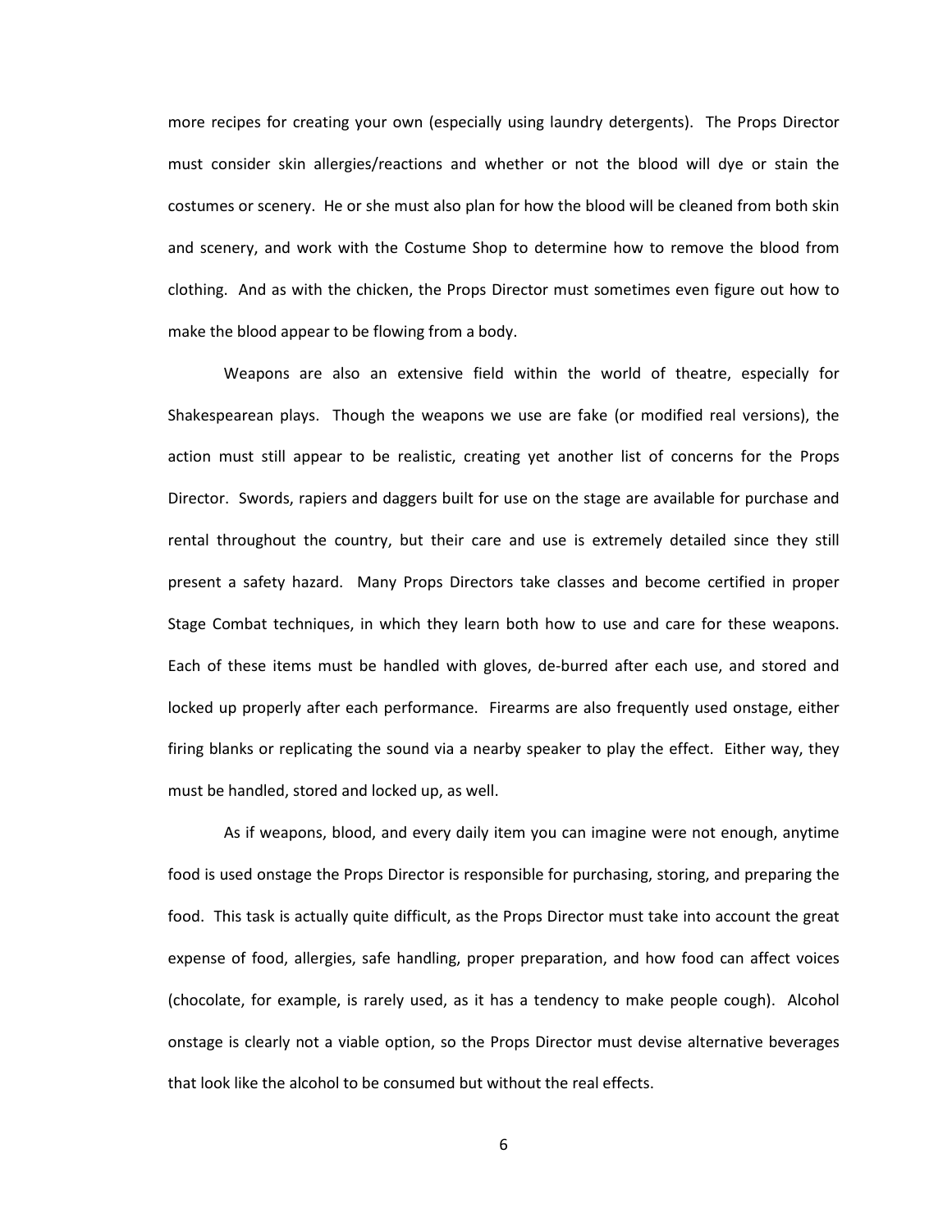more recipes for creating your own (especially using laundry detergents). The Props Director must consider skin allergies/reactions and whether or not the blood will dye or stain the costumes or scenery. He or she must also plan for how the blood will be cleaned from both skin and scenery, and work with the Costume Shop to determine how to remove the blood from clothing. And as with the chicken, the Props Director must sometimes even figure out how to make the blood appear to be flowing from a body.

Weapons are also an extensive field within the world of theatre, especially for Shakespearean plays. Though the weapons we use are fake (or modified real versions), the action must still appear to be realistic, creating yet another list of concerns for the Props Director. Swords, rapiers and daggers built for use on the stage are available for purchase and rental throughout the country, but their care and use is extremely detailed since they still present a safety hazard. Many Props Directors take classes and become certified in proper Stage Combat techniques, in which they learn both how to use and care for these weapons. Each of these items must be handled with gloves, de-burred after each use, and stored and locked up properly after each performance. Firearms are also frequently used onstage, either firing blanks or replicating the sound via a nearby speaker to play the effect. Either way, they must be handled, stored and locked up, as well.

As if weapons, blood, and every daily item you can imagine were not enough, anytime food is used onstage the Props Director is responsible for purchasing, storing, and preparing the food. This task is actually quite difficult, as the Props Director must take into account the great expense of food, allergies, safe handling, proper preparation, and how food can affect voices (chocolate, for example, is rarely used, as it has a tendency to make people cough). Alcohol onstage is clearly not a viable option, so the Props Director must devise alternative beverages that look like the alcohol to be consumed but without the real effects.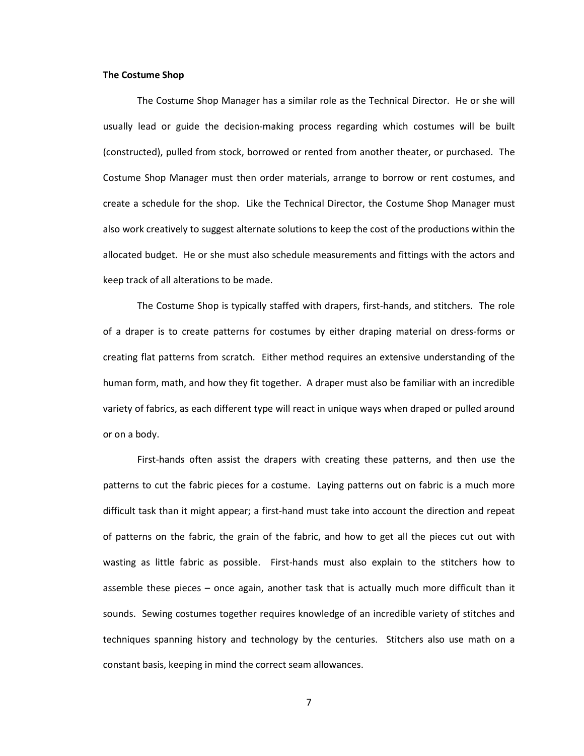**The Costume Shop**

The Costume Shop Manager has a similar role as the Technical Director. He or she will usually lead or guide the decision-making process regarding which costumes will be built (constructed), pulled from stock, borrowed or rented from another theater, or purchased. The Costume Shop Manager must then order materials, arrange to borrow or rent costumes, and create a schedule for the shop. Like the Technical Director, the Costume Shop Manager must also work creatively to suggest alternate solutions to keep the cost of the productions within the allocated budget. He or she must also schedule measurements and fittings with the actors and keep track of all alterations to be made.

The Costume Shop is typically staffed with drapers, first-hands, and stitchers. The role of a draper is to create patterns for costumes by either draping material on dress-forms or creating flat patterns from scratch. Either method requires an extensive understanding of the human form, math, and how they fit together. A draper must also be familiar with an incredible variety of fabrics, as each different type will react in unique ways when draped or pulled around or on a body.

First-hands often assist the drapers with creating these patterns, and then use the patterns to cut the fabric pieces for a costume. Laying patterns out on fabric is a much more difficult task than it might appear; a first-hand must take into account the direction and repeat of patterns on the fabric, the grain of the fabric, and how to get all the pieces cut out with wasting as little fabric as possible. First-hands must also explain to the stitchers how to assemble these pieces – once again, another task that is actually much more difficult than it sounds. Sewing costumes together requires knowledge of an incredible variety of stitches and techniques spanning history and technology by the centuries. Stitchers also use math on a constant basis, keeping in mind the correct seam allowances.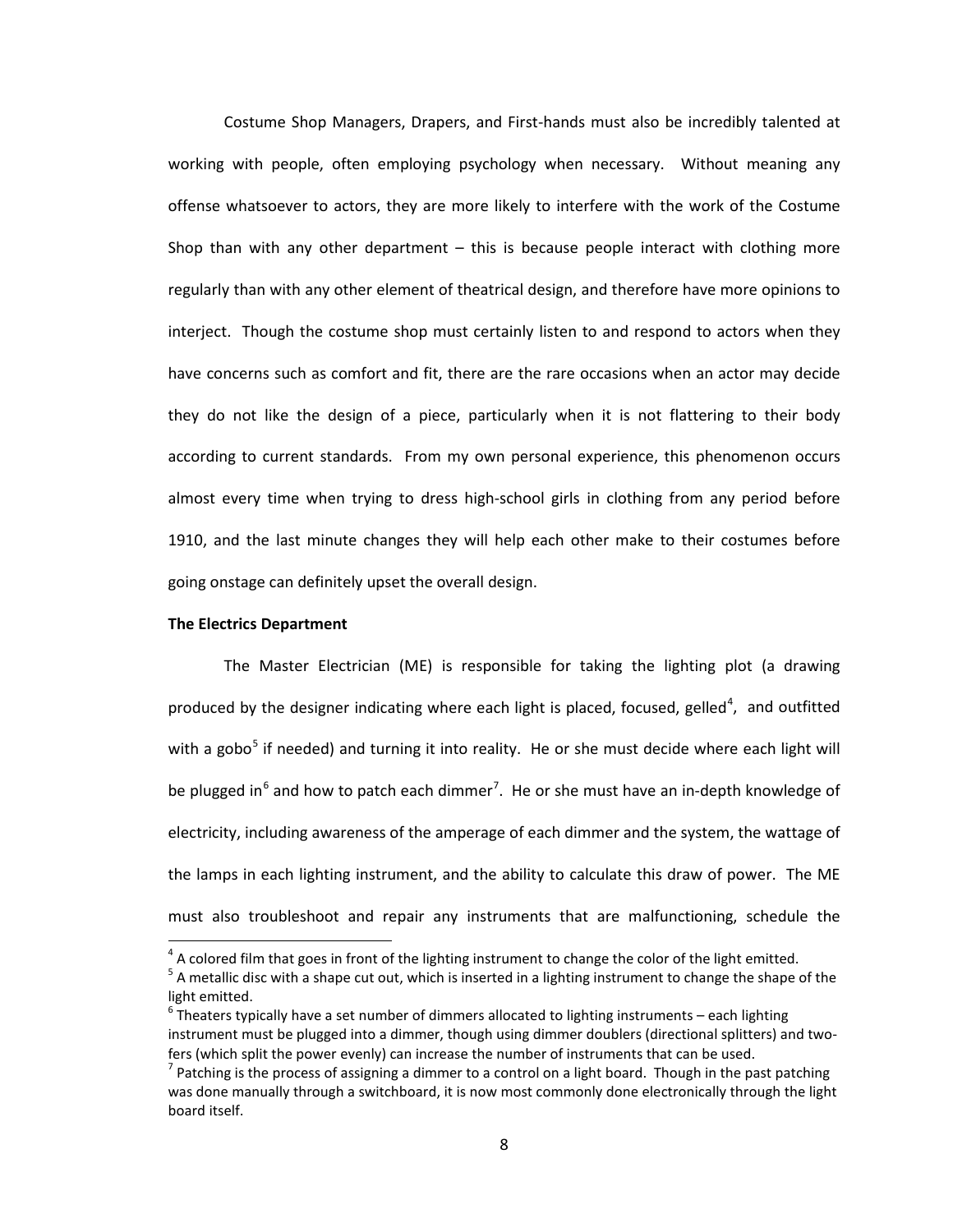Costume Shop Managers, Drapers, and First-hands must also be incredibly talented at working with people, often employing psychology when necessary. Without meaning any offense whatsoever to actors, they are more likely to interfere with the work of the Costume Shop than with any other department – this is because people interact with clothing more regularly than with any other element of theatrical design, and therefore have more opinions to interject. Though the costume shop must certainly listen to and respond to actors when they have concerns such as comfort and fit, there are the rare occasions when an actor may decide they do not like the design of a piece, particularly when it is not flattering to their body according to current standards. From my own personal experience, this phenomenon occurs almost every time when trying to dress high-school girls in clothing from any period before 1910, and the last minute changes they will help each other make to their costumes before going onstage can definitely upset the overall design.

**The Electrics Department**

The Master Electrician (ME) is responsible for taking the lighting plot (a drawing produced by the designer indicating where each light is placed, focused, gelled[4], and outfitted with a gobo[5] if needed) and turning it into reality. He or she must decide where each light will be plugged in[6] and how to patch each dimmer[7]. He or she must have an in-depth knowledge of electricity, including awareness of the amperage of each dimmer and the system, the wattage of the lamps in each lighting instrument, and the ability to calculate this draw of power. The ME must also troubleshoot and repair any instruments that are malfunctioning, schedule the

---

[4] A colored film that goes in front of the lighting instrument to change the color of the light emitted.

[5] A metallic disc with a shape cut out, which is inserted in a lighting instrument to change the shape of the light emitted.

[6] Theaters typically have a set number of dimmers allocated to lighting instruments – each lighting instrument must be plugged into a dimmer, though using dimmer doublers (directional splitters) and two-fers (which split the power evenly) can increase the number of instruments that can be used.

[7] Patching is the process of assigning a dimmer to a control on a light board. Though in the past patching was done manually through a switchboard, it is now most commonly done electronically through the light board itself.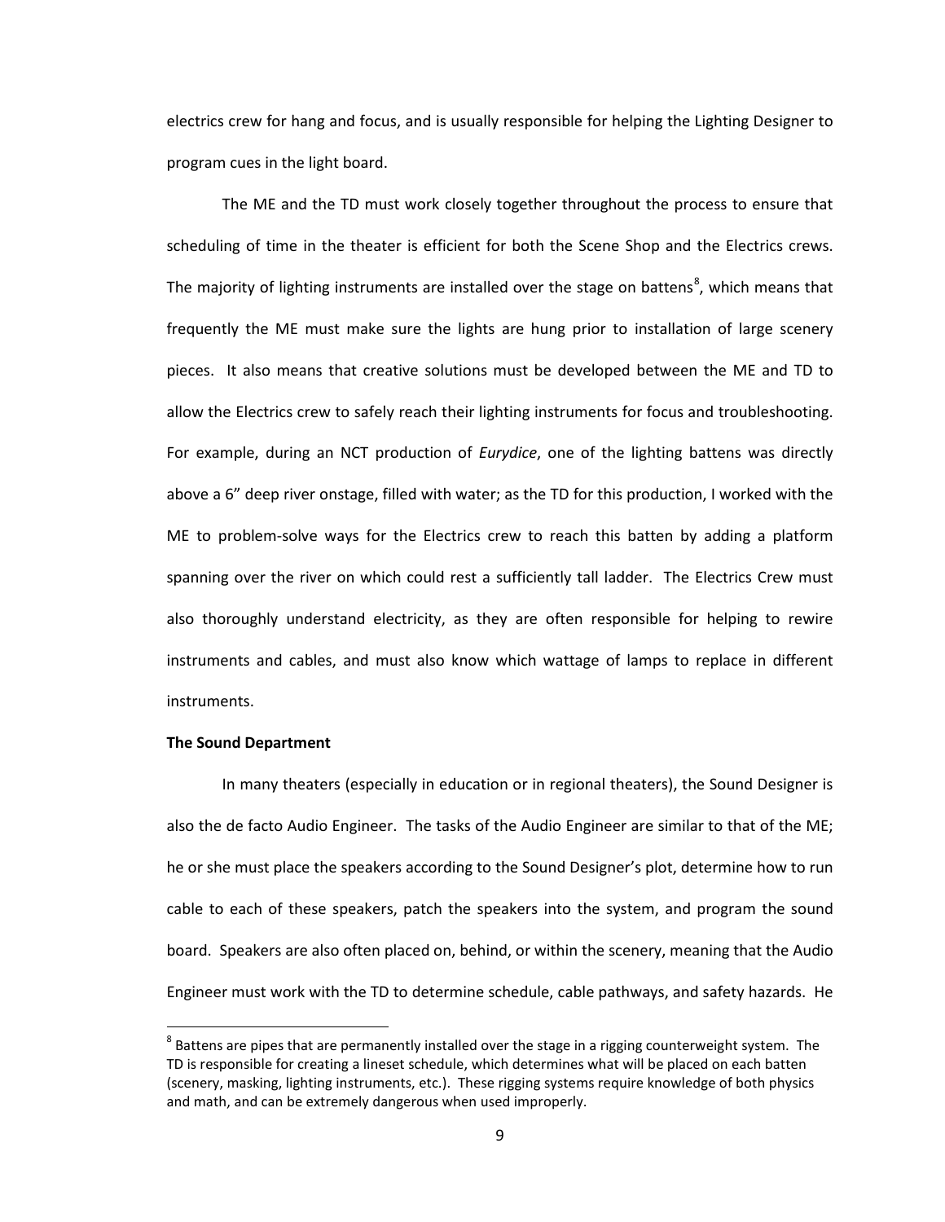electrics crew for hang and focus, and is usually responsible for helping the Lighting Designer to program cues in the light board.

The ME and the TD must work closely together throughout the process to ensure that scheduling of time in the theater is efficient for both the Scene Shop and the Electrics crews. The majority of lighting instruments are installed over the stage on battens[8], which means that frequently the ME must make sure the lights are hung prior to installation of large scenery pieces. It also means that creative solutions must be developed between the ME and TD to allow the Electrics crew to safely reach their lighting instruments for focus and troubleshooting. For example, during an NCT production of *Eurydice*, one of the lighting battens was directly above a 6" deep river onstage, filled with water; as the TD for this production, I worked with the ME to problem-solve ways for the Electrics crew to reach this batten by adding a platform spanning over the river on which could rest a sufficiently tall ladder. The Electrics Crew must also thoroughly understand electricity, as they are often responsible for helping to rewire instruments and cables, and must also know which wattage of lamps to replace in different instruments.

**The Sound Department**

In many theaters (especially in education or in regional theaters), the Sound Designer is also the de facto Audio Engineer. The tasks of the Audio Engineer are similar to that of the ME; he or she must place the speakers according to the Sound Designer's plot, determine how to run cable to each of these speakers, patch the speakers into the system, and program the sound board. Speakers are also often placed on, behind, or within the scenery, meaning that the Audio Engineer must work with the TD to determine schedule, cable pathways, and safety hazards. He

[8] Battens are pipes that are permanently installed over the stage in a rigging counterweight system. The TD is responsible for creating a lineset schedule, which determines what will be placed on each batten (scenery, masking, lighting instruments, etc.). These rigging systems require knowledge of both physics and math, and can be extremely dangerous when used improperly.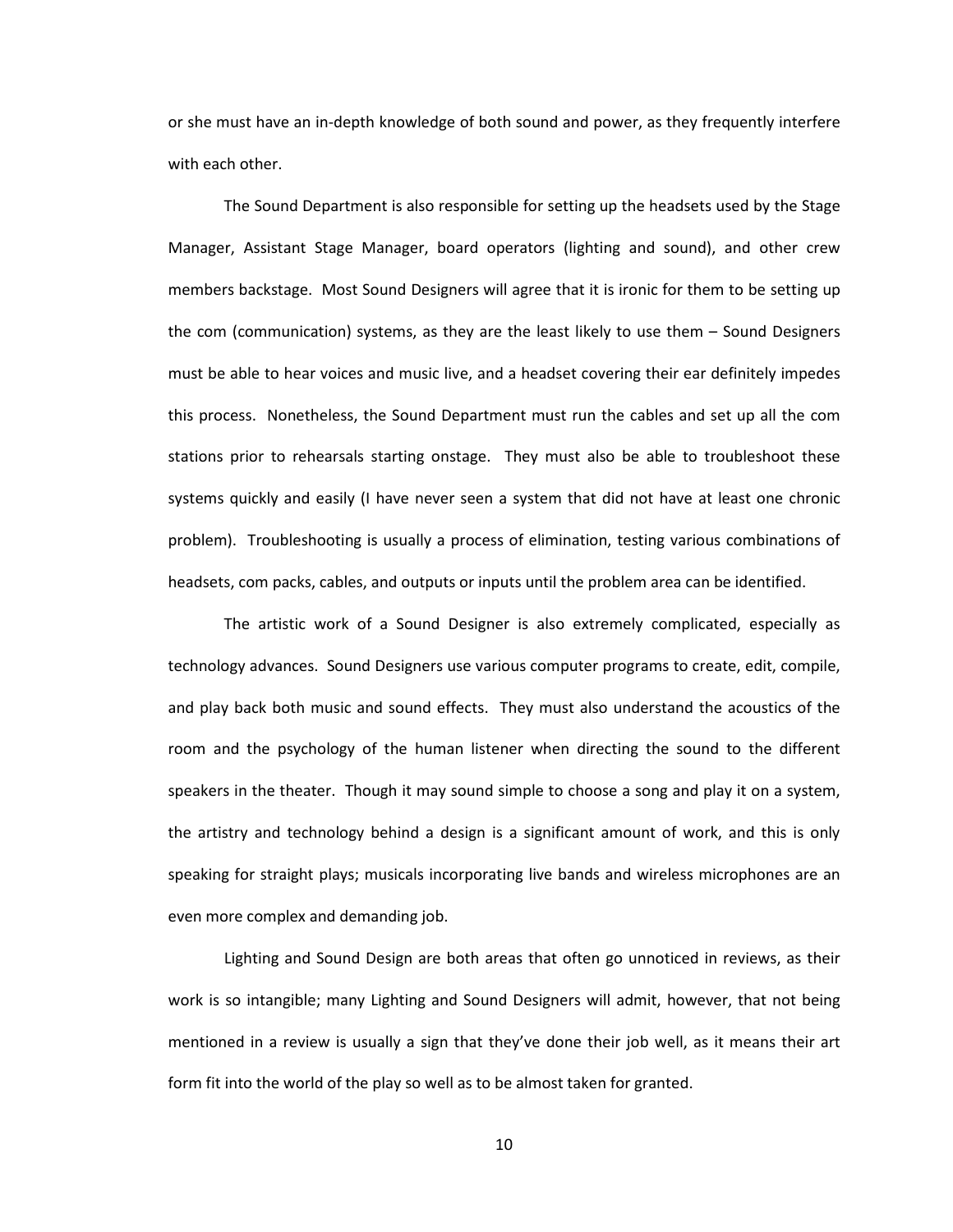or she must have an in-depth knowledge of both sound and power, as they frequently interfere with each other.

The Sound Department is also responsible for setting up the headsets used by the Stage Manager, Assistant Stage Manager, board operators (lighting and sound), and other crew members backstage. Most Sound Designers will agree that it is ironic for them to be setting up the com (communication) systems, as they are the least likely to use them – Sound Designers must be able to hear voices and music live, and a headset covering their ear definitely impedes this process. Nonetheless, the Sound Department must run the cables and set up all the com stations prior to rehearsals starting onstage. They must also be able to troubleshoot these systems quickly and easily (I have never seen a system that did not have at least one chronic problem). Troubleshooting is usually a process of elimination, testing various combinations of headsets, com packs, cables, and outputs or inputs until the problem area can be identified.

The artistic work of a Sound Designer is also extremely complicated, especially as technology advances. Sound Designers use various computer programs to create, edit, compile, and play back both music and sound effects. They must also understand the acoustics of the room and the psychology of the human listener when directing the sound to the different speakers in the theater. Though it may sound simple to choose a song and play it on a system, the artistry and technology behind a design is a significant amount of work, and this is only speaking for straight plays; musicals incorporating live bands and wireless microphones are an even more complex and demanding job.

Lighting and Sound Design are both areas that often go unnoticed in reviews, as their work is so intangible; many Lighting and Sound Designers will admit, however, that not being mentioned in a review is usually a sign that they've done their job well, as it means their art form fit into the world of the play so well as to be almost taken for granted.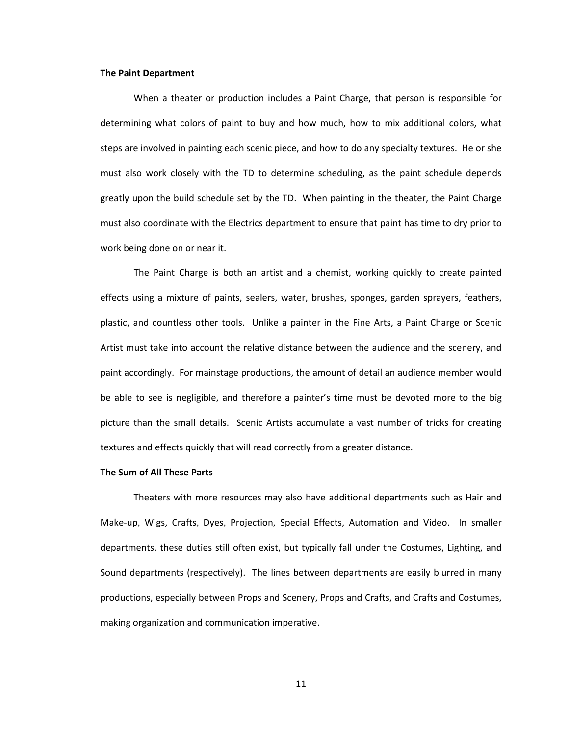**The Paint Department**

When a theater or production includes a Paint Charge, that person is responsible for determining what colors of paint to buy and how much, how to mix additional colors, what steps are involved in painting each scenic piece, and how to do any specialty textures. He or she must also work closely with the TD to determine scheduling, as the paint schedule depends greatly upon the build schedule set by the TD. When painting in the theater, the Paint Charge must also coordinate with the Electrics department to ensure that paint has time to dry prior to work being done on or near it.

The Paint Charge is both an artist and a chemist, working quickly to create painted effects using a mixture of paints, sealers, water, brushes, sponges, garden sprayers, feathers, plastic, and countless other tools. Unlike a painter in the Fine Arts, a Paint Charge or Scenic Artist must take into account the relative distance between the audience and the scenery, and paint accordingly. For mainstage productions, the amount of detail an audience member would be able to see is negligible, and therefore a painter's time must be devoted more to the big picture than the small details. Scenic Artists accumulate a vast number of tricks for creating textures and effects quickly that will read correctly from a greater distance.

**The Sum of All These Parts**

Theaters with more resources may also have additional departments such as Hair and Make-up, Wigs, Crafts, Dyes, Projection, Special Effects, Automation and Video. In smaller departments, these duties still often exist, but typically fall under the Costumes, Lighting, and Sound departments (respectively). The lines between departments are easily blurred in many productions, especially between Props and Scenery, Props and Crafts, and Crafts and Costumes, making organization and communication imperative.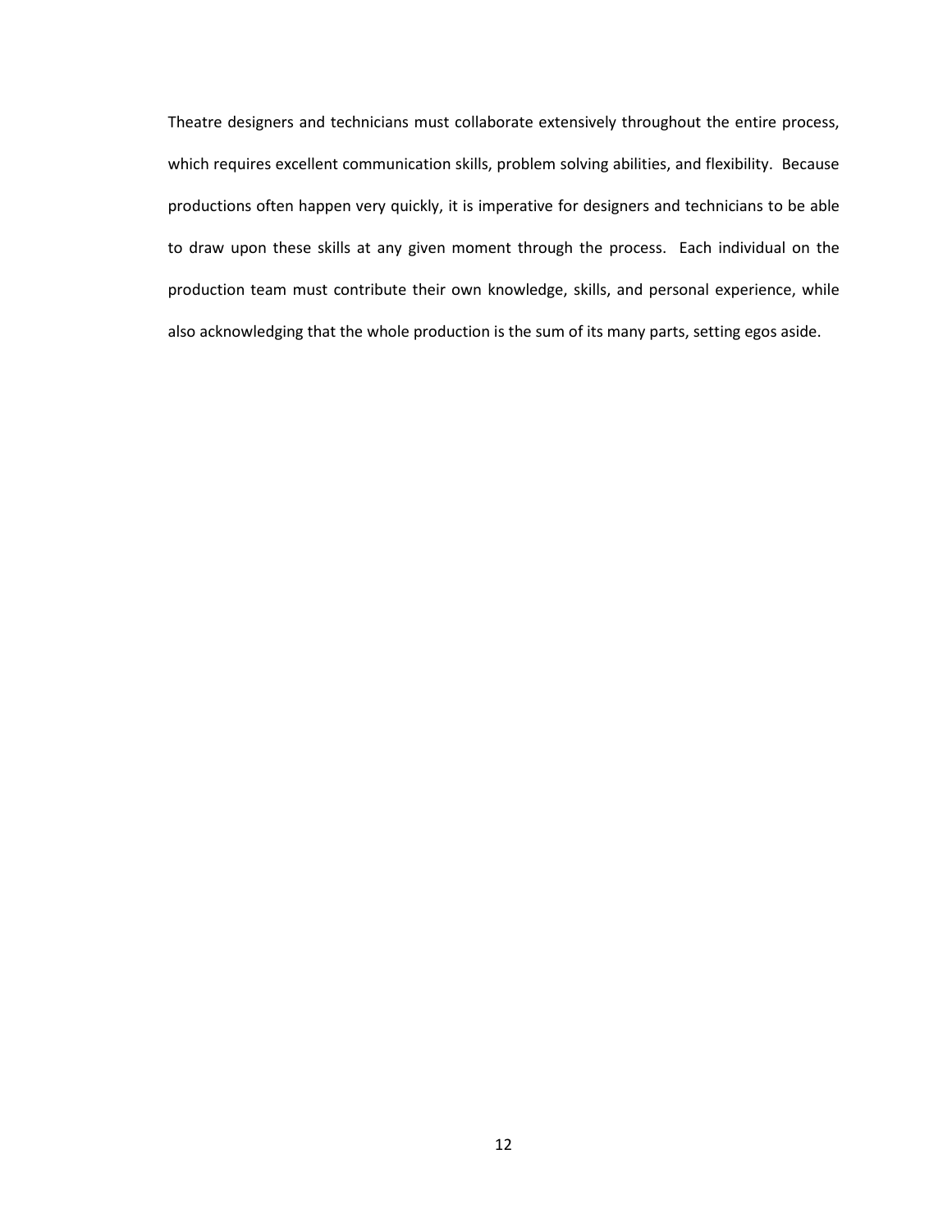Theatre designers and technicians must collaborate extensively throughout the entire process, which requires excellent communication skills, problem solving abilities, and flexibility. Because productions often happen very quickly, it is imperative for designers and technicians to be able to draw upon these skills at any given moment through the process. Each individual on the production team must contribute their own knowledge, skills, and personal experience, while also acknowledging that the whole production is the sum of its many parts, setting egos aside.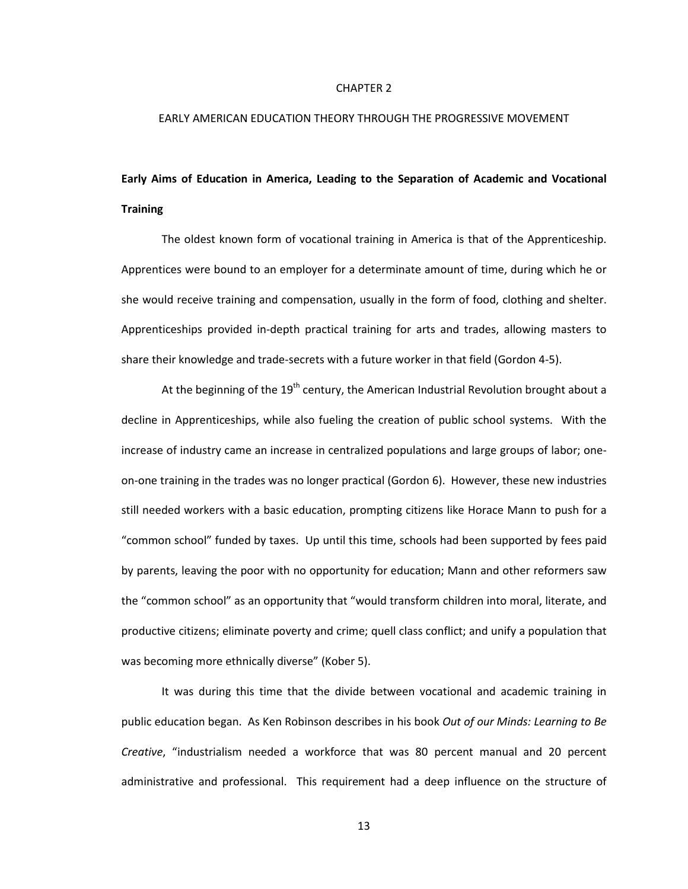# CHAPTER 2

# EARLY AMERICAN EDUCATION THEORY THROUGH THE PROGRESSIVE MOVEMENT

## Early Aims of Education in America, Leading to the Separation of Academic and Vocational Training

The oldest known form of vocational training in America is that of the Apprenticeship. Apprentices were bound to an employer for a determinate amount of time, during which he or she would receive training and compensation, usually in the form of food, clothing and shelter. Apprenticeships provided in-depth practical training for arts and trades, allowing masters to share their knowledge and trade-secrets with a future worker in that field (Gordon 4-5).

At the beginning of the 19th century, the American Industrial Revolution brought about a decline in Apprenticeships, while also fueling the creation of public school systems. With the increase of industry came an increase in centralized populations and large groups of labor; one-on-one training in the trades was no longer practical (Gordon 6). However, these new industries still needed workers with a basic education, prompting citizens like Horace Mann to push for a "common school" funded by taxes. Up until this time, schools had been supported by fees paid by parents, leaving the poor with no opportunity for education; Mann and other reformers saw the "common school" as an opportunity that "would transform children into moral, literate, and productive citizens; eliminate poverty and crime; quell class conflict; and unify a population that was becoming more ethnically diverse" (Kober 5).

It was during this time that the divide between vocational and academic training in public education began. As Ken Robinson describes in his book *Out of our Minds: Learning to Be Creative*, "industrialism needed a workforce that was 80 percent manual and 20 percent administrative and professional. This requirement had a deep influence on the structure of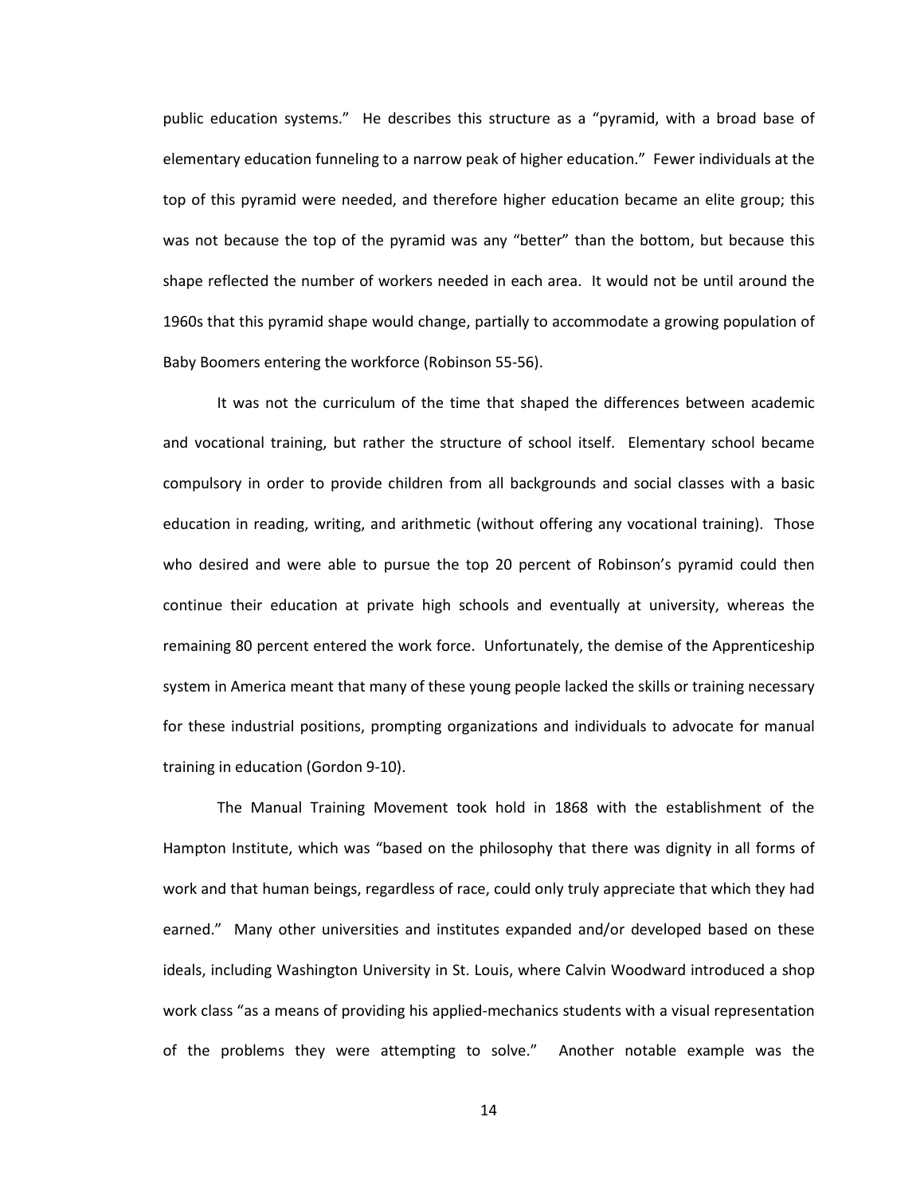public education systems." He describes this structure as a "pyramid, with a broad base of elementary education funneling to a narrow peak of higher education." Fewer individuals at the top of this pyramid were needed, and therefore higher education became an elite group; this was not because the top of the pyramid was any "better" than the bottom, but because this shape reflected the number of workers needed in each area. It would not be until around the 1960s that this pyramid shape would change, partially to accommodate a growing population of Baby Boomers entering the workforce (Robinson 55-56).

It was not the curriculum of the time that shaped the differences between academic and vocational training, but rather the structure of school itself. Elementary school became compulsory in order to provide children from all backgrounds and social classes with a basic education in reading, writing, and arithmetic (without offering any vocational training). Those who desired and were able to pursue the top 20 percent of Robinson's pyramid could then continue their education at private high schools and eventually at university, whereas the remaining 80 percent entered the work force. Unfortunately, the demise of the Apprenticeship system in America meant that many of these young people lacked the skills or training necessary for these industrial positions, prompting organizations and individuals to advocate for manual training in education (Gordon 9-10).

The Manual Training Movement took hold in 1868 with the establishment of the Hampton Institute, which was "based on the philosophy that there was dignity in all forms of work and that human beings, regardless of race, could only truly appreciate that which they had earned." Many other universities and institutes expanded and/or developed based on these ideals, including Washington University in St. Louis, where Calvin Woodward introduced a shop work class "as a means of providing his applied-mechanics students with a visual representation of the problems they were attempting to solve." Another notable example was the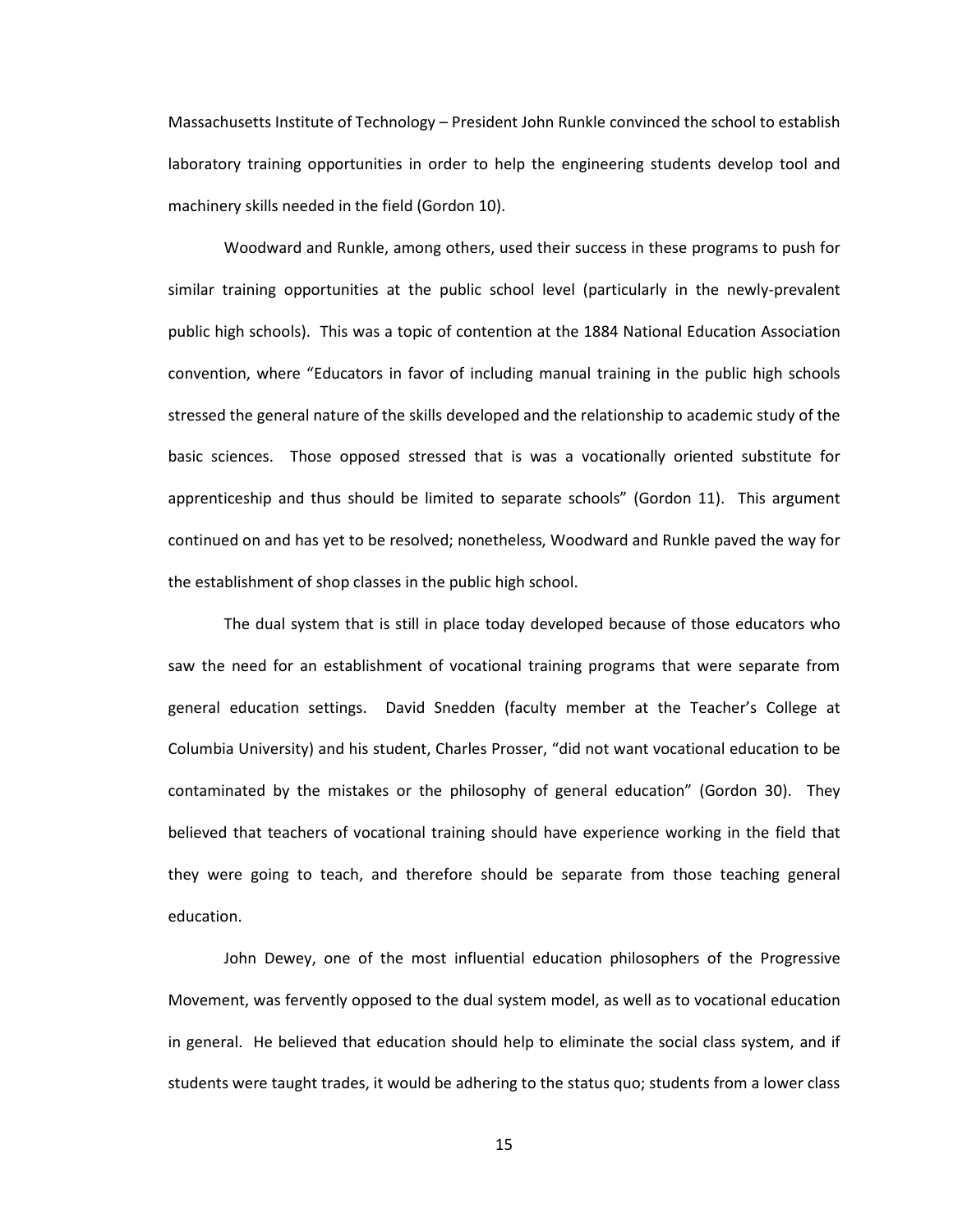Massachusetts Institute of Technology – President John Runkle convinced the school to establish laboratory training opportunities in order to help the engineering students develop tool and machinery skills needed in the field (Gordon 10).

Woodward and Runkle, among others, used their success in these programs to push for similar training opportunities at the public school level (particularly in the newly-prevalent public high schools). This was a topic of contention at the 1884 National Education Association convention, where "Educators in favor of including manual training in the public high schools stressed the general nature of the skills developed and the relationship to academic study of the basic sciences. Those opposed stressed that is was a vocationally oriented substitute for apprenticeship and thus should be limited to separate schools" (Gordon 11). This argument continued on and has yet to be resolved; nonetheless, Woodward and Runkle paved the way for the establishment of shop classes in the public high school.

The dual system that is still in place today developed because of those educators who saw the need for an establishment of vocational training programs that were separate from general education settings. David Snedden (faculty member at the Teacher's College at Columbia University) and his student, Charles Prosser, "did not want vocational education to be contaminated by the mistakes or the philosophy of general education" (Gordon 30). They believed that teachers of vocational training should have experience working in the field that they were going to teach, and therefore should be separate from those teaching general education.

John Dewey, one of the most influential education philosophers of the Progressive Movement, was fervently opposed to the dual system model, as well as to vocational education in general. He believed that education should help to eliminate the social class system, and if students were taught trades, it would be adhering to the status quo; students from a lower class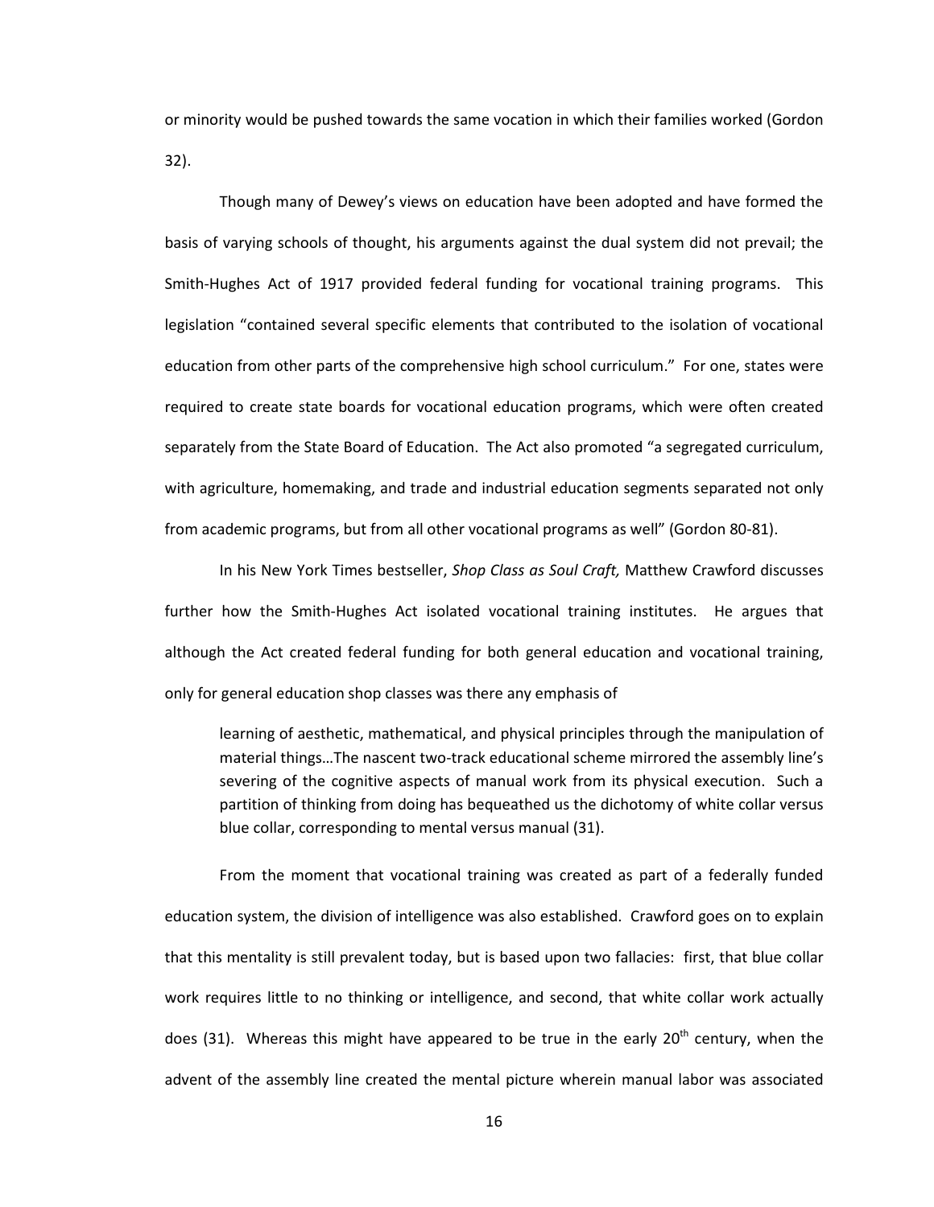or minority would be pushed towards the same vocation in which their families worked (Gordon 32).

Though many of Dewey's views on education have been adopted and have formed the basis of varying schools of thought, his arguments against the dual system did not prevail; the Smith-Hughes Act of 1917 provided federal funding for vocational training programs. This legislation "contained several specific elements that contributed to the isolation of vocational education from other parts of the comprehensive high school curriculum." For one, states were required to create state boards for vocational education programs, which were often created separately from the State Board of Education. The Act also promoted "a segregated curriculum, with agriculture, homemaking, and trade and industrial education segments separated not only from academic programs, but from all other vocational programs as well" (Gordon 80-81).

In his New York Times bestseller, *Shop Class as Soul Craft,* Matthew Crawford discusses further how the Smith-Hughes Act isolated vocational training institutes. He argues that although the Act created federal funding for both general education and vocational training, only for general education shop classes was there any emphasis of

> learning of aesthetic, mathematical, and physical principles through the manipulation of material things…The nascent two-track educational scheme mirrored the assembly line's severing of the cognitive aspects of manual work from its physical execution. Such a partition of thinking from doing has bequeathed us the dichotomy of white collar versus blue collar, corresponding to mental versus manual (31).

From the moment that vocational training was created as part of a federally funded education system, the division of intelligence was also established. Crawford goes on to explain that this mentality is still prevalent today, but is based upon two fallacies: first, that blue collar work requires little to no thinking or intelligence, and second, that white collar work actually does (31). Whereas this might have appeared to be true in the early 20th century, when the advent of the assembly line created the mental picture wherein manual labor was associated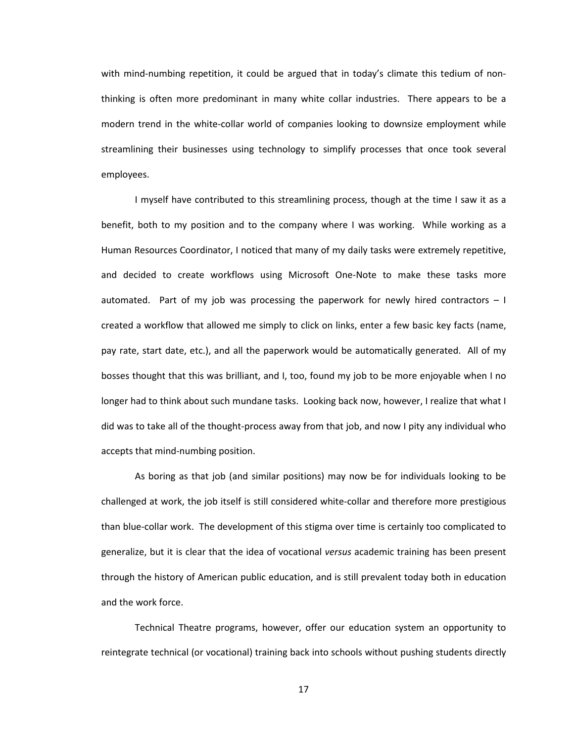with mind-numbing repetition, it could be argued that in today's climate this tedium of non-thinking is often more predominant in many white collar industries. There appears to be a modern trend in the white-collar world of companies looking to downsize employment while streamlining their businesses using technology to simplify processes that once took several employees.

I myself have contributed to this streamlining process, though at the time I saw it as a benefit, both to my position and to the company where I was working. While working as a Human Resources Coordinator, I noticed that many of my daily tasks were extremely repetitive, and decided to create workflows using Microsoft One-Note to make these tasks more automated. Part of my job was processing the paperwork for newly hired contractors – I created a workflow that allowed me simply to click on links, enter a few basic key facts (name, pay rate, start date, etc.), and all the paperwork would be automatically generated. All of my bosses thought that this was brilliant, and I, too, found my job to be more enjoyable when I no longer had to think about such mundane tasks. Looking back now, however, I realize that what I did was to take all of the thought-process away from that job, and now I pity any individual who accepts that mind-numbing position.

As boring as that job (and similar positions) may now be for individuals looking to be challenged at work, the job itself is still considered white-collar and therefore more prestigious than blue-collar work. The development of this stigma over time is certainly too complicated to generalize, but it is clear that the idea of vocational *versus* academic training has been present through the history of American public education, and is still prevalent today both in education and the work force.

Technical Theatre programs, however, offer our education system an opportunity to reintegrate technical (or vocational) training back into schools without pushing students directly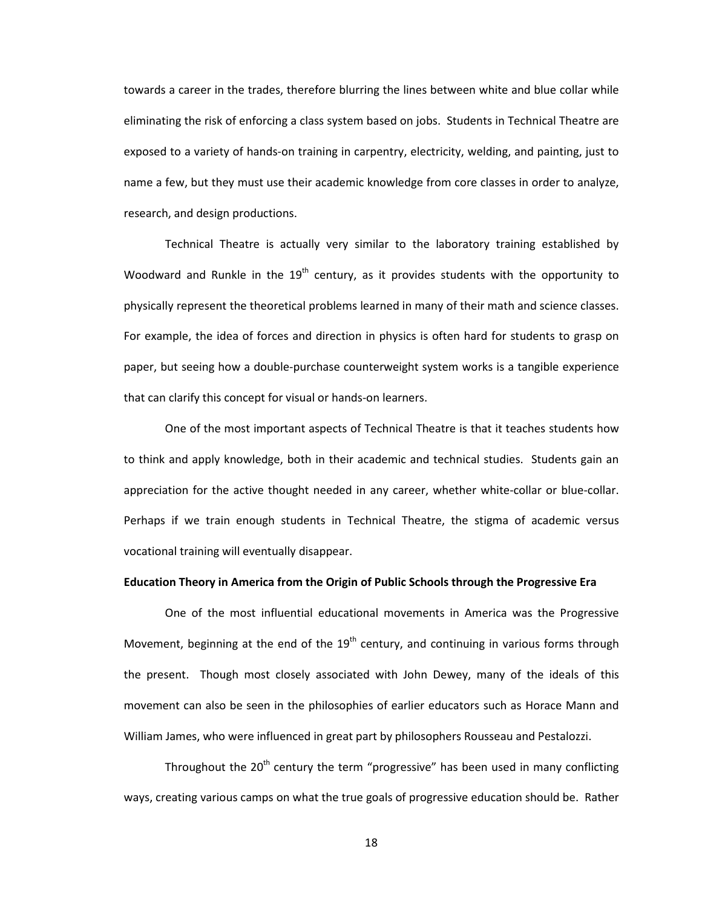towards a career in the trades, therefore blurring the lines between white and blue collar while eliminating the risk of enforcing a class system based on jobs. Students in Technical Theatre are exposed to a variety of hands-on training in carpentry, electricity, welding, and painting, just to name a few, but they must use their academic knowledge from core classes in order to analyze, research, and design productions.

Technical Theatre is actually very similar to the laboratory training established by Woodward and Runkle in the 19th century, as it provides students with the opportunity to physically represent the theoretical problems learned in many of their math and science classes. For example, the idea of forces and direction in physics is often hard for students to grasp on paper, but seeing how a double-purchase counterweight system works is a tangible experience that can clarify this concept for visual or hands-on learners.

One of the most important aspects of Technical Theatre is that it teaches students how to think and apply knowledge, both in their academic and technical studies. Students gain an appreciation for the active thought needed in any career, whether white-collar or blue-collar. Perhaps if we train enough students in Technical Theatre, the stigma of academic versus vocational training will eventually disappear.

**Education Theory in America from the Origin of Public Schools through the Progressive Era**

One of the most influential educational movements in America was the Progressive Movement, beginning at the end of the 19th century, and continuing in various forms through the present. Though most closely associated with John Dewey, many of the ideals of this movement can also be seen in the philosophies of earlier educators such as Horace Mann and William James, who were influenced in great part by philosophers Rousseau and Pestalozzi.

Throughout the 20th century the term "progressive" has been used in many conflicting ways, creating various camps on what the true goals of progressive education should be. Rather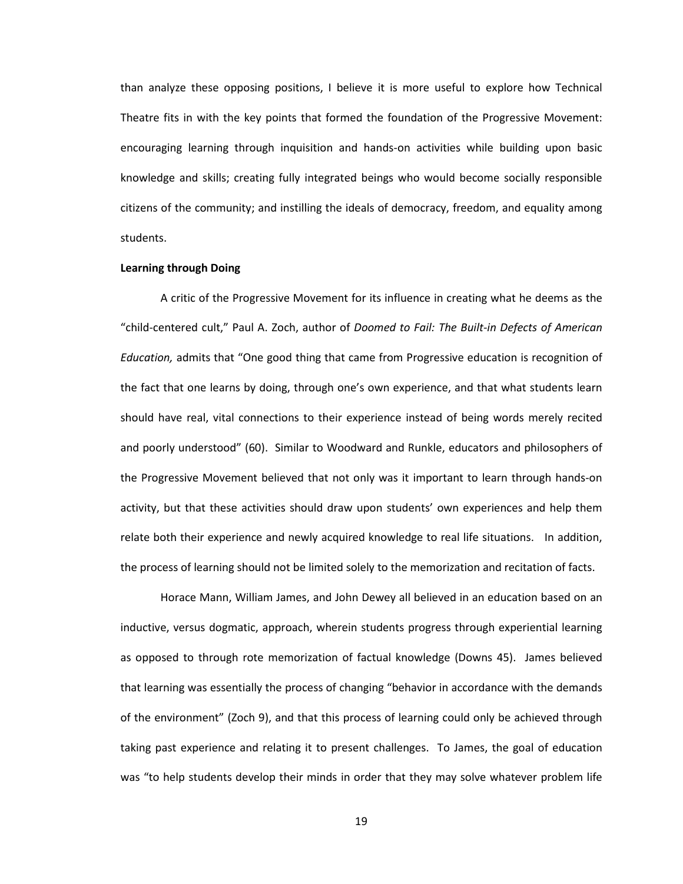than analyze these opposing positions, I believe it is more useful to explore how Technical Theatre fits in with the key points that formed the foundation of the Progressive Movement: encouraging learning through inquisition and hands-on activities while building upon basic knowledge and skills; creating fully integrated beings who would become socially responsible citizens of the community; and instilling the ideals of democracy, freedom, and equality among students.

**Learning through Doing**

A critic of the Progressive Movement for its influence in creating what he deems as the "child-centered cult," Paul A. Zoch, author of *Doomed to Fail: The Built-in Defects of American Education,* admits that "One good thing that came from Progressive education is recognition of the fact that one learns by doing, through one's own experience, and that what students learn should have real, vital connections to their experience instead of being words merely recited and poorly understood" (60). Similar to Woodward and Runkle, educators and philosophers of the Progressive Movement believed that not only was it important to learn through hands-on activity, but that these activities should draw upon students' own experiences and help them relate both their experience and newly acquired knowledge to real life situations. In addition, the process of learning should not be limited solely to the memorization and recitation of facts.

Horace Mann, William James, and John Dewey all believed in an education based on an inductive, versus dogmatic, approach, wherein students progress through experiential learning as opposed to through rote memorization of factual knowledge (Downs 45). James believed that learning was essentially the process of changing "behavior in accordance with the demands of the environment" (Zoch 9), and that this process of learning could only be achieved through taking past experience and relating it to present challenges. To James, the goal of education was "to help students develop their minds in order that they may solve whatever problem life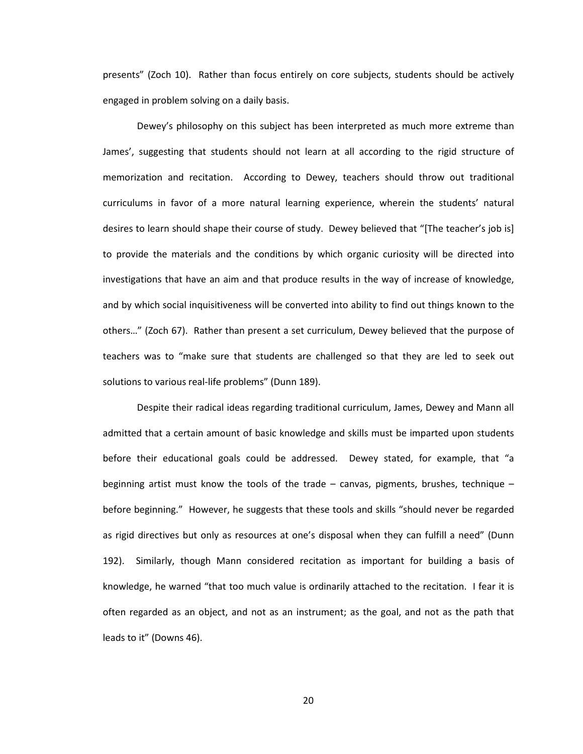presents" (Zoch 10). Rather than focus entirely on core subjects, students should be actively engaged in problem solving on a daily basis.

Dewey's philosophy on this subject has been interpreted as much more extreme than James', suggesting that students should not learn at all according to the rigid structure of memorization and recitation. According to Dewey, teachers should throw out traditional curriculums in favor of a more natural learning experience, wherein the students' natural desires to learn should shape their course of study. Dewey believed that "[The teacher's job is] to provide the materials and the conditions by which organic curiosity will be directed into investigations that have an aim and that produce results in the way of increase of knowledge, and by which social inquisitiveness will be converted into ability to find out things known to the others…" (Zoch 67). Rather than present a set curriculum, Dewey believed that the purpose of teachers was to "make sure that students are challenged so that they are led to seek out solutions to various real-life problems" (Dunn 189).

Despite their radical ideas regarding traditional curriculum, James, Dewey and Mann all admitted that a certain amount of basic knowledge and skills must be imparted upon students before their educational goals could be addressed. Dewey stated, for example, that "a beginning artist must know the tools of the trade – canvas, pigments, brushes, technique – before beginning." However, he suggests that these tools and skills "should never be regarded as rigid directives but only as resources at one's disposal when they can fulfill a need" (Dunn 192). Similarly, though Mann considered recitation as important for building a basis of knowledge, he warned "that too much value is ordinarily attached to the recitation. I fear it is often regarded as an object, and not as an instrument; as the goal, and not as the path that leads to it" (Downs 46).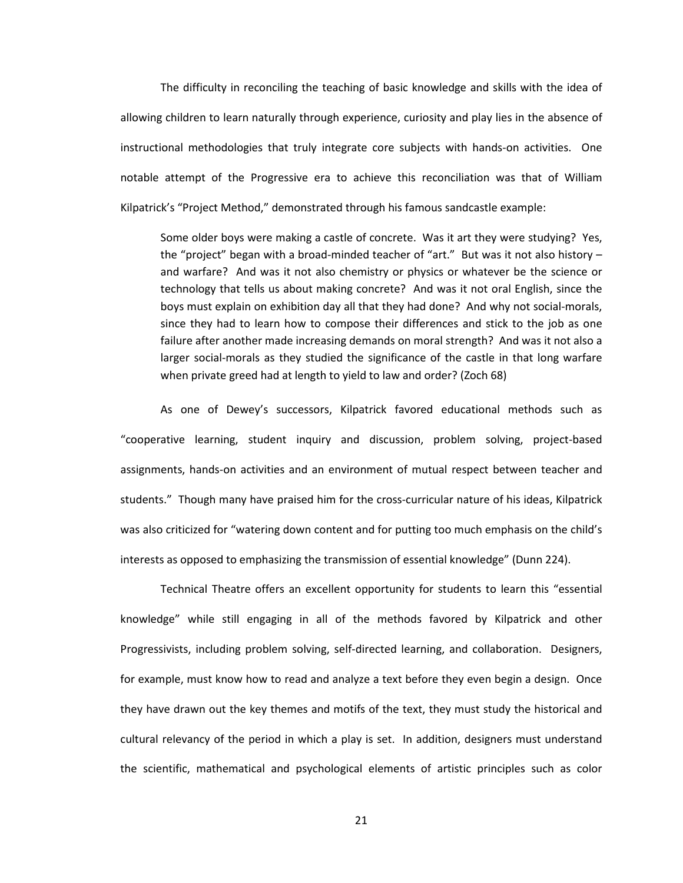The difficulty in reconciling the teaching of basic knowledge and skills with the idea of allowing children to learn naturally through experience, curiosity and play lies in the absence of instructional methodologies that truly integrate core subjects with hands-on activities. One notable attempt of the Progressive era to achieve this reconciliation was that of William Kilpatrick's "Project Method," demonstrated through his famous sandcastle example:

> Some older boys were making a castle of concrete. Was it art they were studying? Yes, the "project" began with a broad-minded teacher of "art." But was it not also history – and warfare? And was it not also chemistry or physics or whatever be the science or technology that tells us about making concrete? And was it not oral English, since the boys must explain on exhibition day all that they had done? And why not social-morals, since they had to learn how to compose their differences and stick to the job as one failure after another made increasing demands on moral strength? And was it not also a larger social-morals as they studied the significance of the castle in that long warfare when private greed had at length to yield to law and order? (Zoch 68)

As one of Dewey's successors, Kilpatrick favored educational methods such as "cooperative learning, student inquiry and discussion, problem solving, project-based assignments, hands-on activities and an environment of mutual respect between teacher and students." Though many have praised him for the cross-curricular nature of his ideas, Kilpatrick was also criticized for "watering down content and for putting too much emphasis on the child's interests as opposed to emphasizing the transmission of essential knowledge" (Dunn 224).

Technical Theatre offers an excellent opportunity for students to learn this "essential knowledge" while still engaging in all of the methods favored by Kilpatrick and other Progressivists, including problem solving, self-directed learning, and collaboration. Designers, for example, must know how to read and analyze a text before they even begin a design. Once they have drawn out the key themes and motifs of the text, they must study the historical and cultural relevancy of the period in which a play is set. In addition, designers must understand the scientific, mathematical and psychological elements of artistic principles such as color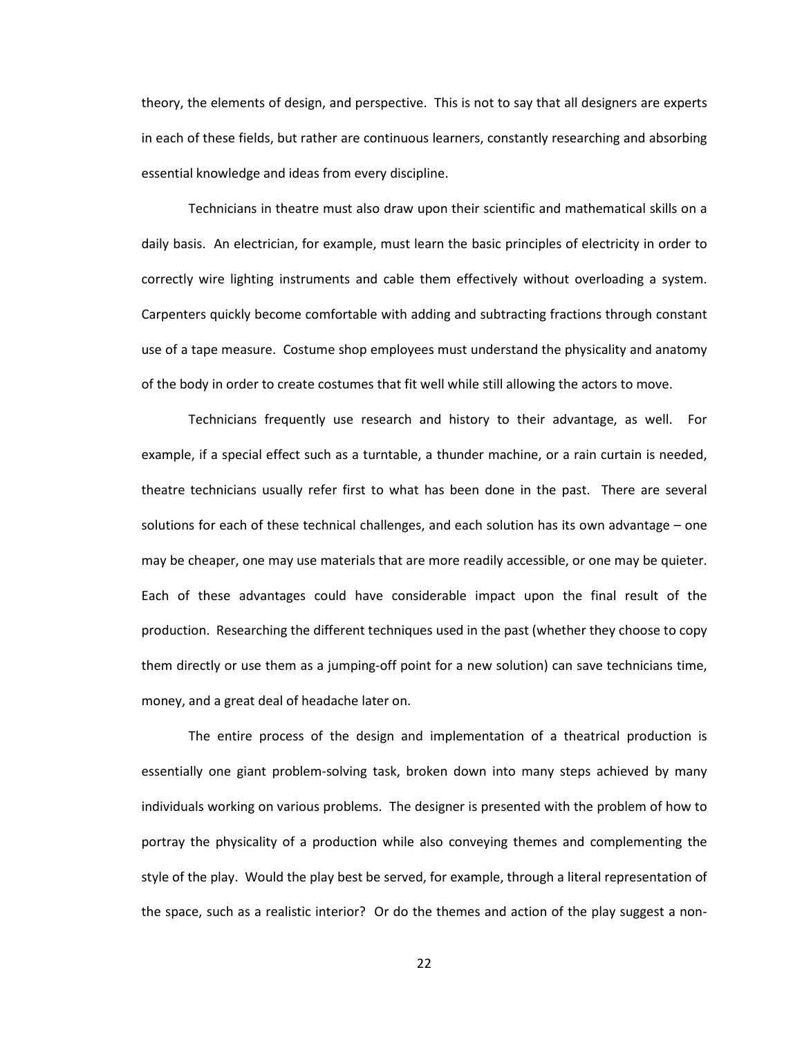theory, the elements of design, and perspective. This is not to say that all designers are experts in each of these fields, but rather are continuous learners, constantly researching and absorbing essential knowledge and ideas from every discipline.

Technicians in theatre must also draw upon their scientific and mathematical skills on a daily basis. An electrician, for example, must learn the basic principles of electricity in order to correctly wire lighting instruments and cable them effectively without overloading a system. Carpenters quickly become comfortable with adding and subtracting fractions through constant use of a tape measure. Costume shop employees must understand the physicality and anatomy of the body in order to create costumes that fit well while still allowing the actors to move.

Technicians frequently use research and history to their advantage, as well. For example, if a special effect such as a turntable, a thunder machine, or a rain curtain is needed, theatre technicians usually refer first to what has been done in the past. There are several solutions for each of these technical challenges, and each solution has its own advantage – one may be cheaper, one may use materials that are more readily accessible, or one may be quieter. Each of these advantages could have considerable impact upon the final result of the production. Researching the different techniques used in the past (whether they choose to copy them directly or use them as a jumping-off point for a new solution) can save technicians time, money, and a great deal of headache later on.

The entire process of the design and implementation of a theatrical production is essentially one giant problem-solving task, broken down into many steps achieved by many individuals working on various problems. The designer is presented with the problem of how to portray the physicality of a production while also conveying themes and complementing the style of the play. Would the play best be served, for example, through a literal representation of the space, such as a realistic interior? Or do the themes and action of the play suggest a non-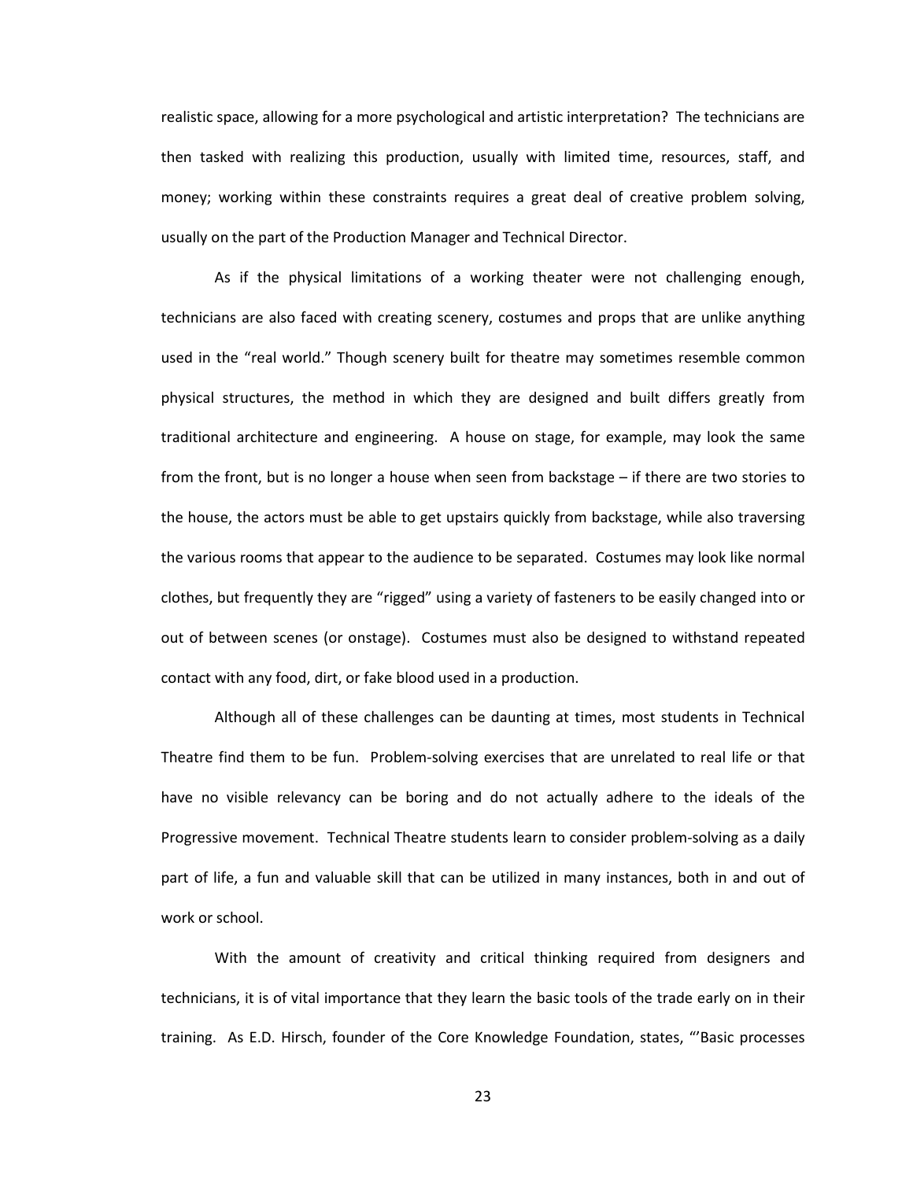realistic space, allowing for a more psychological and artistic interpretation? The technicians are then tasked with realizing this production, usually with limited time, resources, staff, and money; working within these constraints requires a great deal of creative problem solving, usually on the part of the Production Manager and Technical Director.

As if the physical limitations of a working theater were not challenging enough, technicians are also faced with creating scenery, costumes and props that are unlike anything used in the "real world." Though scenery built for theatre may sometimes resemble common physical structures, the method in which they are designed and built differs greatly from traditional architecture and engineering. A house on stage, for example, may look the same from the front, but is no longer a house when seen from backstage – if there are two stories to the house, the actors must be able to get upstairs quickly from backstage, while also traversing the various rooms that appear to the audience to be separated. Costumes may look like normal clothes, but frequently they are "rigged" using a variety of fasteners to be easily changed into or out of between scenes (or onstage). Costumes must also be designed to withstand repeated contact with any food, dirt, or fake blood used in a production.

Although all of these challenges can be daunting at times, most students in Technical Theatre find them to be fun. Problem-solving exercises that are unrelated to real life or that have no visible relevancy can be boring and do not actually adhere to the ideals of the Progressive movement. Technical Theatre students learn to consider problem-solving as a daily part of life, a fun and valuable skill that can be utilized in many instances, both in and out of work or school.

With the amount of creativity and critical thinking required from designers and technicians, it is of vital importance that they learn the basic tools of the trade early on in their training. As E.D. Hirsch, founder of the Core Knowledge Foundation, states, "'Basic processes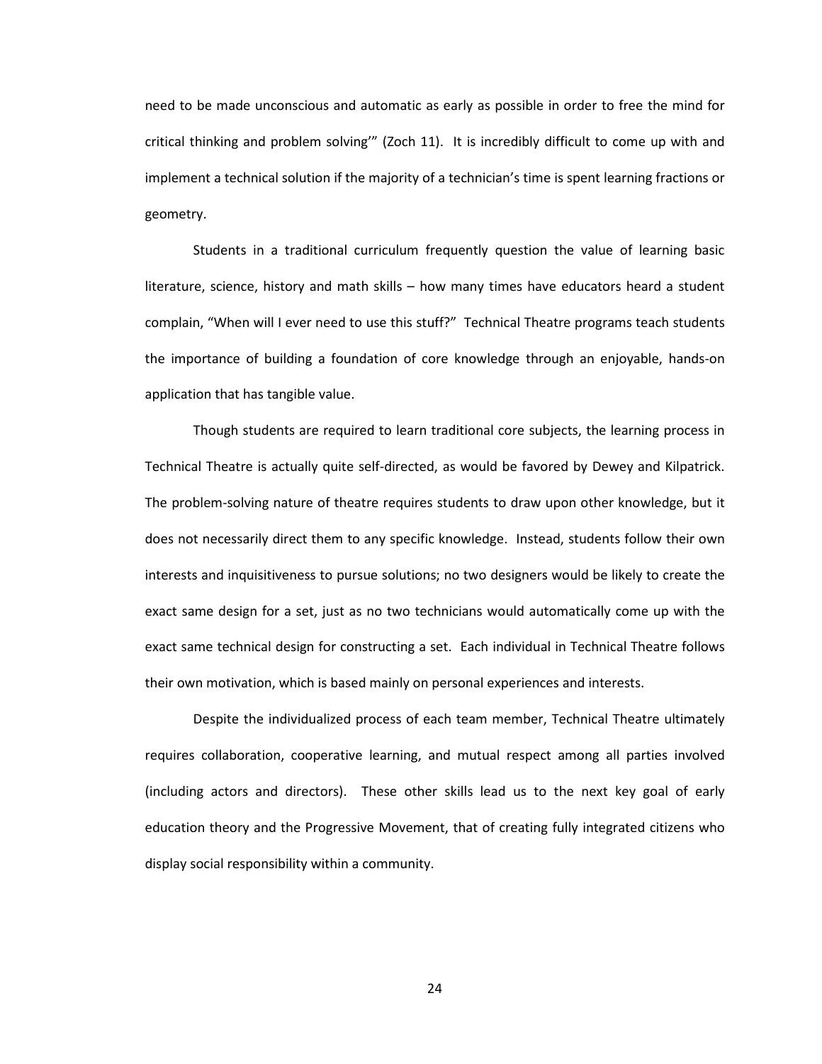need to be made unconscious and automatic as early as possible in order to free the mind for critical thinking and problem solving'" (Zoch 11). It is incredibly difficult to come up with and implement a technical solution if the majority of a technician's time is spent learning fractions or geometry.

Students in a traditional curriculum frequently question the value of learning basic literature, science, history and math skills – how many times have educators heard a student complain, "When will I ever need to use this stuff?" Technical Theatre programs teach students the importance of building a foundation of core knowledge through an enjoyable, hands-on application that has tangible value.

Though students are required to learn traditional core subjects, the learning process in Technical Theatre is actually quite self-directed, as would be favored by Dewey and Kilpatrick. The problem-solving nature of theatre requires students to draw upon other knowledge, but it does not necessarily direct them to any specific knowledge. Instead, students follow their own interests and inquisitiveness to pursue solutions; no two designers would be likely to create the exact same design for a set, just as no two technicians would automatically come up with the exact same technical design for constructing a set. Each individual in Technical Theatre follows their own motivation, which is based mainly on personal experiences and interests.

Despite the individualized process of each team member, Technical Theatre ultimately requires collaboration, cooperative learning, and mutual respect among all parties involved (including actors and directors). These other skills lead us to the next key goal of early education theory and the Progressive Movement, that of creating fully integrated citizens who display social responsibility within a community.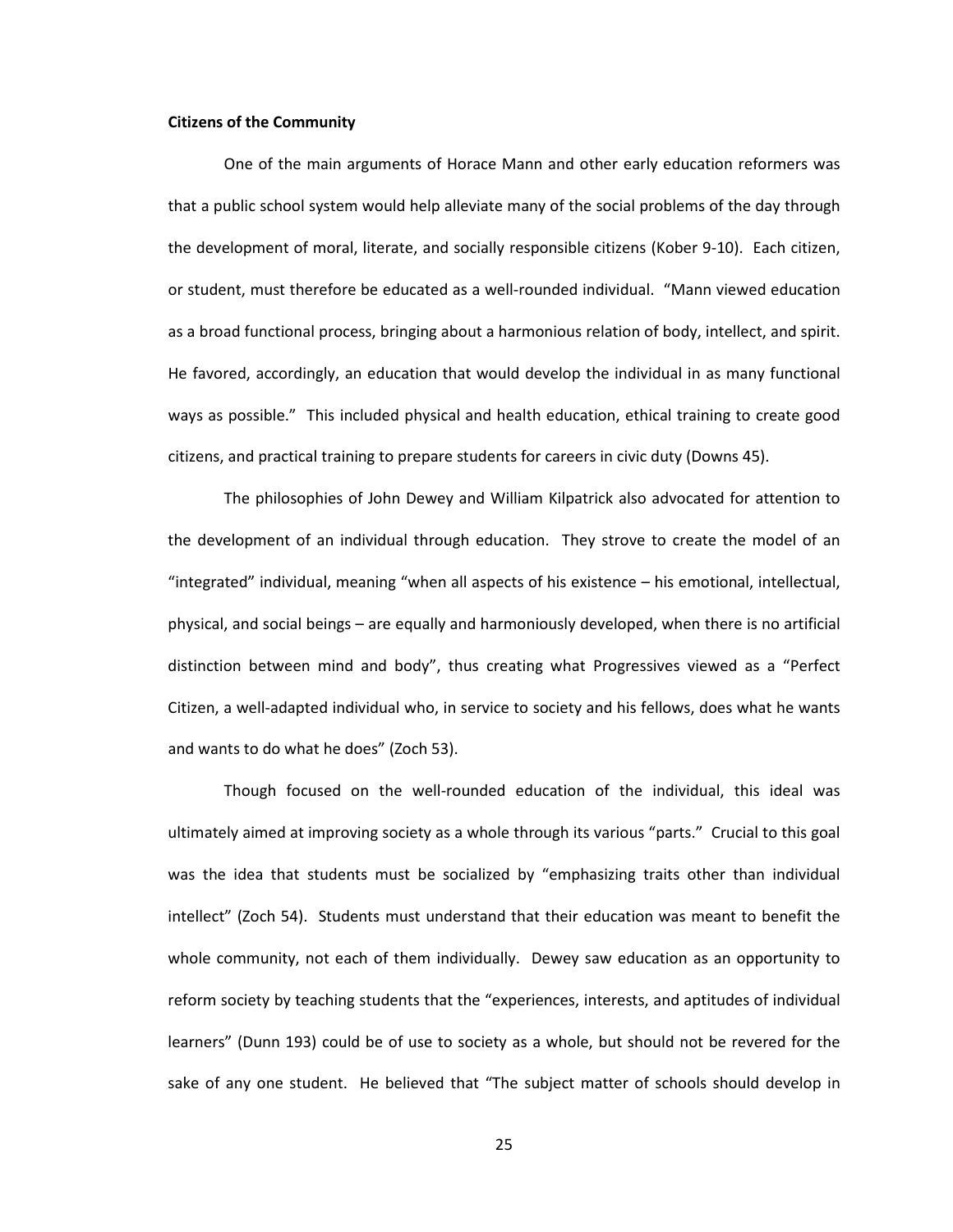**Citizens of the Community**

One of the main arguments of Horace Mann and other early education reformers was that a public school system would help alleviate many of the social problems of the day through the development of moral, literate, and socially responsible citizens (Kober 9-10). Each citizen, or student, must therefore be educated as a well-rounded individual. "Mann viewed education as a broad functional process, bringing about a harmonious relation of body, intellect, and spirit. He favored, accordingly, an education that would develop the individual in as many functional ways as possible." This included physical and health education, ethical training to create good citizens, and practical training to prepare students for careers in civic duty (Downs 45).

The philosophies of John Dewey and William Kilpatrick also advocated for attention to the development of an individual through education. They strove to create the model of an "integrated" individual, meaning "when all aspects of his existence – his emotional, intellectual, physical, and social beings – are equally and harmoniously developed, when there is no artificial distinction between mind and body", thus creating what Progressives viewed as a "Perfect Citizen, a well-adapted individual who, in service to society and his fellows, does what he wants and wants to do what he does" (Zoch 53).

Though focused on the well-rounded education of the individual, this ideal was ultimately aimed at improving society as a whole through its various "parts." Crucial to this goal was the idea that students must be socialized by "emphasizing traits other than individual intellect" (Zoch 54). Students must understand that their education was meant to benefit the whole community, not each of them individually. Dewey saw education as an opportunity to reform society by teaching students that the "experiences, interests, and aptitudes of individual learners" (Dunn 193) could be of use to society as a whole, but should not be revered for the sake of any one student. He believed that "The subject matter of schools should develop in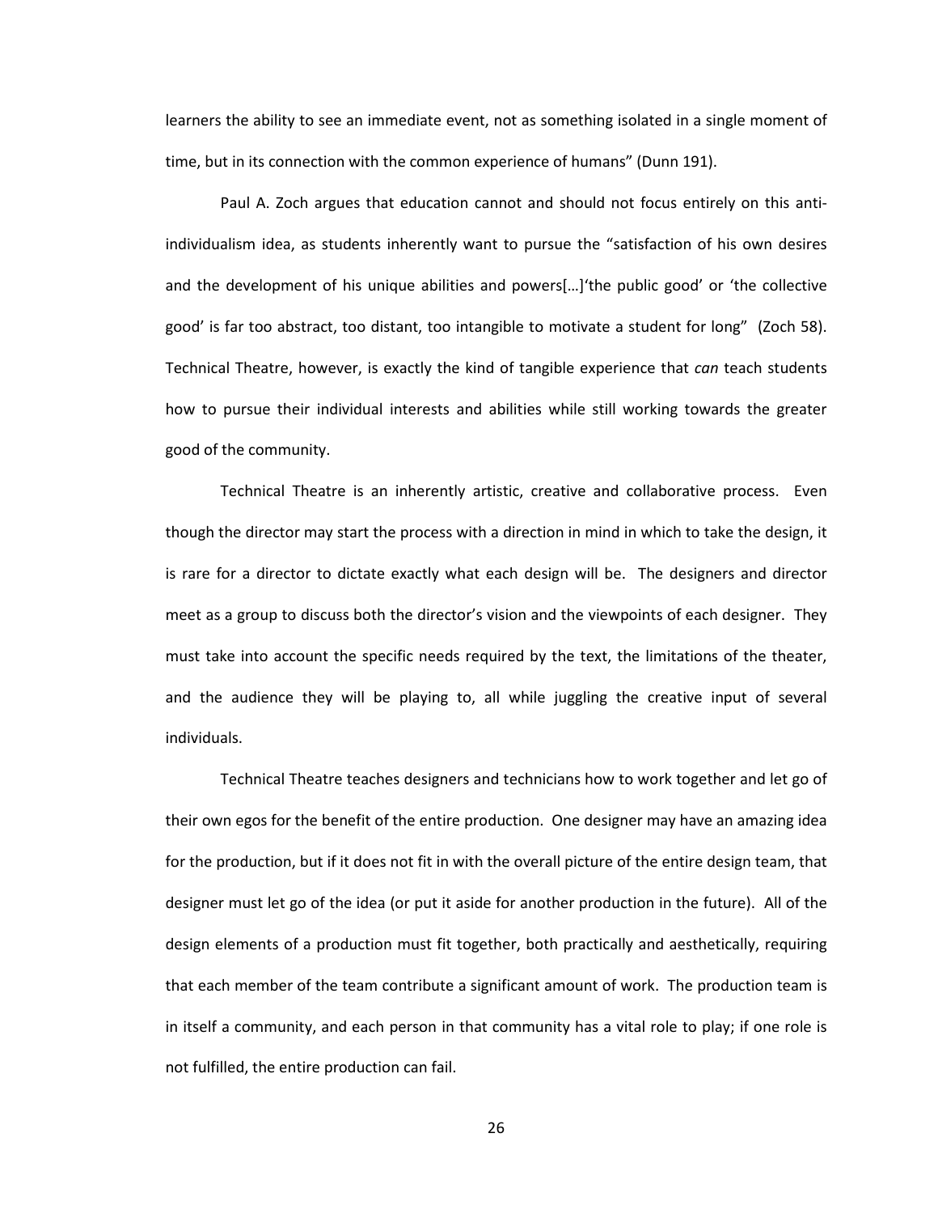learners the ability to see an immediate event, not as something isolated in a single moment of time, but in its connection with the common experience of humans" (Dunn 191).

Paul A. Zoch argues that education cannot and should not focus entirely on this anti-individualism idea, as students inherently want to pursue the "satisfaction of his own desires and the development of his unique abilities and powers[…]'the public good' or 'the collective good' is far too abstract, too distant, too intangible to motivate a student for long" (Zoch 58). Technical Theatre, however, is exactly the kind of tangible experience that *can* teach students how to pursue their individual interests and abilities while still working towards the greater good of the community.

Technical Theatre is an inherently artistic, creative and collaborative process. Even though the director may start the process with a direction in mind in which to take the design, it is rare for a director to dictate exactly what each design will be. The designers and director meet as a group to discuss both the director's vision and the viewpoints of each designer. They must take into account the specific needs required by the text, the limitations of the theater, and the audience they will be playing to, all while juggling the creative input of several individuals.

Technical Theatre teaches designers and technicians how to work together and let go of their own egos for the benefit of the entire production. One designer may have an amazing idea for the production, but if it does not fit in with the overall picture of the entire design team, that designer must let go of the idea (or put it aside for another production in the future). All of the design elements of a production must fit together, both practically and aesthetically, requiring that each member of the team contribute a significant amount of work. The production team is in itself a community, and each person in that community has a vital role to play; if one role is not fulfilled, the entire production can fail.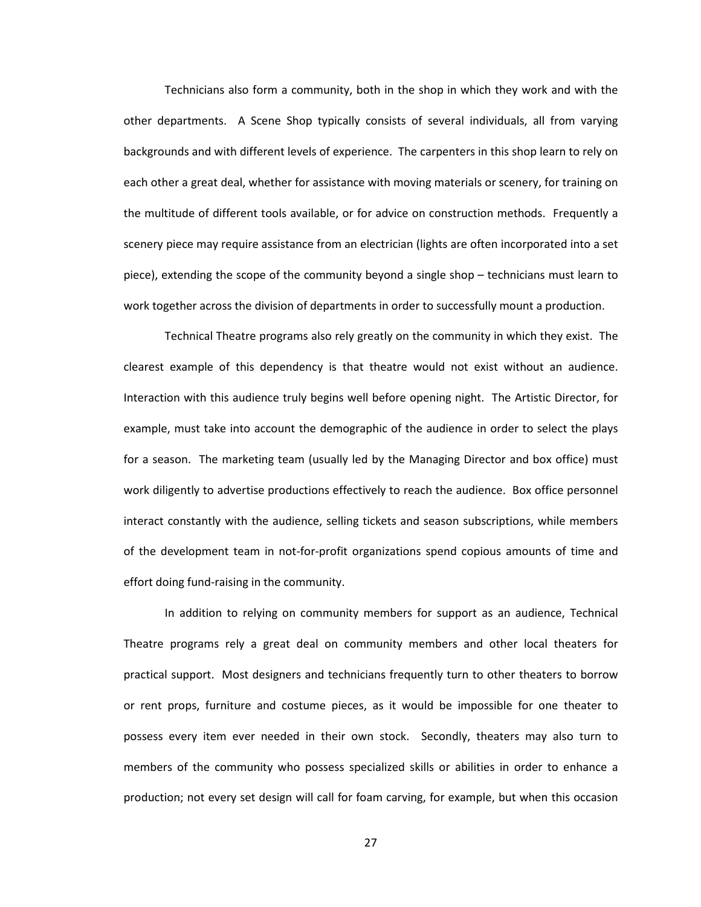Technicians also form a community, both in the shop in which they work and with the other departments. A Scene Shop typically consists of several individuals, all from varying backgrounds and with different levels of experience. The carpenters in this shop learn to rely on each other a great deal, whether for assistance with moving materials or scenery, for training on the multitude of different tools available, or for advice on construction methods. Frequently a scenery piece may require assistance from an electrician (lights are often incorporated into a set piece), extending the scope of the community beyond a single shop – technicians must learn to work together across the division of departments in order to successfully mount a production.

Technical Theatre programs also rely greatly on the community in which they exist. The clearest example of this dependency is that theatre would not exist without an audience. Interaction with this audience truly begins well before opening night. The Artistic Director, for example, must take into account the demographic of the audience in order to select the plays for a season. The marketing team (usually led by the Managing Director and box office) must work diligently to advertise productions effectively to reach the audience. Box office personnel interact constantly with the audience, selling tickets and season subscriptions, while members of the development team in not-for-profit organizations spend copious amounts of time and effort doing fund-raising in the community.

In addition to relying on community members for support as an audience, Technical Theatre programs rely a great deal on community members and other local theaters for practical support. Most designers and technicians frequently turn to other theaters to borrow or rent props, furniture and costume pieces, as it would be impossible for one theater to possess every item ever needed in their own stock. Secondly, theaters may also turn to members of the community who possess specialized skills or abilities in order to enhance a production; not every set design will call for foam carving, for example, but when this occasion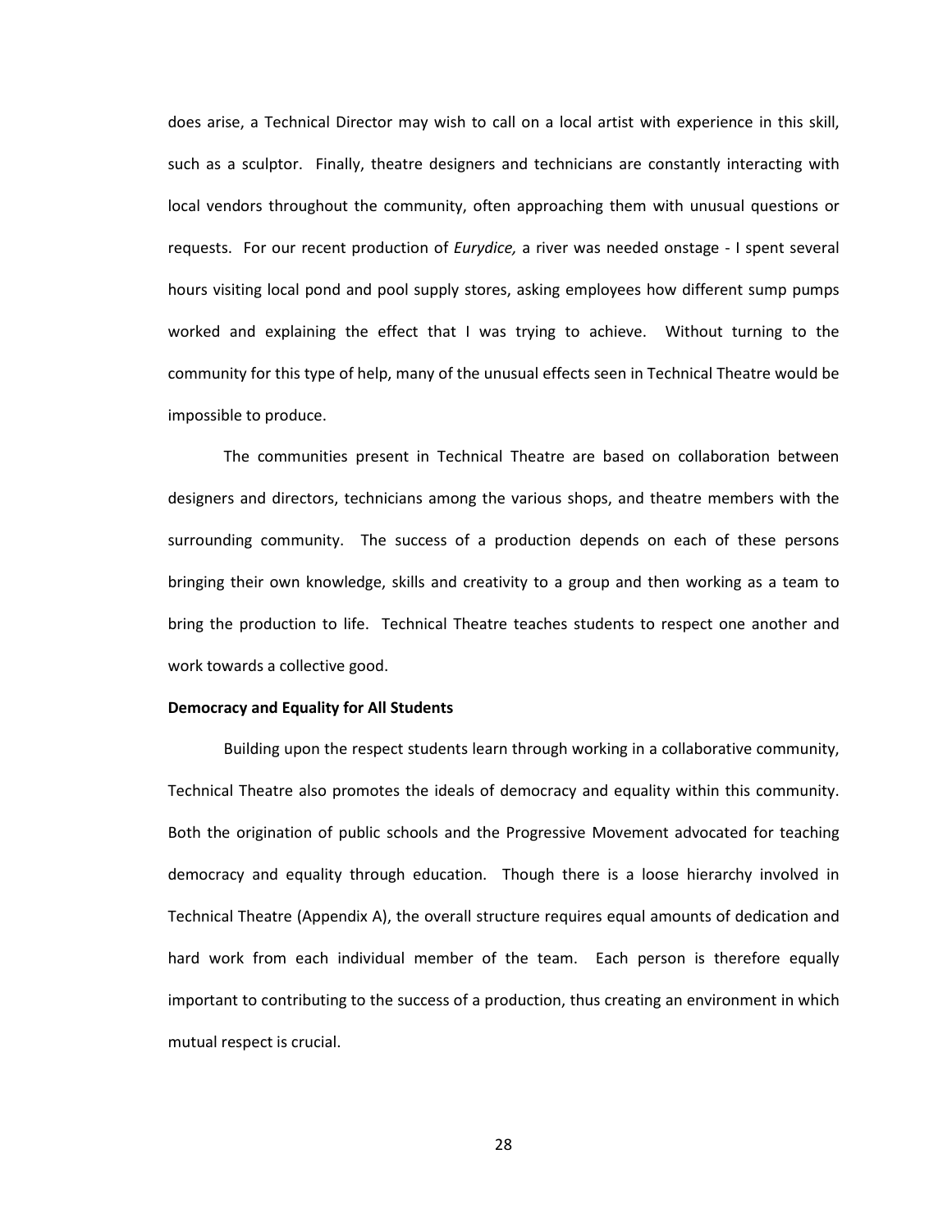does arise, a Technical Director may wish to call on a local artist with experience in this skill, such as a sculptor. Finally, theatre designers and technicians are constantly interacting with local vendors throughout the community, often approaching them with unusual questions or requests. For our recent production of *Eurydice,* a river was needed onstage - I spent several hours visiting local pond and pool supply stores, asking employees how different sump pumps worked and explaining the effect that I was trying to achieve. Without turning to the community for this type of help, many of the unusual effects seen in Technical Theatre would be impossible to produce.

The communities present in Technical Theatre are based on collaboration between designers and directors, technicians among the various shops, and theatre members with the surrounding community. The success of a production depends on each of these persons bringing their own knowledge, skills and creativity to a group and then working as a team to bring the production to life. Technical Theatre teaches students to respect one another and work towards a collective good.

**Democracy and Equality for All Students**

Building upon the respect students learn through working in a collaborative community, Technical Theatre also promotes the ideals of democracy and equality within this community. Both the origination of public schools and the Progressive Movement advocated for teaching democracy and equality through education. Though there is a loose hierarchy involved in Technical Theatre (Appendix A), the overall structure requires equal amounts of dedication and hard work from each individual member of the team. Each person is therefore equally important to contributing to the success of a production, thus creating an environment in which mutual respect is crucial.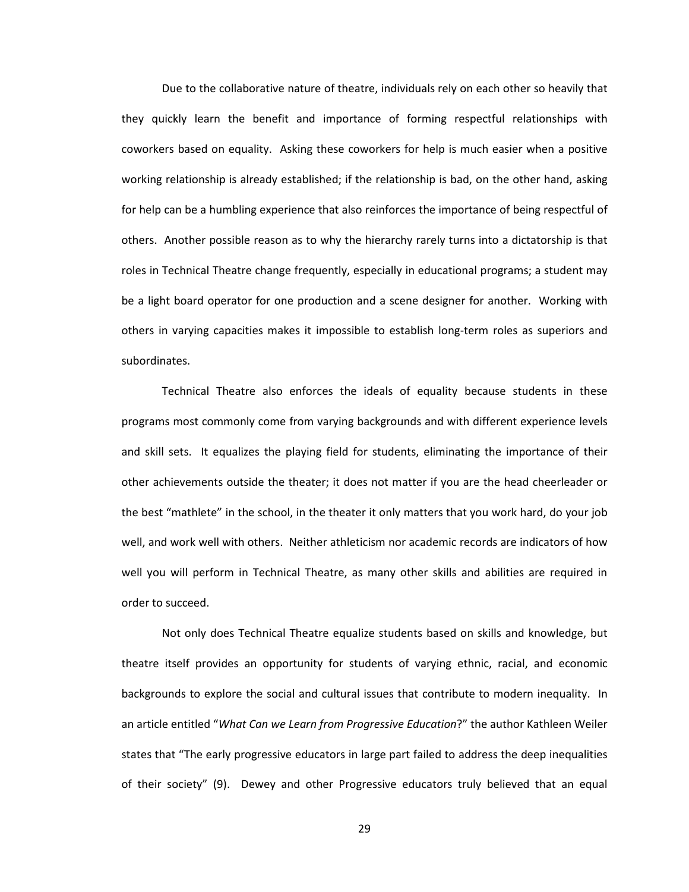Due to the collaborative nature of theatre, individuals rely on each other so heavily that they quickly learn the benefit and importance of forming respectful relationships with coworkers based on equality. Asking these coworkers for help is much easier when a positive working relationship is already established; if the relationship is bad, on the other hand, asking for help can be a humbling experience that also reinforces the importance of being respectful of others. Another possible reason as to why the hierarchy rarely turns into a dictatorship is that roles in Technical Theatre change frequently, especially in educational programs; a student may be a light board operator for one production and a scene designer for another. Working with others in varying capacities makes it impossible to establish long-term roles as superiors and subordinates.

Technical Theatre also enforces the ideals of equality because students in these programs most commonly come from varying backgrounds and with different experience levels and skill sets. It equalizes the playing field for students, eliminating the importance of their other achievements outside the theater; it does not matter if you are the head cheerleader or the best "mathlete" in the school, in the theater it only matters that you work hard, do your job well, and work well with others. Neither athleticism nor academic records are indicators of how well you will perform in Technical Theatre, as many other skills and abilities are required in order to succeed.

Not only does Technical Theatre equalize students based on skills and knowledge, but theatre itself provides an opportunity for students of varying ethnic, racial, and economic backgrounds to explore the social and cultural issues that contribute to modern inequality. In an article entitled "*What Can we Learn from Progressive Education*?" the author Kathleen Weiler states that "The early progressive educators in large part failed to address the deep inequalities of their society" (9). Dewey and other Progressive educators truly believed that an equal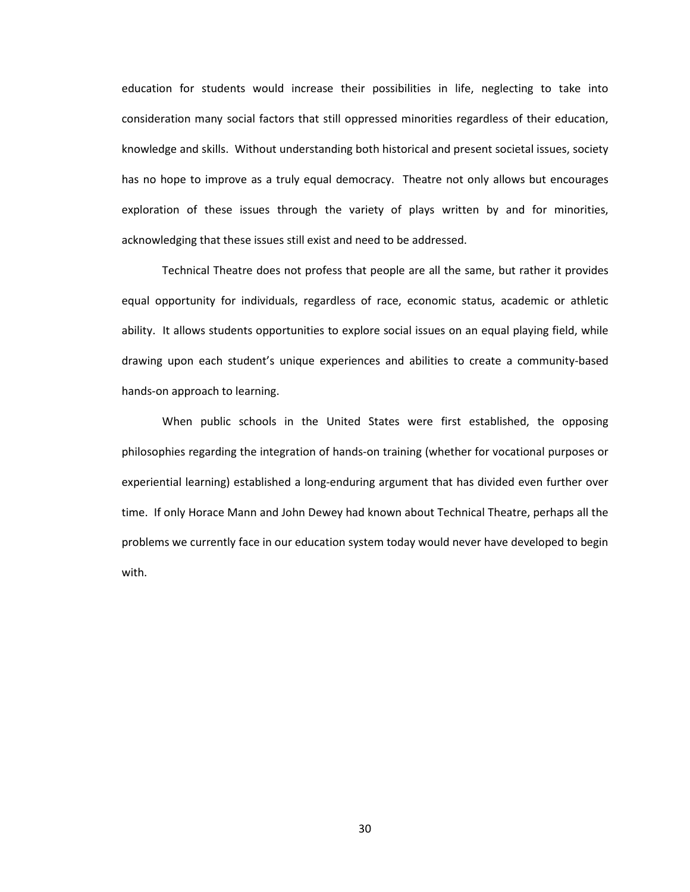education for students would increase their possibilities in life, neglecting to take into consideration many social factors that still oppressed minorities regardless of their education, knowledge and skills. Without understanding both historical and present societal issues, society has no hope to improve as a truly equal democracy. Theatre not only allows but encourages exploration of these issues through the variety of plays written by and for minorities, acknowledging that these issues still exist and need to be addressed.

Technical Theatre does not profess that people are all the same, but rather it provides equal opportunity for individuals, regardless of race, economic status, academic or athletic ability. It allows students opportunities to explore social issues on an equal playing field, while drawing upon each student's unique experiences and abilities to create a community-based hands-on approach to learning.

When public schools in the United States were first established, the opposing philosophies regarding the integration of hands-on training (whether for vocational purposes or experiential learning) established a long-enduring argument that has divided even further over time. If only Horace Mann and John Dewey had known about Technical Theatre, perhaps all the problems we currently face in our education system today would never have developed to begin with.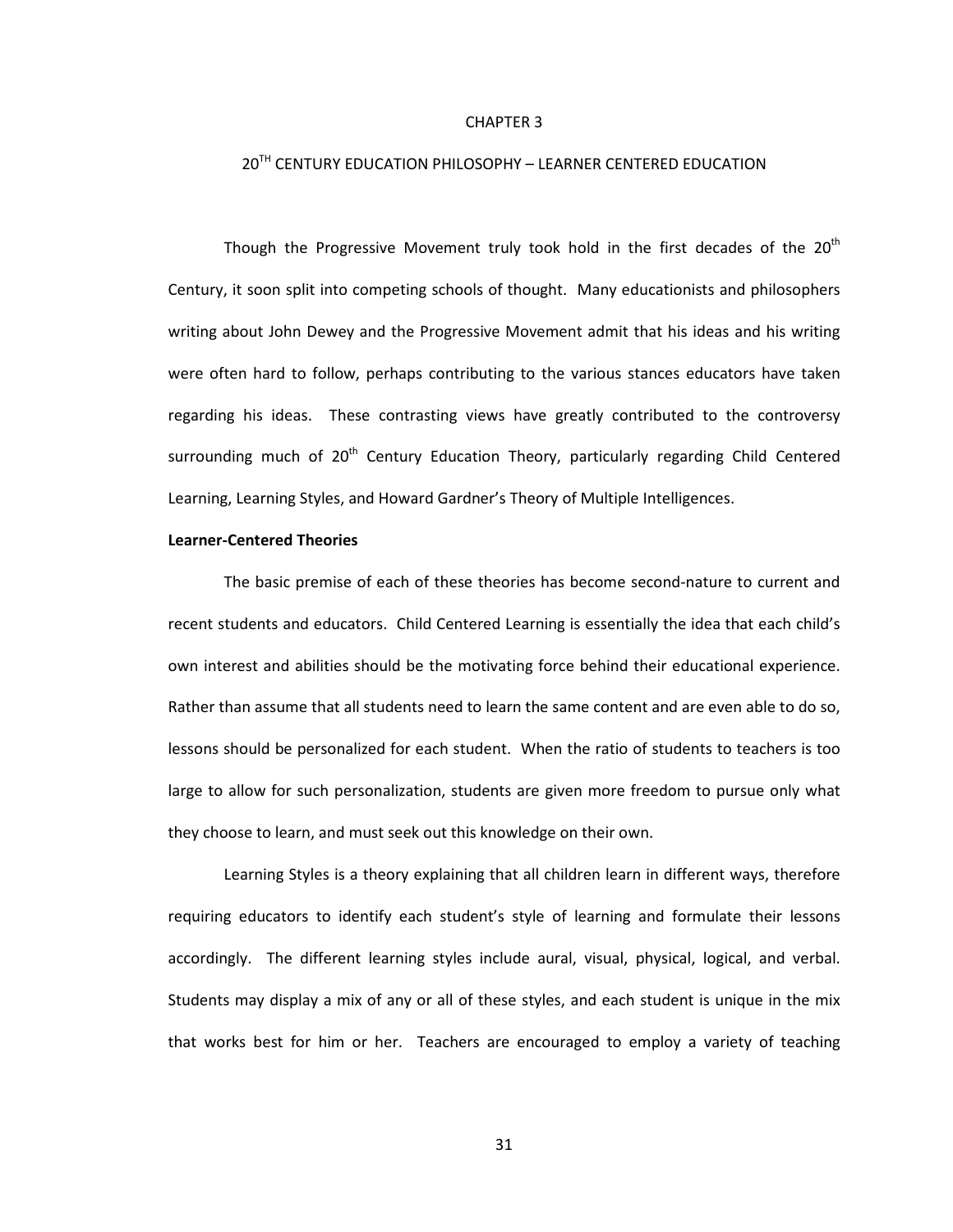# CHAPTER 3

## 20TH CENTURY EDUCATION PHILOSOPHY – LEARNER CENTERED EDUCATION

Though the Progressive Movement truly took hold in the first decades of the 20th Century, it soon split into competing schools of thought. Many educationists and philosophers writing about John Dewey and the Progressive Movement admit that his ideas and his writing were often hard to follow, perhaps contributing to the various stances educators have taken regarding his ideas. These contrasting views have greatly contributed to the controversy surrounding much of 20th Century Education Theory, particularly regarding Child Centered Learning, Learning Styles, and Howard Gardner's Theory of Multiple Intelligences.

**Learner-Centered Theories**

The basic premise of each of these theories has become second-nature to current and recent students and educators. Child Centered Learning is essentially the idea that each child's own interest and abilities should be the motivating force behind their educational experience. Rather than assume that all students need to learn the same content and are even able to do so, lessons should be personalized for each student. When the ratio of students to teachers is too large to allow for such personalization, students are given more freedom to pursue only what they choose to learn, and must seek out this knowledge on their own.

Learning Styles is a theory explaining that all children learn in different ways, therefore requiring educators to identify each student's style of learning and formulate their lessons accordingly. The different learning styles include aural, visual, physical, logical, and verbal. Students may display a mix of any or all of these styles, and each student is unique in the mix that works best for him or her. Teachers are encouraged to employ a variety of teaching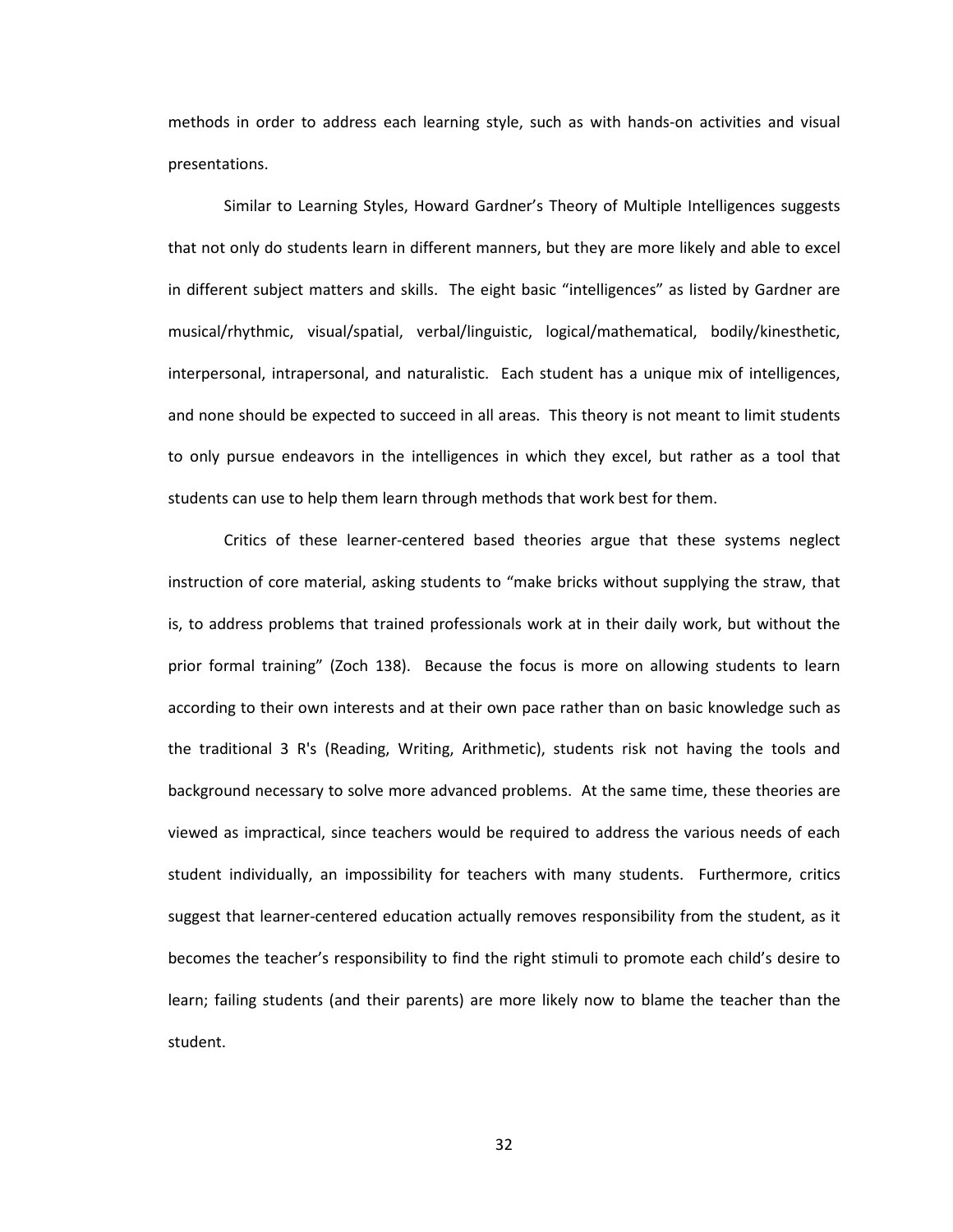methods in order to address each learning style, such as with hands-on activities and visual presentations.

Similar to Learning Styles, Howard Gardner's Theory of Multiple Intelligences suggests that not only do students learn in different manners, but they are more likely and able to excel in different subject matters and skills. The eight basic "intelligences" as listed by Gardner are musical/rhythmic, visual/spatial, verbal/linguistic, logical/mathematical, bodily/kinesthetic, interpersonal, intrapersonal, and naturalistic. Each student has a unique mix of intelligences, and none should be expected to succeed in all areas. This theory is not meant to limit students to only pursue endeavors in the intelligences in which they excel, but rather as a tool that students can use to help them learn through methods that work best for them.

Critics of these learner-centered based theories argue that these systems neglect instruction of core material, asking students to "make bricks without supplying the straw, that is, to address problems that trained professionals work at in their daily work, but without the prior formal training" (Zoch 138). Because the focus is more on allowing students to learn according to their own interests and at their own pace rather than on basic knowledge such as the traditional 3 R's (Reading, Writing, Arithmetic), students risk not having the tools and background necessary to solve more advanced problems. At the same time, these theories are viewed as impractical, since teachers would be required to address the various needs of each student individually, an impossibility for teachers with many students. Furthermore, critics suggest that learner-centered education actually removes responsibility from the student, as it becomes the teacher's responsibility to find the right stimuli to promote each child's desire to learn; failing students (and their parents) are more likely now to blame the teacher than the student.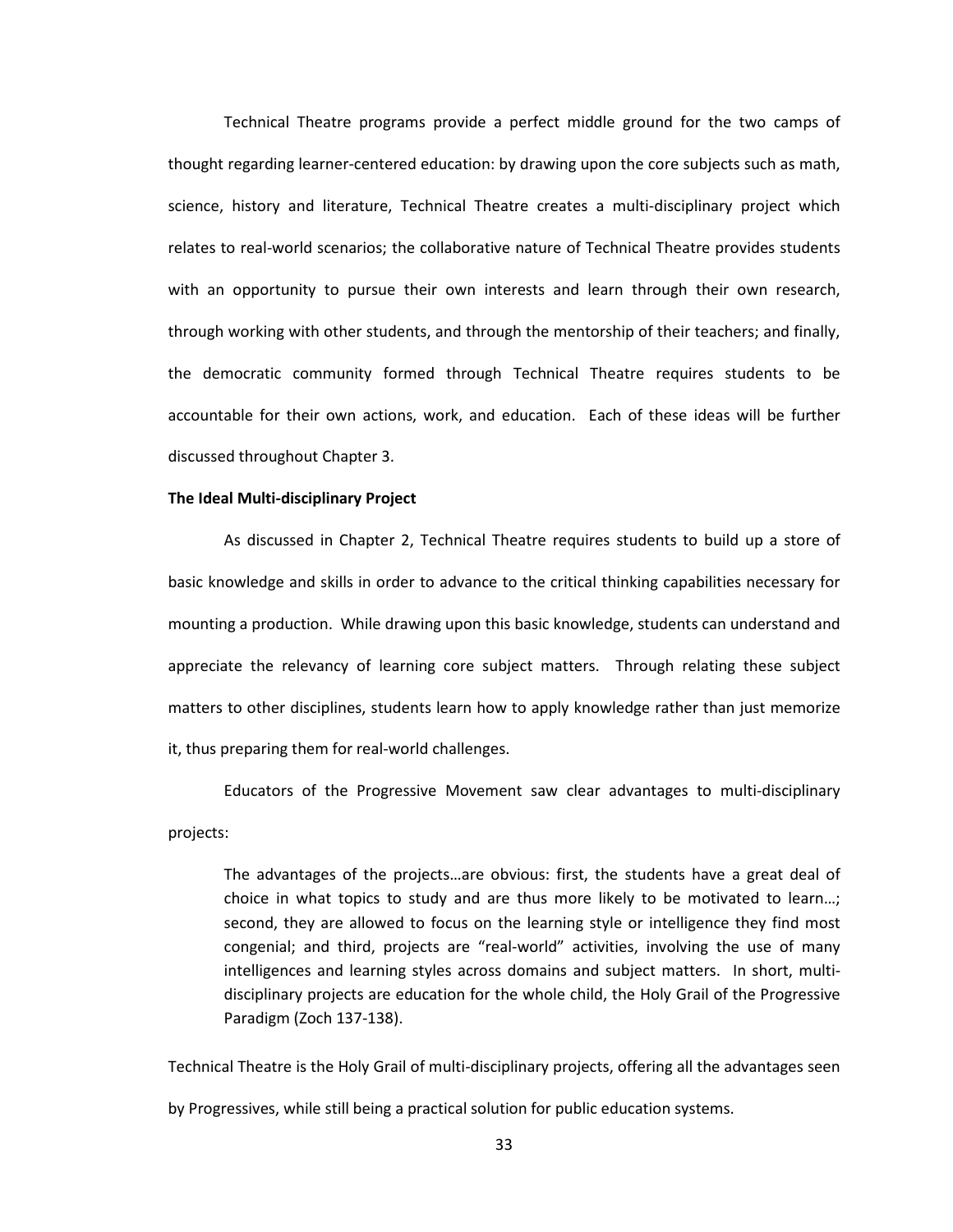Technical Theatre programs provide a perfect middle ground for the two camps of thought regarding learner-centered education: by drawing upon the core subjects such as math, science, history and literature, Technical Theatre creates a multi-disciplinary project which relates to real-world scenarios; the collaborative nature of Technical Theatre provides students with an opportunity to pursue their own interests and learn through their own research, through working with other students, and through the mentorship of their teachers; and finally, the democratic community formed through Technical Theatre requires students to be accountable for their own actions, work, and education. Each of these ideas will be further discussed throughout Chapter 3.

**The Ideal Multi-disciplinary Project**

As discussed in Chapter 2, Technical Theatre requires students to build up a store of basic knowledge and skills in order to advance to the critical thinking capabilities necessary for mounting a production. While drawing upon this basic knowledge, students can understand and appreciate the relevancy of learning core subject matters. Through relating these subject matters to other disciplines, students learn how to apply knowledge rather than just memorize it, thus preparing them for real-world challenges.

Educators of the Progressive Movement saw clear advantages to multi-disciplinary projects:

> The advantages of the projects…are obvious: first, the students have a great deal of choice in what topics to study and are thus more likely to be motivated to learn…; second, they are allowed to focus on the learning style or intelligence they find most congenial; and third, projects are "real-world" activities, involving the use of many intelligences and learning styles across domains and subject matters. In short, multi-disciplinary projects are education for the whole child, the Holy Grail of the Progressive Paradigm (Zoch 137-138).

Technical Theatre is the Holy Grail of multi-disciplinary projects, offering all the advantages seen by Progressives, while still being a practical solution for public education systems.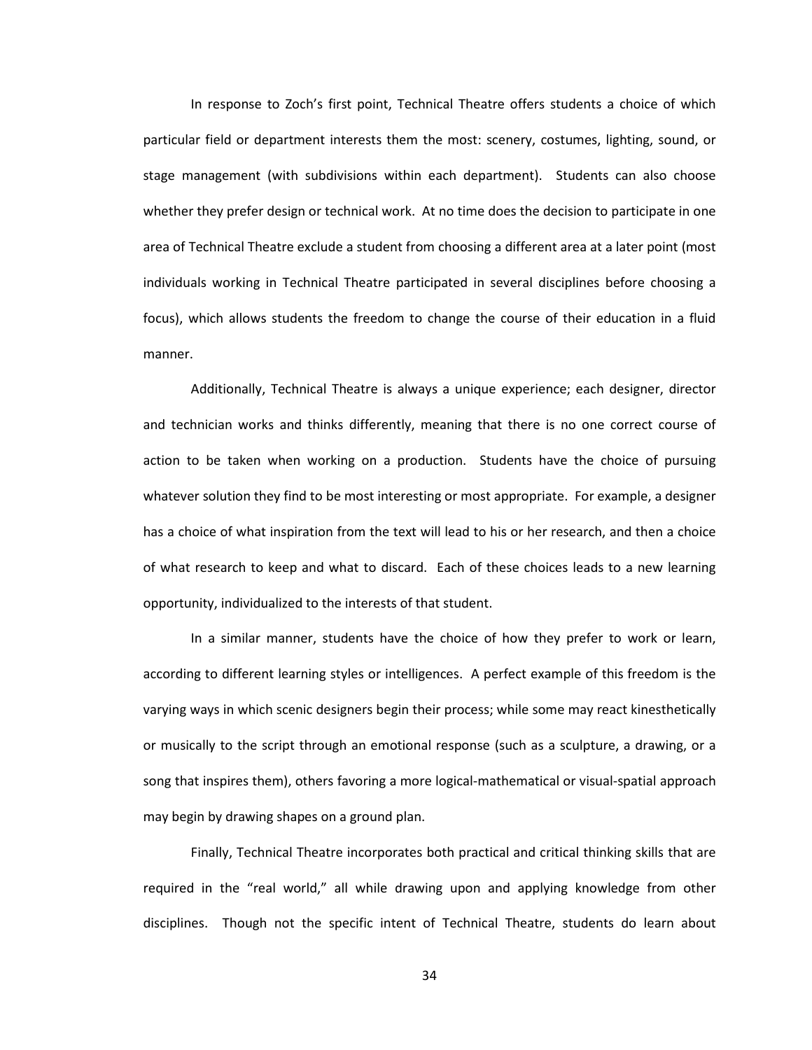In response to Zoch's first point, Technical Theatre offers students a choice of which particular field or department interests them the most: scenery, costumes, lighting, sound, or stage management (with subdivisions within each department). Students can also choose whether they prefer design or technical work. At no time does the decision to participate in one area of Technical Theatre exclude a student from choosing a different area at a later point (most individuals working in Technical Theatre participated in several disciplines before choosing a focus), which allows students the freedom to change the course of their education in a fluid manner.

Additionally, Technical Theatre is always a unique experience; each designer, director and technician works and thinks differently, meaning that there is no one correct course of action to be taken when working on a production. Students have the choice of pursuing whatever solution they find to be most interesting or most appropriate. For example, a designer has a choice of what inspiration from the text will lead to his or her research, and then a choice of what research to keep and what to discard. Each of these choices leads to a new learning opportunity, individualized to the interests of that student.

In a similar manner, students have the choice of how they prefer to work or learn, according to different learning styles or intelligences. A perfect example of this freedom is the varying ways in which scenic designers begin their process; while some may react kinesthetically or musically to the script through an emotional response (such as a sculpture, a drawing, or a song that inspires them), others favoring a more logical-mathematical or visual-spatial approach may begin by drawing shapes on a ground plan.

Finally, Technical Theatre incorporates both practical and critical thinking skills that are required in the "real world," all while drawing upon and applying knowledge from other disciplines. Though not the specific intent of Technical Theatre, students do learn about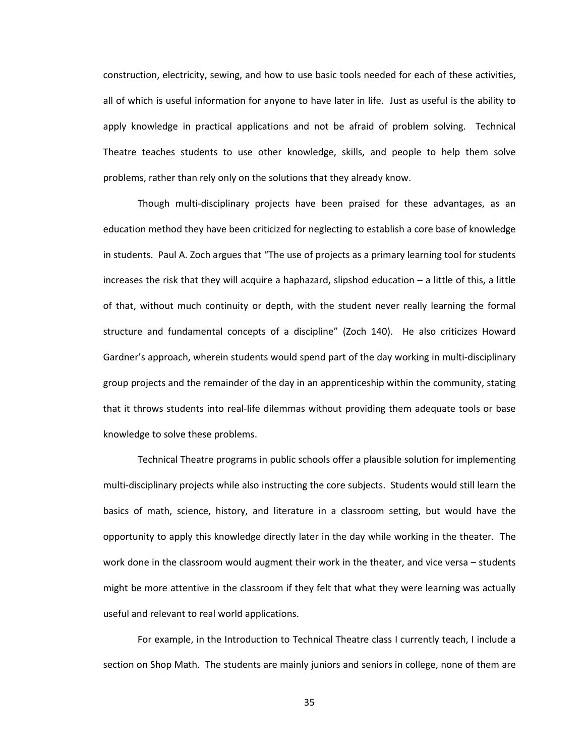construction, electricity, sewing, and how to use basic tools needed for each of these activities, all of which is useful information for anyone to have later in life. Just as useful is the ability to apply knowledge in practical applications and not be afraid of problem solving. Technical Theatre teaches students to use other knowledge, skills, and people to help them solve problems, rather than rely only on the solutions that they already know.

Though multi-disciplinary projects have been praised for these advantages, as an education method they have been criticized for neglecting to establish a core base of knowledge in students. Paul A. Zoch argues that "The use of projects as a primary learning tool for students increases the risk that they will acquire a haphazard, slipshod education – a little of this, a little of that, without much continuity or depth, with the student never really learning the formal structure and fundamental concepts of a discipline" (Zoch 140). He also criticizes Howard Gardner's approach, wherein students would spend part of the day working in multi-disciplinary group projects and the remainder of the day in an apprenticeship within the community, stating that it throws students into real-life dilemmas without providing them adequate tools or base knowledge to solve these problems.

Technical Theatre programs in public schools offer a plausible solution for implementing multi-disciplinary projects while also instructing the core subjects. Students would still learn the basics of math, science, history, and literature in a classroom setting, but would have the opportunity to apply this knowledge directly later in the day while working in the theater. The work done in the classroom would augment their work in the theater, and vice versa – students might be more attentive in the classroom if they felt that what they were learning was actually useful and relevant to real world applications.

For example, in the Introduction to Technical Theatre class I currently teach, I include a section on Shop Math. The students are mainly juniors and seniors in college, none of them are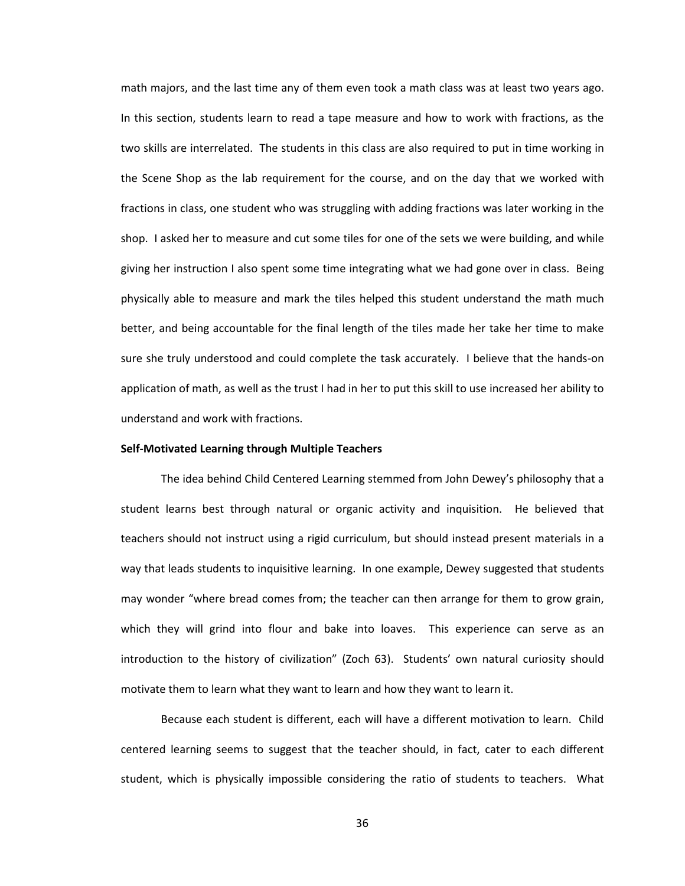math majors, and the last time any of them even took a math class was at least two years ago. In this section, students learn to read a tape measure and how to work with fractions, as the two skills are interrelated. The students in this class are also required to put in time working in the Scene Shop as the lab requirement for the course, and on the day that we worked with fractions in class, one student who was struggling with adding fractions was later working in the shop. I asked her to measure and cut some tiles for one of the sets we were building, and while giving her instruction I also spent some time integrating what we had gone over in class. Being physically able to measure and mark the tiles helped this student understand the math much better, and being accountable for the final length of the tiles made her take her time to make sure she truly understood and could complete the task accurately. I believe that the hands-on application of math, as well as the trust I had in her to put this skill to use increased her ability to understand and work with fractions.

**Self-Motivated Learning through Multiple Teachers**

The idea behind Child Centered Learning stemmed from John Dewey's philosophy that a student learns best through natural or organic activity and inquisition. He believed that teachers should not instruct using a rigid curriculum, but should instead present materials in a way that leads students to inquisitive learning. In one example, Dewey suggested that students may wonder "where bread comes from; the teacher can then arrange for them to grow grain, which they will grind into flour and bake into loaves. This experience can serve as an introduction to the history of civilization" (Zoch 63). Students' own natural curiosity should motivate them to learn what they want to learn and how they want to learn it.

Because each student is different, each will have a different motivation to learn. Child centered learning seems to suggest that the teacher should, in fact, cater to each different student, which is physically impossible considering the ratio of students to teachers. What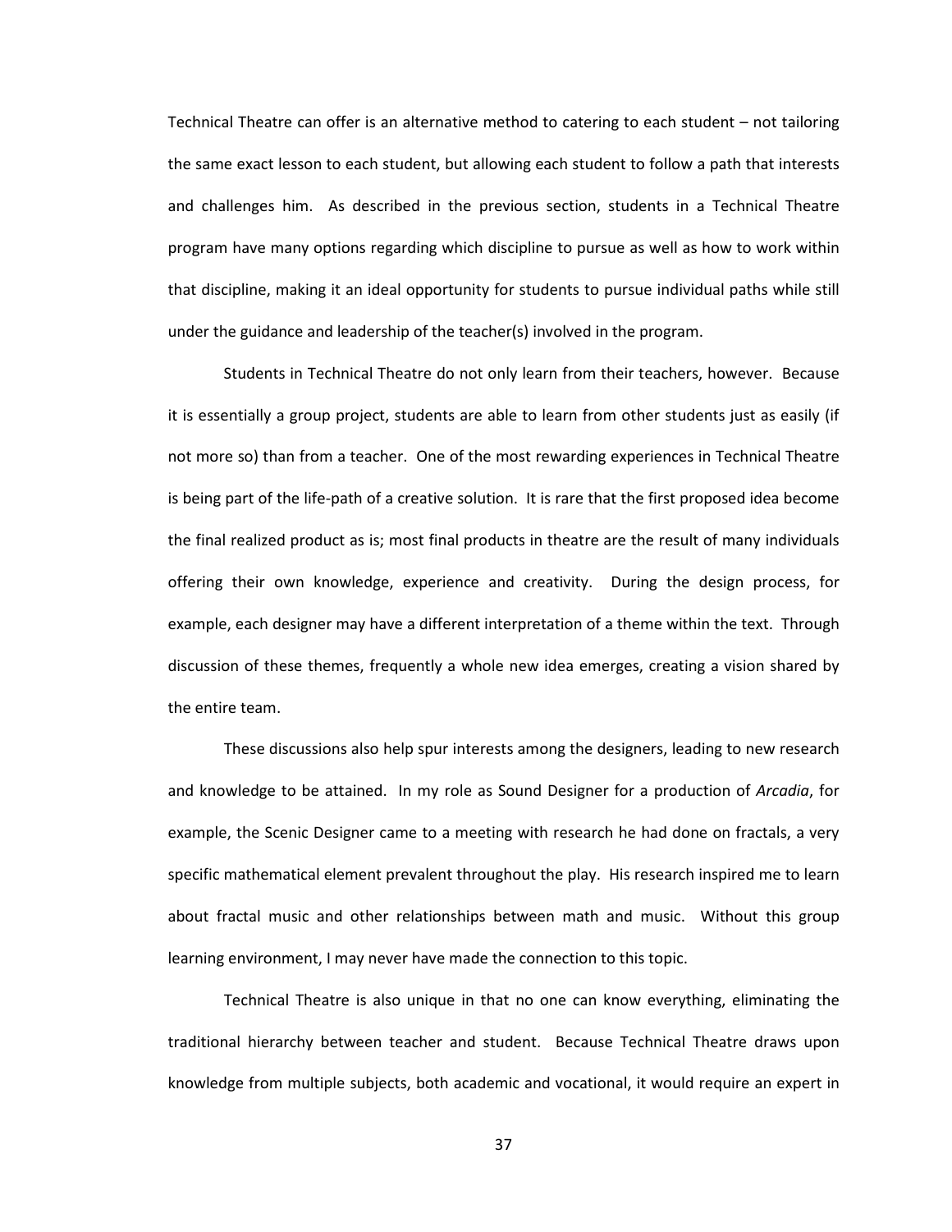Technical Theatre can offer is an alternative method to catering to each student – not tailoring the same exact lesson to each student, but allowing each student to follow a path that interests and challenges him. As described in the previous section, students in a Technical Theatre program have many options regarding which discipline to pursue as well as how to work within that discipline, making it an ideal opportunity for students to pursue individual paths while still under the guidance and leadership of the teacher(s) involved in the program.

Students in Technical Theatre do not only learn from their teachers, however. Because it is essentially a group project, students are able to learn from other students just as easily (if not more so) than from a teacher. One of the most rewarding experiences in Technical Theatre is being part of the life-path of a creative solution. It is rare that the first proposed idea become the final realized product as is; most final products in theatre are the result of many individuals offering their own knowledge, experience and creativity. During the design process, for example, each designer may have a different interpretation of a theme within the text. Through discussion of these themes, frequently a whole new idea emerges, creating a vision shared by the entire team.

These discussions also help spur interests among the designers, leading to new research and knowledge to be attained. In my role as Sound Designer for a production of *Arcadia*, for example, the Scenic Designer came to a meeting with research he had done on fractals, a very specific mathematical element prevalent throughout the play. His research inspired me to learn about fractal music and other relationships between math and music. Without this group learning environment, I may never have made the connection to this topic.

Technical Theatre is also unique in that no one can know everything, eliminating the traditional hierarchy between teacher and student. Because Technical Theatre draws upon knowledge from multiple subjects, both academic and vocational, it would require an expert in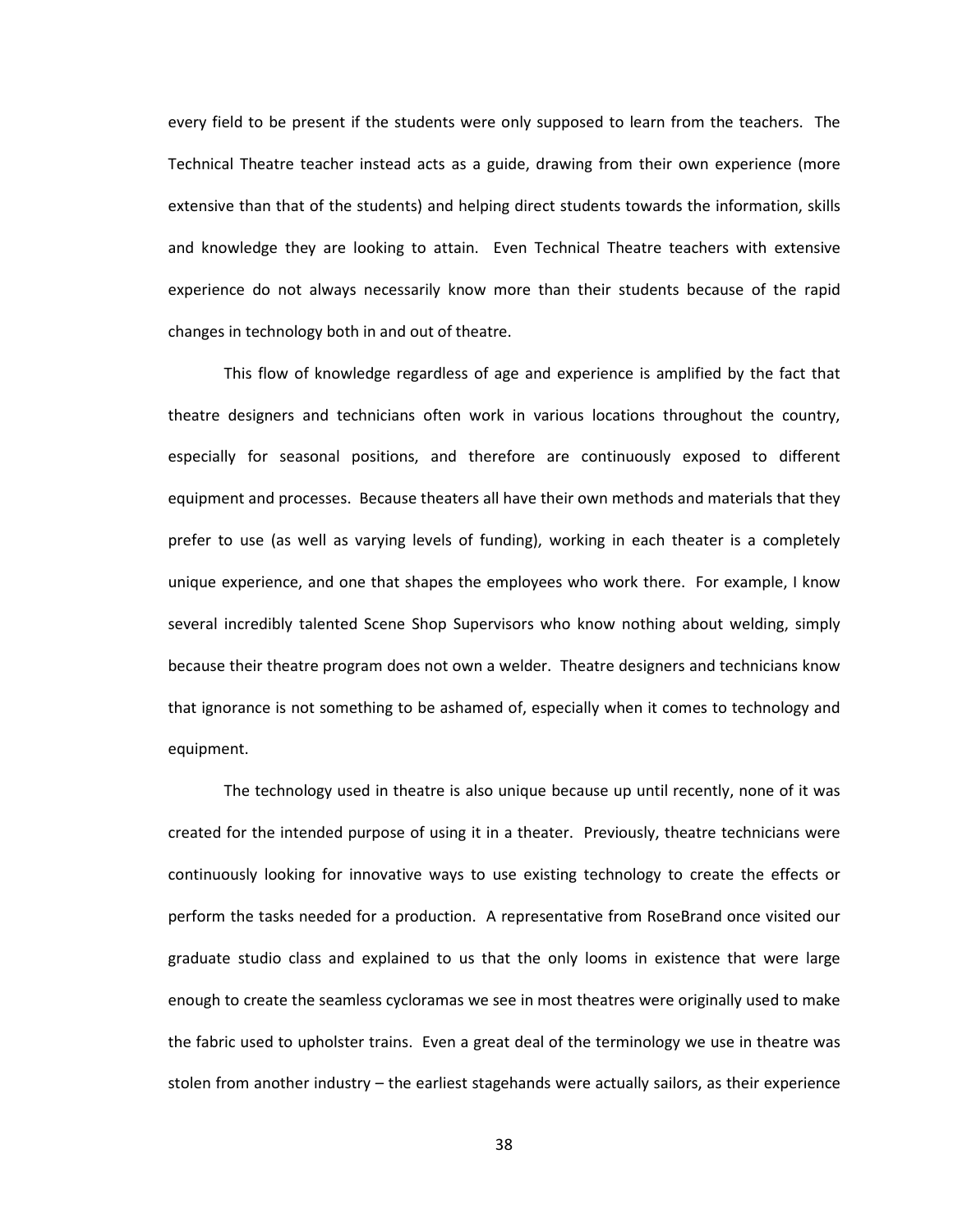every field to be present if the students were only supposed to learn from the teachers. The Technical Theatre teacher instead acts as a guide, drawing from their own experience (more extensive than that of the students) and helping direct students towards the information, skills and knowledge they are looking to attain. Even Technical Theatre teachers with extensive experience do not always necessarily know more than their students because of the rapid changes in technology both in and out of theatre.

This flow of knowledge regardless of age and experience is amplified by the fact that theatre designers and technicians often work in various locations throughout the country, especially for seasonal positions, and therefore are continuously exposed to different equipment and processes. Because theaters all have their own methods and materials that they prefer to use (as well as varying levels of funding), working in each theater is a completely unique experience, and one that shapes the employees who work there. For example, I know several incredibly talented Scene Shop Supervisors who know nothing about welding, simply because their theatre program does not own a welder. Theatre designers and technicians know that ignorance is not something to be ashamed of, especially when it comes to technology and equipment.

The technology used in theatre is also unique because up until recently, none of it was created for the intended purpose of using it in a theater. Previously, theatre technicians were continuously looking for innovative ways to use existing technology to create the effects or perform the tasks needed for a production. A representative from RoseBrand once visited our graduate studio class and explained to us that the only looms in existence that were large enough to create the seamless cycloramas we see in most theatres were originally used to make the fabric used to upholster trains. Even a great deal of the terminology we use in theatre was stolen from another industry – the earliest stagehands were actually sailors, as their experience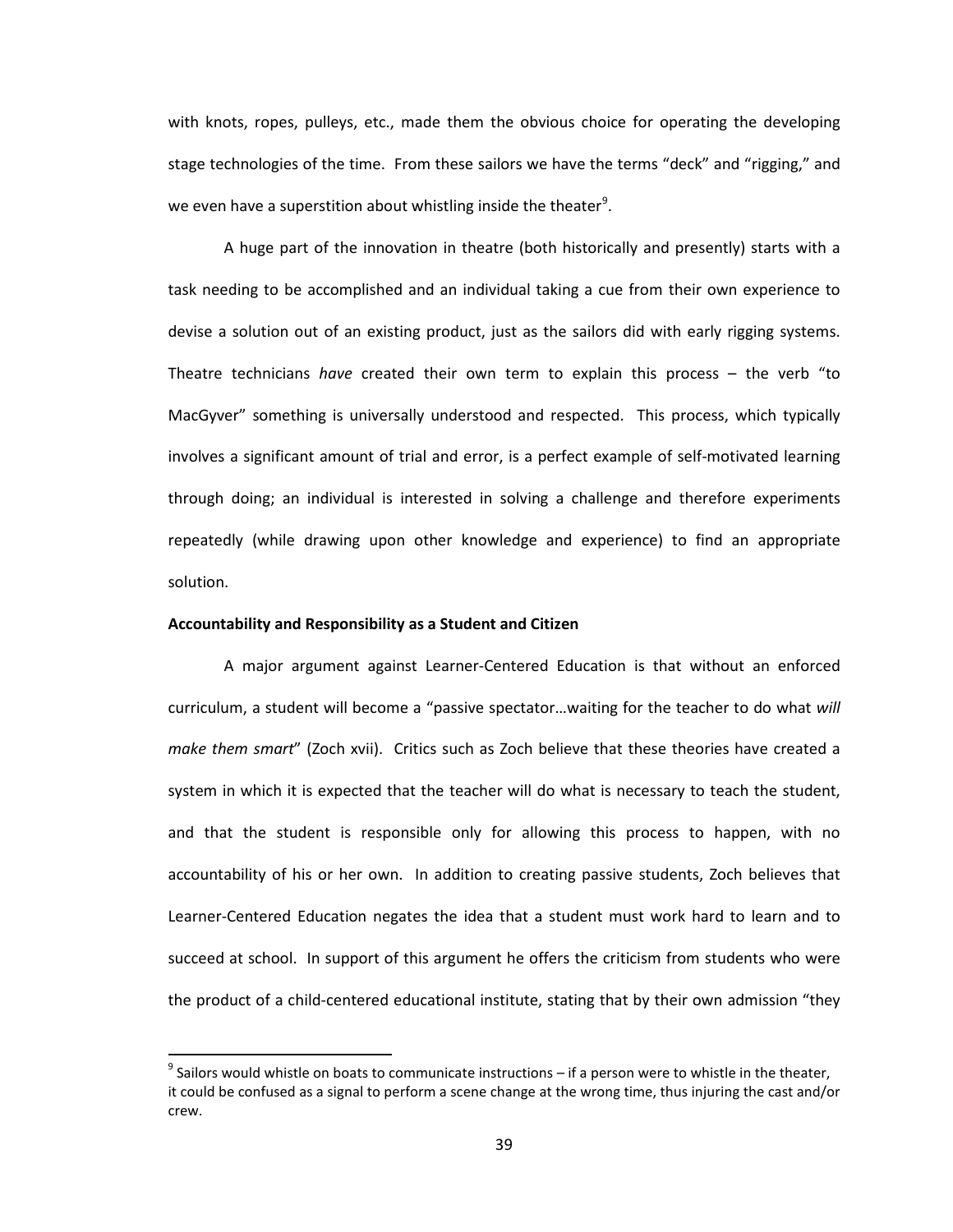with knots, ropes, pulleys, etc., made them the obvious choice for operating the developing stage technologies of the time. From these sailors we have the terms "deck" and "rigging," and we even have a superstition about whistling inside the theater[9].

A huge part of the innovation in theatre (both historically and presently) starts with a task needing to be accomplished and an individual taking a cue from their own experience to devise a solution out of an existing product, just as the sailors did with early rigging systems. Theatre technicians *have* created their own term to explain this process – the verb "to MacGyver" something is universally understood and respected. This process, which typically involves a significant amount of trial and error, is a perfect example of self-motivated learning through doing; an individual is interested in solving a challenge and therefore experiments repeatedly (while drawing upon other knowledge and experience) to find an appropriate solution.

**Accountability and Responsibility as a Student and Citizen**

A major argument against Learner-Centered Education is that without an enforced curriculum, a student will become a "passive spectator…waiting for the teacher to do what *will make them smart*" (Zoch xvii). Critics such as Zoch believe that these theories have created a system in which it is expected that the teacher will do what is necessary to teach the student, and that the student is responsible only for allowing this process to happen, with no accountability of his or her own. In addition to creating passive students, Zoch believes that Learner-Centered Education negates the idea that a student must work hard to learn and to succeed at school. In support of this argument he offers the criticism from students who were the product of a child-centered educational institute, stating that by their own admission "they

---

[9] Sailors would whistle on boats to communicate instructions – if a person were to whistle in the theater, it could be confused as a signal to perform a scene change at the wrong time, thus injuring the cast and/or crew.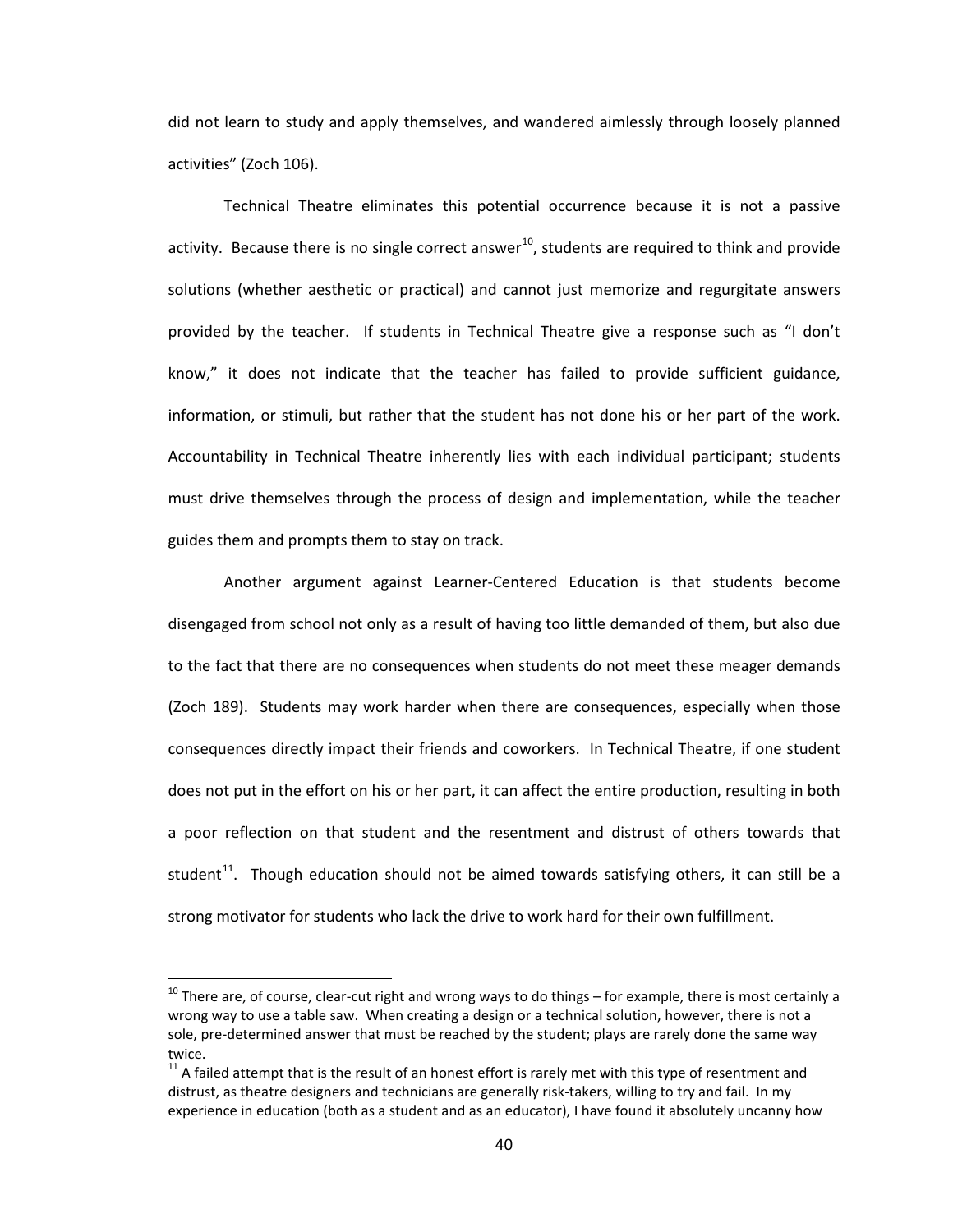did not learn to study and apply themselves, and wandered aimlessly through loosely planned activities" (Zoch 106).

Technical Theatre eliminates this potential occurrence because it is not a passive activity. Because there is no single correct answer[10], students are required to think and provide solutions (whether aesthetic or practical) and cannot just memorize and regurgitate answers provided by the teacher. If students in Technical Theatre give a response such as "I don't know," it does not indicate that the teacher has failed to provide sufficient guidance, information, or stimuli, but rather that the student has not done his or her part of the work. Accountability in Technical Theatre inherently lies with each individual participant; students must drive themselves through the process of design and implementation, while the teacher guides them and prompts them to stay on track.

Another argument against Learner-Centered Education is that students become disengaged from school not only as a result of having too little demanded of them, but also due to the fact that there are no consequences when students do not meet these meager demands (Zoch 189). Students may work harder when there are consequences, especially when those consequences directly impact their friends and coworkers. In Technical Theatre, if one student does not put in the effort on his or her part, it can affect the entire production, resulting in both a poor reflection on that student and the resentment and distrust of others towards that student[11]. Though education should not be aimed towards satisfying others, it can still be a strong motivator for students who lack the drive to work hard for their own fulfillment.

---

[10] There are, of course, clear-cut right and wrong ways to do things – for example, there is most certainly a wrong way to use a table saw. When creating a design or a technical solution, however, there is not a sole, pre-determined answer that must be reached by the student; plays are rarely done the same way twice.

[11] A failed attempt that is the result of an honest effort is rarely met with this type of resentment and distrust, as theatre designers and technicians are generally risk-takers, willing to try and fail. In my experience in education (both as a student and as an educator), I have found it absolutely uncanny how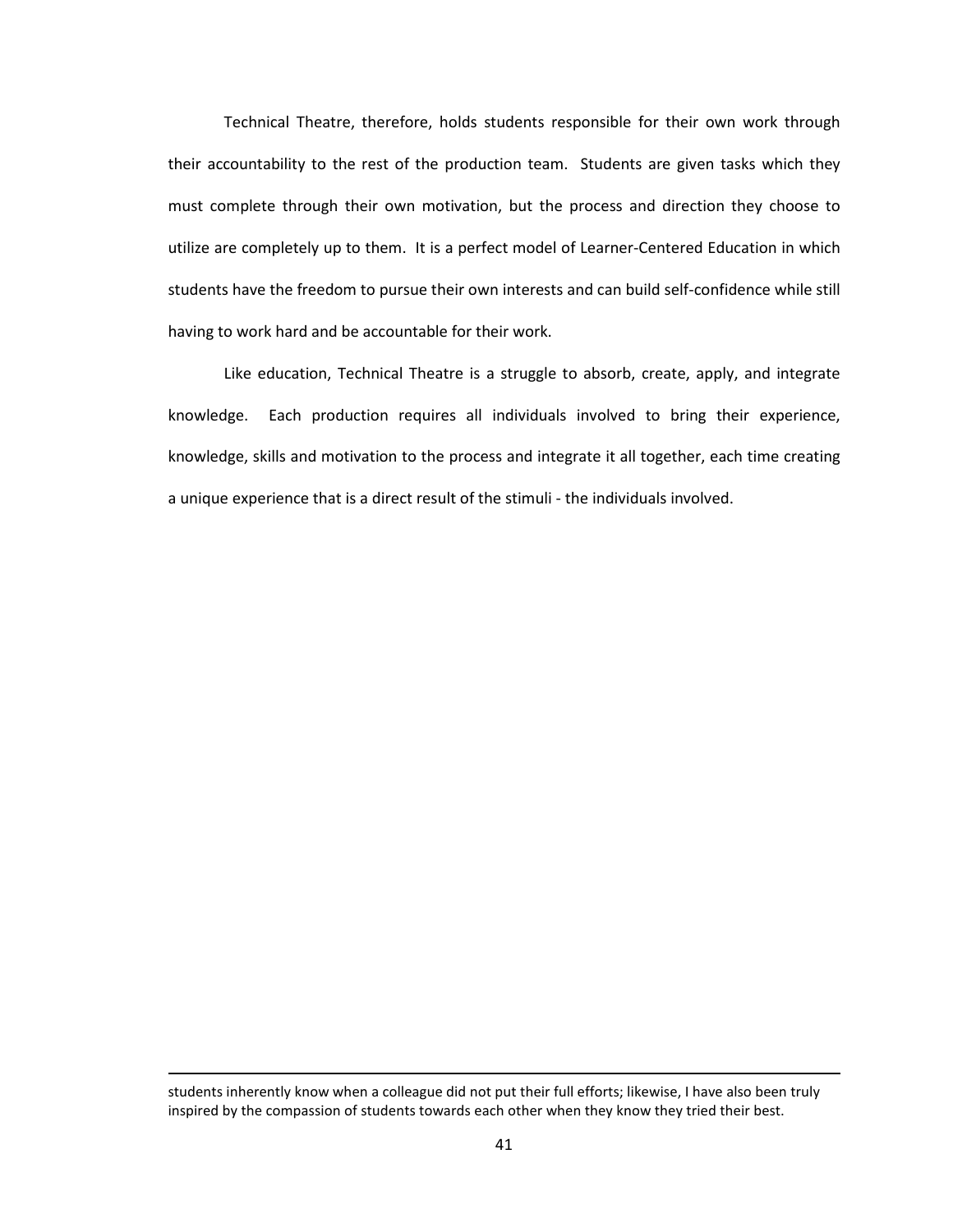Technical Theatre, therefore, holds students responsible for their own work through their accountability to the rest of the production team. Students are given tasks which they must complete through their own motivation, but the process and direction they choose to utilize are completely up to them. It is a perfect model of Learner-Centered Education in which students have the freedom to pursue their own interests and can build self-confidence while still having to work hard and be accountable for their work.

Like education, Technical Theatre is a struggle to absorb, create, apply, and integrate knowledge. Each production requires all individuals involved to bring their experience, knowledge, skills and motivation to the process and integrate it all together, each time creating a unique experience that is a direct result of the stimuli - the individuals involved.

---

students inherently know when a colleague did not put their full efforts; likewise, I have also been truly inspired by the compassion of students towards each other when they know they tried their best.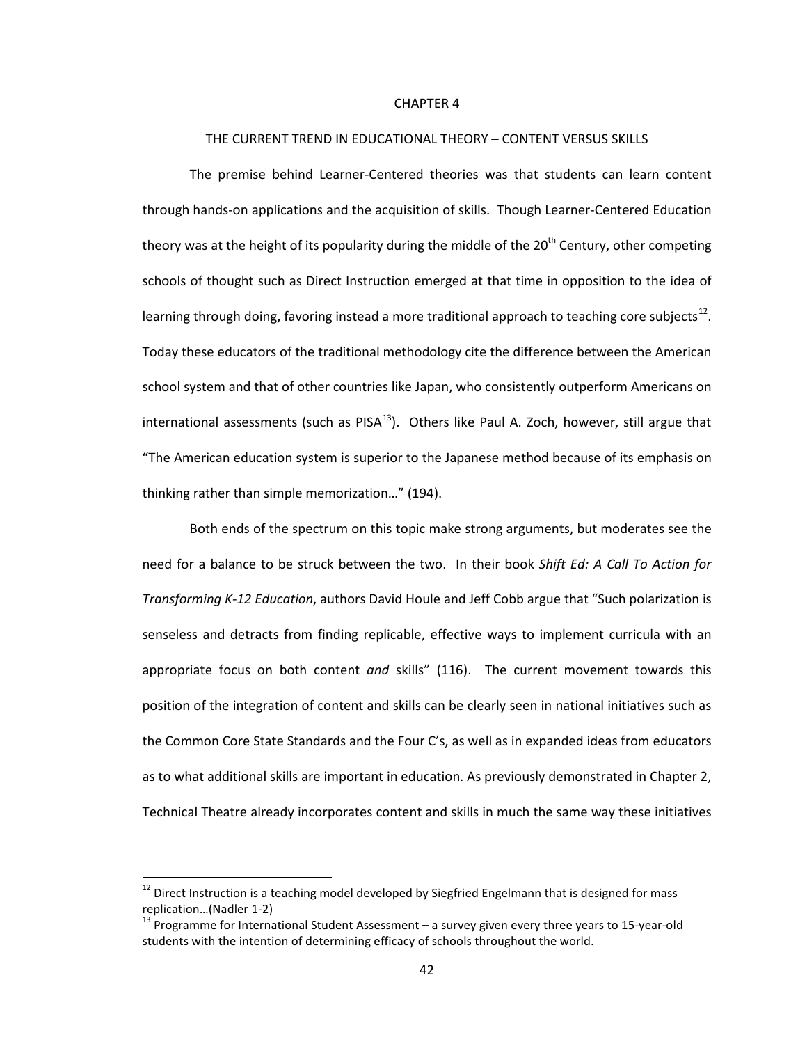# CHAPTER 4

## THE CURRENT TREND IN EDUCATIONAL THEORY – CONTENT VERSUS SKILLS

The premise behind Learner-Centered theories was that students can learn content through hands-on applications and the acquisition of skills. Though Learner-Centered Education theory was at the height of its popularity during the middle of the 20th Century, other competing schools of thought such as Direct Instruction emerged at that time in opposition to the idea of learning through doing, favoring instead a more traditional approach to teaching core subjects[12]. Today these educators of the traditional methodology cite the difference between the American school system and that of other countries like Japan, who consistently outperform Americans on international assessments (such as PISA[13]). Others like Paul A. Zoch, however, still argue that "The American education system is superior to the Japanese method because of its emphasis on thinking rather than simple memorization…" (194).

Both ends of the spectrum on this topic make strong arguments, but moderates see the need for a balance to be struck between the two. In their book *Shift Ed: A Call To Action for Transforming K-12 Education*, authors David Houle and Jeff Cobb argue that "Such polarization is senseless and detracts from finding replicable, effective ways to implement curricula with an appropriate focus on both content *and* skills" (116). The current movement towards this position of the integration of content and skills can be clearly seen in national initiatives such as the Common Core State Standards and the Four C's, as well as in expanded ideas from educators as to what additional skills are important in education. As previously demonstrated in Chapter 2, Technical Theatre already incorporates content and skills in much the same way these initiatives

---

[12] Direct Instruction is a teaching model developed by Siegfried Engelmann that is designed for mass replication…(Nadler 1-2)

[13] Programme for International Student Assessment – a survey given every three years to 15-year-old students with the intention of determining efficacy of schools throughout the world.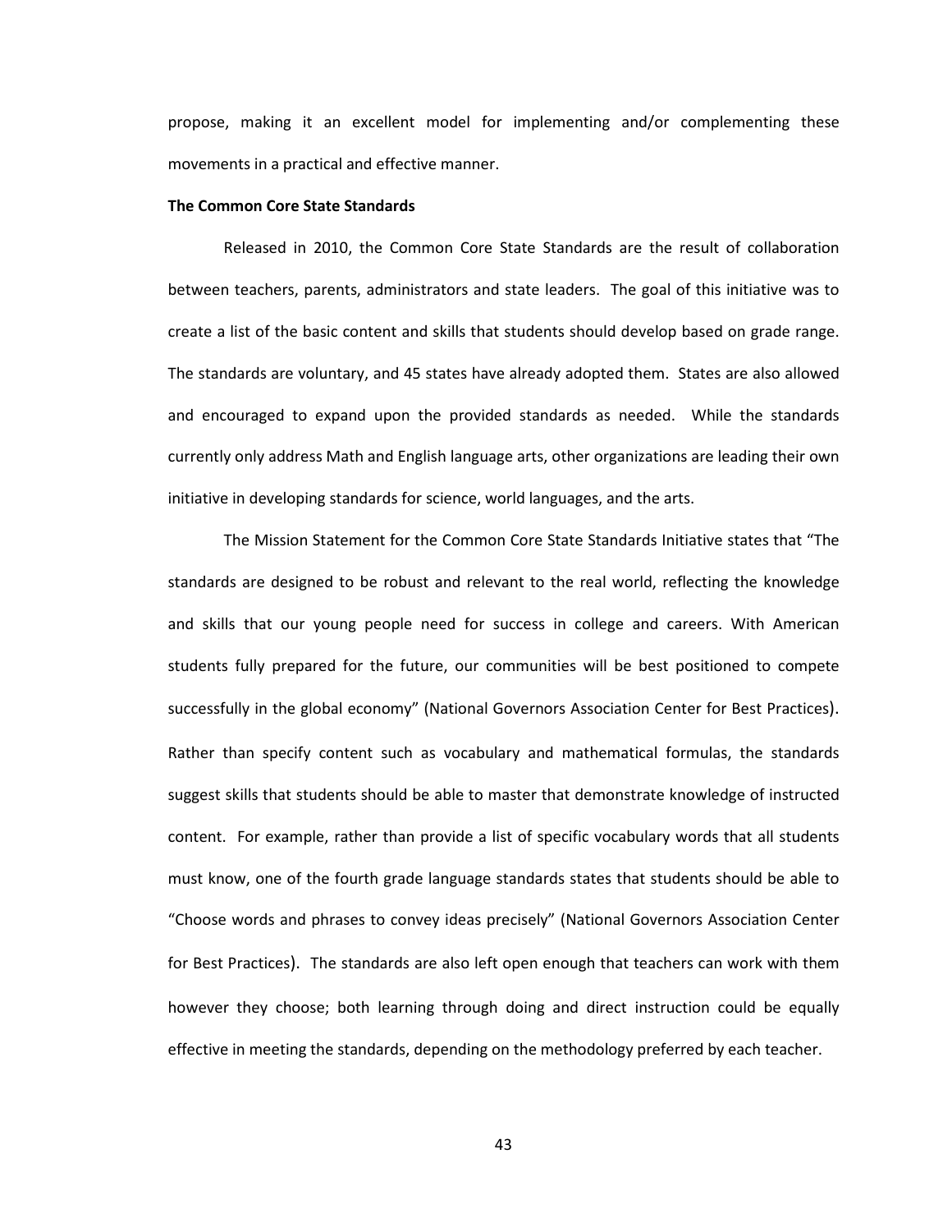propose, making it an excellent model for implementing and/or complementing these movements in a practical and effective manner.

**The Common Core State Standards**

Released in 2010, the Common Core State Standards are the result of collaboration between teachers, parents, administrators and state leaders. The goal of this initiative was to create a list of the basic content and skills that students should develop based on grade range. The standards are voluntary, and 45 states have already adopted them. States are also allowed and encouraged to expand upon the provided standards as needed. While the standards currently only address Math and English language arts, other organizations are leading their own initiative in developing standards for science, world languages, and the arts.

The Mission Statement for the Common Core State Standards Initiative states that "The standards are designed to be robust and relevant to the real world, reflecting the knowledge and skills that our young people need for success in college and careers. With American students fully prepared for the future, our communities will be best positioned to compete successfully in the global economy" (National Governors Association Center for Best Practices). Rather than specify content such as vocabulary and mathematical formulas, the standards suggest skills that students should be able to master that demonstrate knowledge of instructed content. For example, rather than provide a list of specific vocabulary words that all students must know, one of the fourth grade language standards states that students should be able to "Choose words and phrases to convey ideas precisely" (National Governors Association Center for Best Practices). The standards are also left open enough that teachers can work with them however they choose; both learning through doing and direct instruction could be equally effective in meeting the standards, depending on the methodology preferred by each teacher.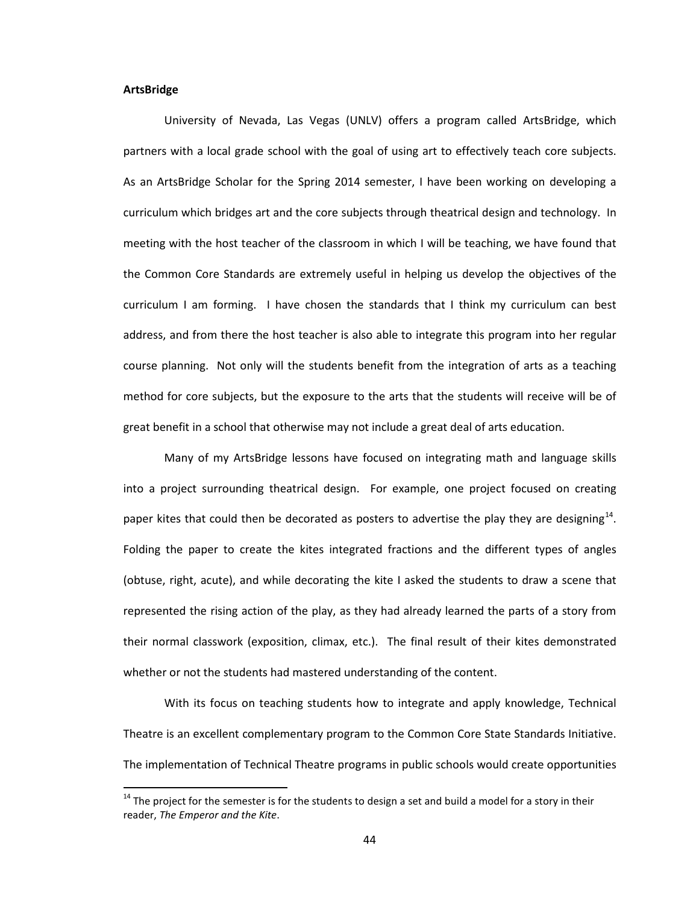**ArtsBridge**

University of Nevada, Las Vegas (UNLV) offers a program called ArtsBridge, which partners with a local grade school with the goal of using art to effectively teach core subjects. As an ArtsBridge Scholar for the Spring 2014 semester, I have been working on developing a curriculum which bridges art and the core subjects through theatrical design and technology. In meeting with the host teacher of the classroom in which I will be teaching, we have found that the Common Core Standards are extremely useful in helping us develop the objectives of the curriculum I am forming. I have chosen the standards that I think my curriculum can best address, and from there the host teacher is also able to integrate this program into her regular course planning. Not only will the students benefit from the integration of arts as a teaching method for core subjects, but the exposure to the arts that the students will receive will be of great benefit in a school that otherwise may not include a great deal of arts education.

Many of my ArtsBridge lessons have focused on integrating math and language skills into a project surrounding theatrical design. For example, one project focused on creating paper kites that could then be decorated as posters to advertise the play they are designing[14]. Folding the paper to create the kites integrated fractions and the different types of angles (obtuse, right, acute), and while decorating the kite I asked the students to draw a scene that represented the rising action of the play, as they had already learned the parts of a story from their normal classwork (exposition, climax, etc.). The final result of their kites demonstrated whether or not the students had mastered understanding of the content.

With its focus on teaching students how to integrate and apply knowledge, Technical Theatre is an excellent complementary program to the Common Core State Standards Initiative. The implementation of Technical Theatre programs in public schools would create opportunities

[14] The project for the semester is for the students to design a set and build a model for a story in their reader, *The Emperor and the Kite*.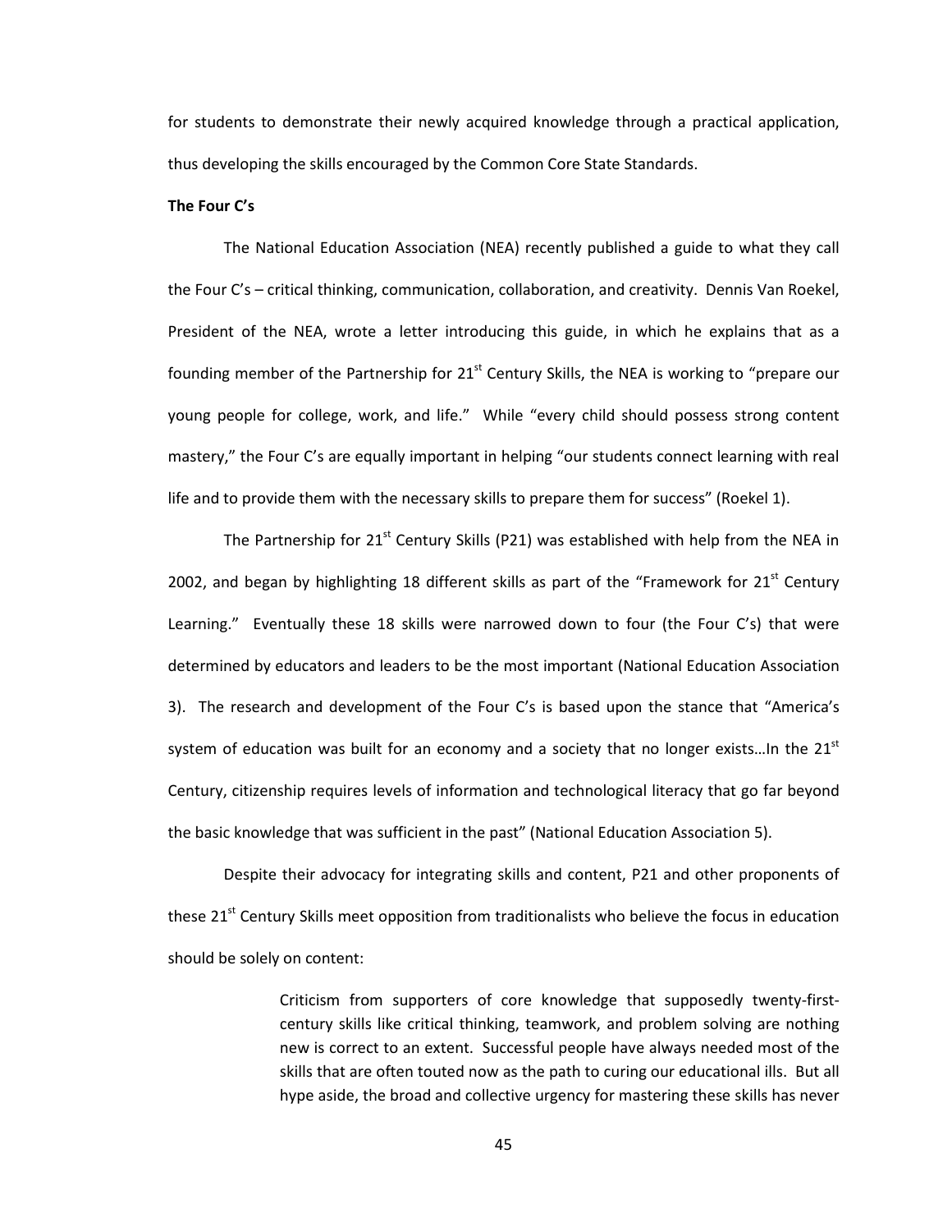for students to demonstrate their newly acquired knowledge through a practical application, thus developing the skills encouraged by the Common Core State Standards.

**The Four C's**

The National Education Association (NEA) recently published a guide to what they call the Four C's – critical thinking, communication, collaboration, and creativity. Dennis Van Roekel, President of the NEA, wrote a letter introducing this guide, in which he explains that as a founding member of the Partnership for 21st Century Skills, the NEA is working to "prepare our young people for college, work, and life." While "every child should possess strong content mastery," the Four C's are equally important in helping "our students connect learning with real life and to provide them with the necessary skills to prepare them for success" (Roekel 1).

The Partnership for 21st Century Skills (P21) was established with help from the NEA in 2002, and began by highlighting 18 different skills as part of the "Framework for 21st Century Learning." Eventually these 18 skills were narrowed down to four (the Four C's) that were determined by educators and leaders to be the most important (National Education Association 3). The research and development of the Four C's is based upon the stance that "America's system of education was built for an economy and a society that no longer exists…In the 21st Century, citizenship requires levels of information and technological literacy that go far beyond the basic knowledge that was sufficient in the past" (National Education Association 5).

Despite their advocacy for integrating skills and content, P21 and other proponents of these 21st Century Skills meet opposition from traditionalists who believe the focus in education should be solely on content:

> Criticism from supporters of core knowledge that supposedly twenty-first-century skills like critical thinking, teamwork, and problem solving are nothing new is correct to an extent. Successful people have always needed most of the skills that are often touted now as the path to curing our educational ills. But all hype aside, the broad and collective urgency for mastering these skills has never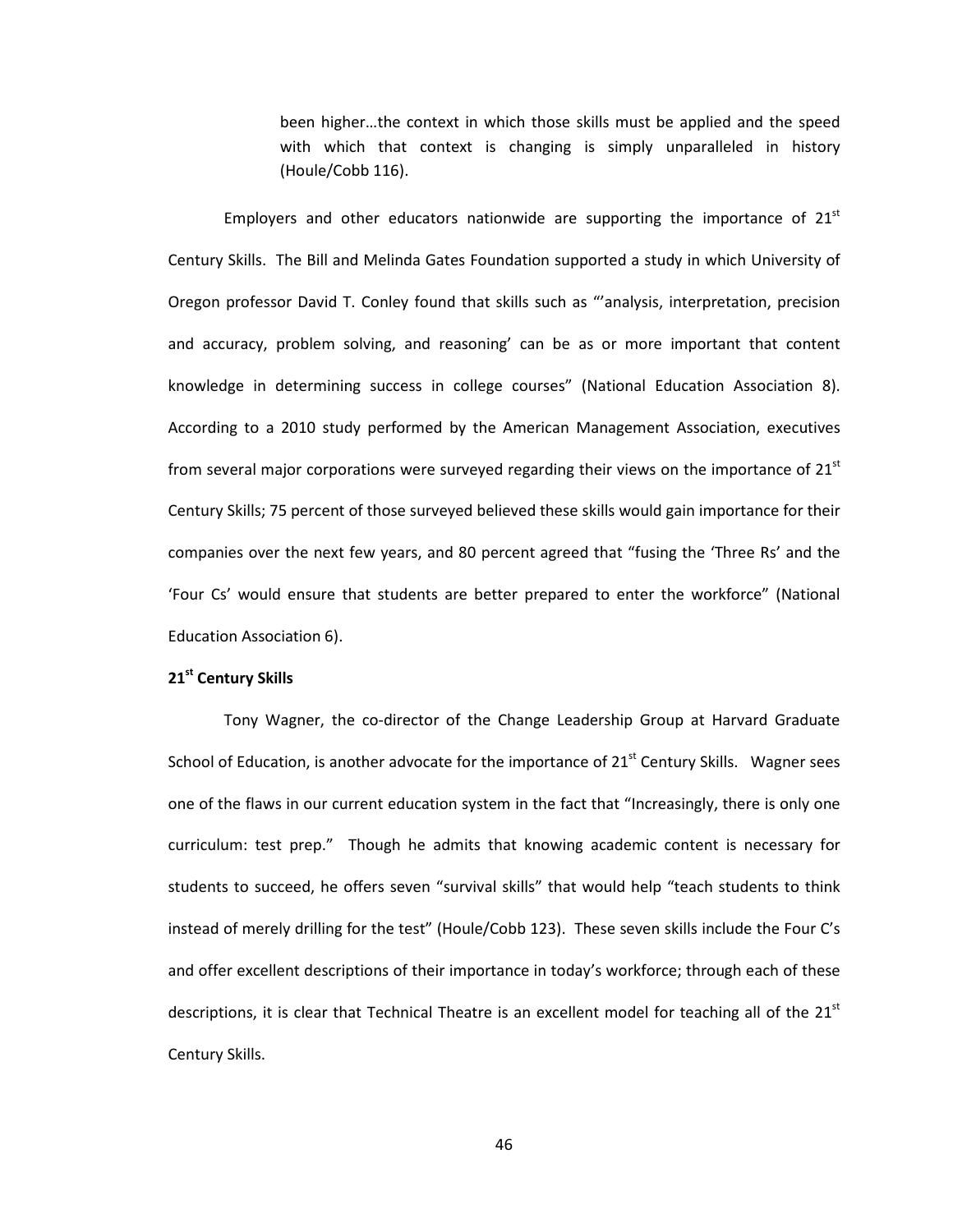> been higher…the context in which those skills must be applied and the speed with which that context is changing is simply unparalleled in history (Houle/Cobb 116).

Employers and other educators nationwide are supporting the importance of 21st Century Skills. The Bill and Melinda Gates Foundation supported a study in which University of Oregon professor David T. Conley found that skills such as "'analysis, interpretation, precision and accuracy, problem solving, and reasoning' can be as or more important that content knowledge in determining success in college courses" (National Education Association 8). According to a 2010 study performed by the American Management Association, executives from several major corporations were surveyed regarding their views on the importance of 21st Century Skills; 75 percent of those surveyed believed these skills would gain importance for their companies over the next few years, and 80 percent agreed that "fusing the 'Three Rs' and the 'Four Cs' would ensure that students are better prepared to enter the workforce" (National Education Association 6).

**21st Century Skills**

Tony Wagner, the co-director of the Change Leadership Group at Harvard Graduate School of Education, is another advocate for the importance of 21st Century Skills. Wagner sees one of the flaws in our current education system in the fact that "Increasingly, there is only one curriculum: test prep." Though he admits that knowing academic content is necessary for students to succeed, he offers seven "survival skills" that would help "teach students to think instead of merely drilling for the test" (Houle/Cobb 123). These seven skills include the Four C's and offer excellent descriptions of their importance in today's workforce; through each of these descriptions, it is clear that Technical Theatre is an excellent model for teaching all of the 21st Century Skills.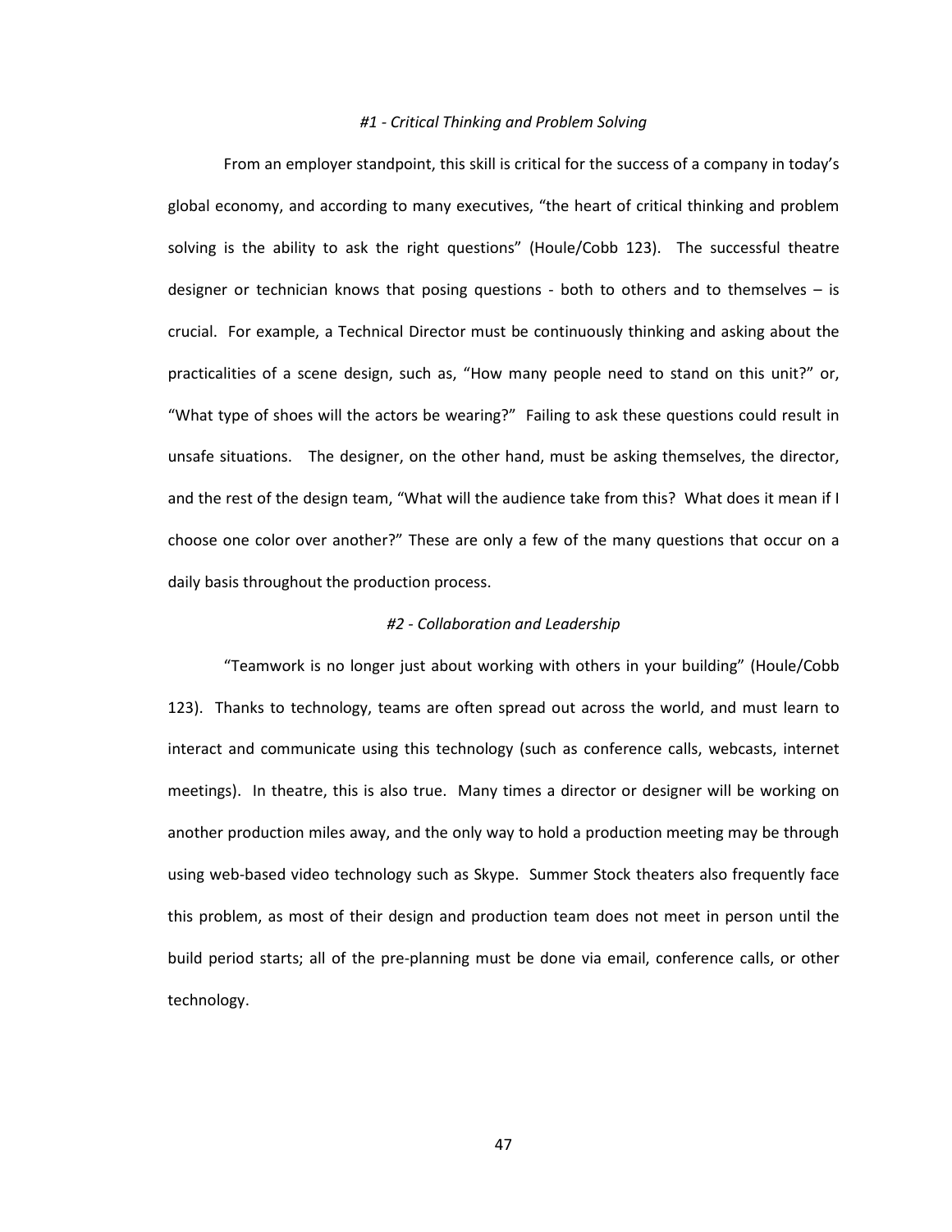### *#1 - Critical Thinking and Problem Solving*

From an employer standpoint, this skill is critical for the success of a company in today's global economy, and according to many executives, "the heart of critical thinking and problem solving is the ability to ask the right questions" (Houle/Cobb 123). The successful theatre designer or technician knows that posing questions - both to others and to themselves – is crucial. For example, a Technical Director must be continuously thinking and asking about the practicalities of a scene design, such as, "How many people need to stand on this unit?" or, "What type of shoes will the actors be wearing?" Failing to ask these questions could result in unsafe situations. The designer, on the other hand, must be asking themselves, the director, and the rest of the design team, "What will the audience take from this? What does it mean if I choose one color over another?" These are only a few of the many questions that occur on a daily basis throughout the production process.

### *#2 - Collaboration and Leadership*

"Teamwork is no longer just about working with others in your building" (Houle/Cobb 123). Thanks to technology, teams are often spread out across the world, and must learn to interact and communicate using this technology (such as conference calls, webcasts, internet meetings). In theatre, this is also true. Many times a director or designer will be working on another production miles away, and the only way to hold a production meeting may be through using web-based video technology such as Skype. Summer Stock theaters also frequently face this problem, as most of their design and production team does not meet in person until the build period starts; all of the pre-planning must be done via email, conference calls, or other technology.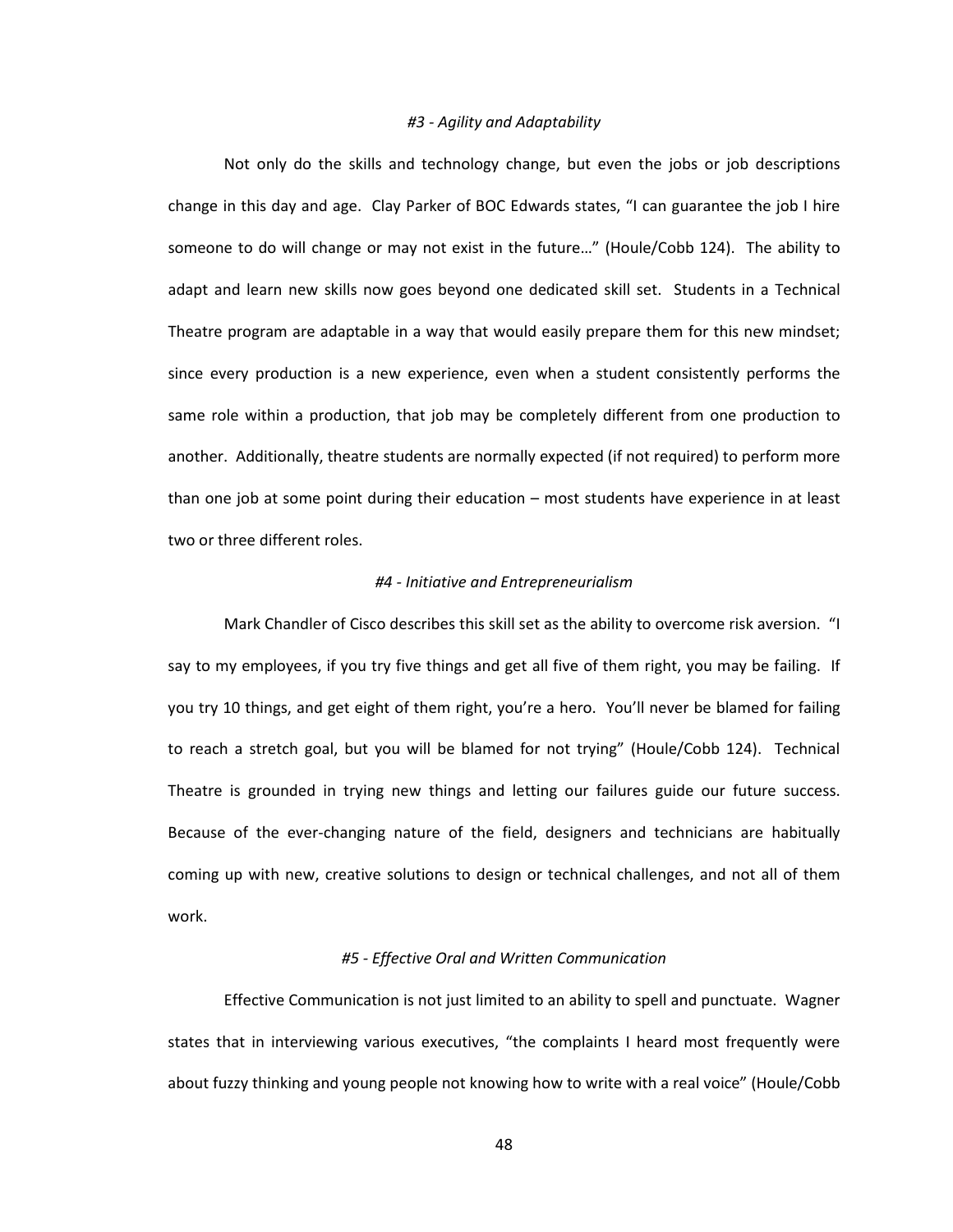*#3 - Agility and Adaptability*

Not only do the skills and technology change, but even the jobs or job descriptions change in this day and age. Clay Parker of BOC Edwards states, "I can guarantee the job I hire someone to do will change or may not exist in the future…" (Houle/Cobb 124). The ability to adapt and learn new skills now goes beyond one dedicated skill set. Students in a Technical Theatre program are adaptable in a way that would easily prepare them for this new mindset; since every production is a new experience, even when a student consistently performs the same role within a production, that job may be completely different from one production to another. Additionally, theatre students are normally expected (if not required) to perform more than one job at some point during their education – most students have experience in at least two or three different roles.

*#4 - Initiative and Entrepreneurialism*

Mark Chandler of Cisco describes this skill set as the ability to overcome risk aversion. "I say to my employees, if you try five things and get all five of them right, you may be failing. If you try 10 things, and get eight of them right, you're a hero. You'll never be blamed for failing to reach a stretch goal, but you will be blamed for not trying" (Houle/Cobb 124). Technical Theatre is grounded in trying new things and letting our failures guide our future success. Because of the ever-changing nature of the field, designers and technicians are habitually coming up with new, creative solutions to design or technical challenges, and not all of them work.

*#5 - Effective Oral and Written Communication*

Effective Communication is not just limited to an ability to spell and punctuate. Wagner states that in interviewing various executives, "the complaints I heard most frequently were about fuzzy thinking and young people not knowing how to write with a real voice" (Houle/Cobb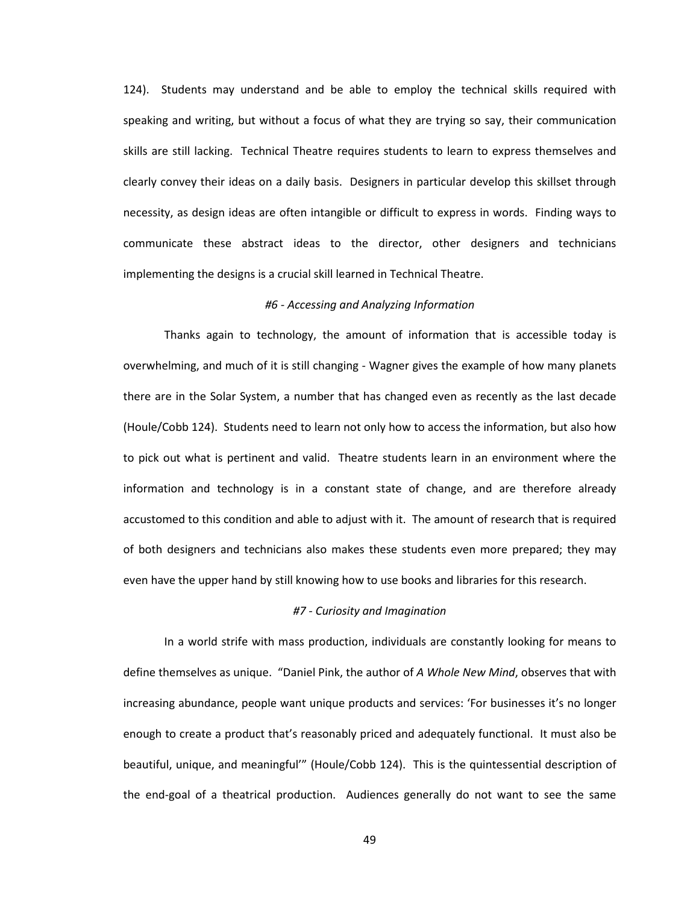124). Students may understand and be able to employ the technical skills required with speaking and writing, but without a focus of what they are trying so say, their communication skills are still lacking. Technical Theatre requires students to learn to express themselves and clearly convey their ideas on a daily basis. Designers in particular develop this skillset through necessity, as design ideas are often intangible or difficult to express in words. Finding ways to communicate these abstract ideas to the director, other designers and technicians implementing the designs is a crucial skill learned in Technical Theatre.

### *#6 - Accessing and Analyzing Information*

Thanks again to technology, the amount of information that is accessible today is overwhelming, and much of it is still changing - Wagner gives the example of how many planets there are in the Solar System, a number that has changed even as recently as the last decade (Houle/Cobb 124). Students need to learn not only how to access the information, but also how to pick out what is pertinent and valid. Theatre students learn in an environment where the information and technology is in a constant state of change, and are therefore already accustomed to this condition and able to adjust with it. The amount of research that is required of both designers and technicians also makes these students even more prepared; they may even have the upper hand by still knowing how to use books and libraries for this research.

### *#7 - Curiosity and Imagination*

In a world strife with mass production, individuals are constantly looking for means to define themselves as unique. "Daniel Pink, the author of *A Whole New Mind*, observes that with increasing abundance, people want unique products and services: 'For businesses it's no longer enough to create a product that's reasonably priced and adequately functional. It must also be beautiful, unique, and meaningful'" (Houle/Cobb 124). This is the quintessential description of the end-goal of a theatrical production. Audiences generally do not want to see the same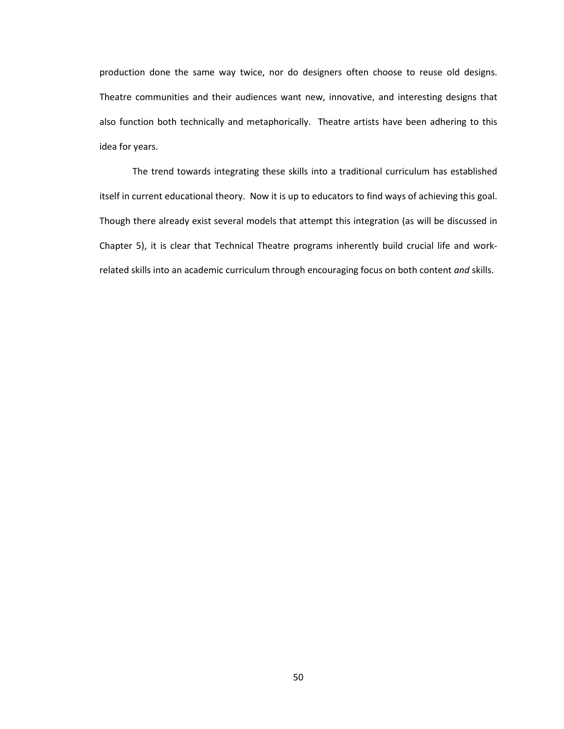production done the same way twice, nor do designers often choose to reuse old designs. Theatre communities and their audiences want new, innovative, and interesting designs that also function both technically and metaphorically. Theatre artists have been adhering to this idea for years.

The trend towards integrating these skills into a traditional curriculum has established itself in current educational theory. Now it is up to educators to find ways of achieving this goal. Though there already exist several models that attempt this integration (as will be discussed in Chapter 5), it is clear that Technical Theatre programs inherently build crucial life and work-related skills into an academic curriculum through encouraging focus on both content *and* skills.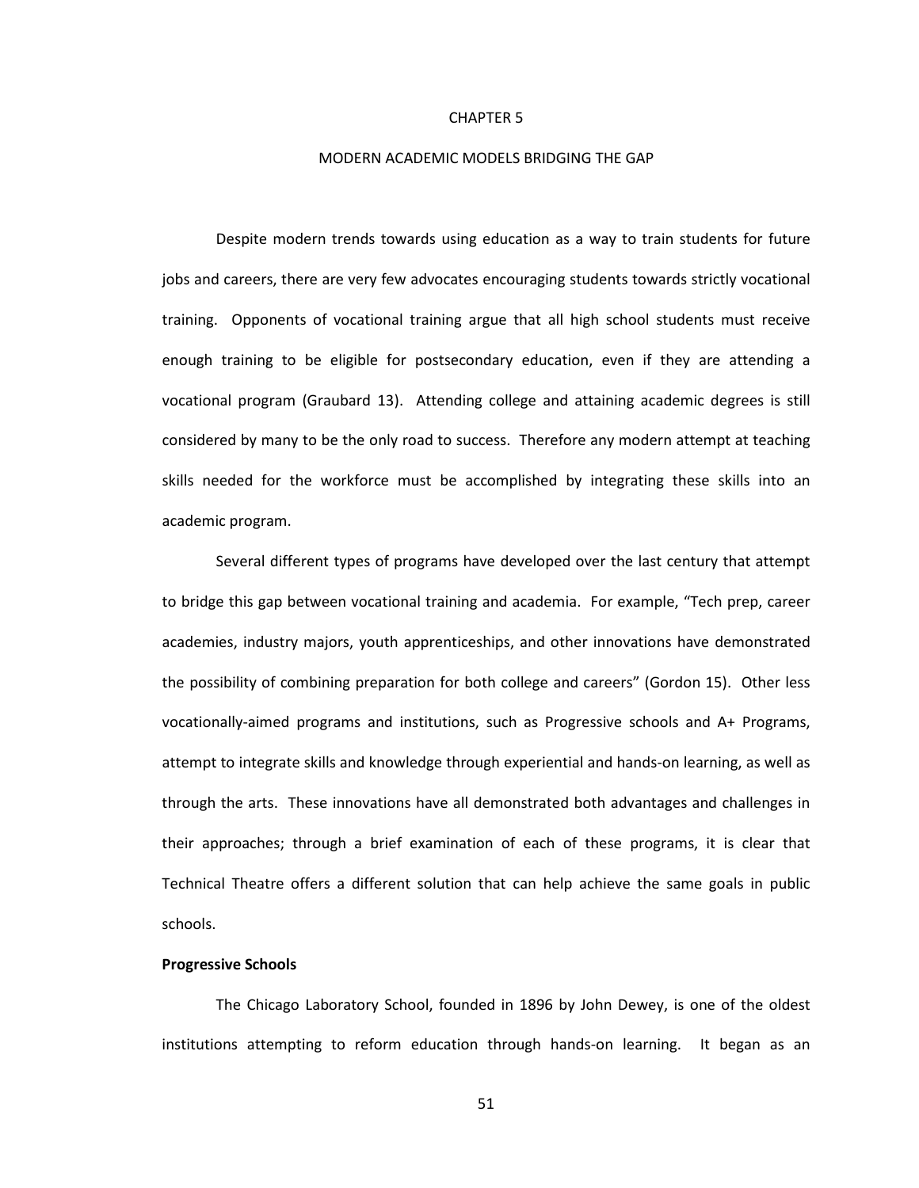# CHAPTER 5

# MODERN ACADEMIC MODELS BRIDGING THE GAP

Despite modern trends towards using education as a way to train students for future jobs and careers, there are very few advocates encouraging students towards strictly vocational training. Opponents of vocational training argue that all high school students must receive enough training to be eligible for postsecondary education, even if they are attending a vocational program (Graubard 13). Attending college and attaining academic degrees is still considered by many to be the only road to success. Therefore any modern attempt at teaching skills needed for the workforce must be accomplished by integrating these skills into an academic program.

Several different types of programs have developed over the last century that attempt to bridge this gap between vocational training and academia. For example, "Tech prep, career academies, industry majors, youth apprenticeships, and other innovations have demonstrated the possibility of combining preparation for both college and careers" (Gordon 15). Other less vocationally-aimed programs and institutions, such as Progressive schools and A+ Programs, attempt to integrate skills and knowledge through experiential and hands-on learning, as well as through the arts. These innovations have all demonstrated both advantages and challenges in their approaches; through a brief examination of each of these programs, it is clear that Technical Theatre offers a different solution that can help achieve the same goals in public schools.

**Progressive Schools**

The Chicago Laboratory School, founded in 1896 by John Dewey, is one of the oldest institutions attempting to reform education through hands-on learning. It began as an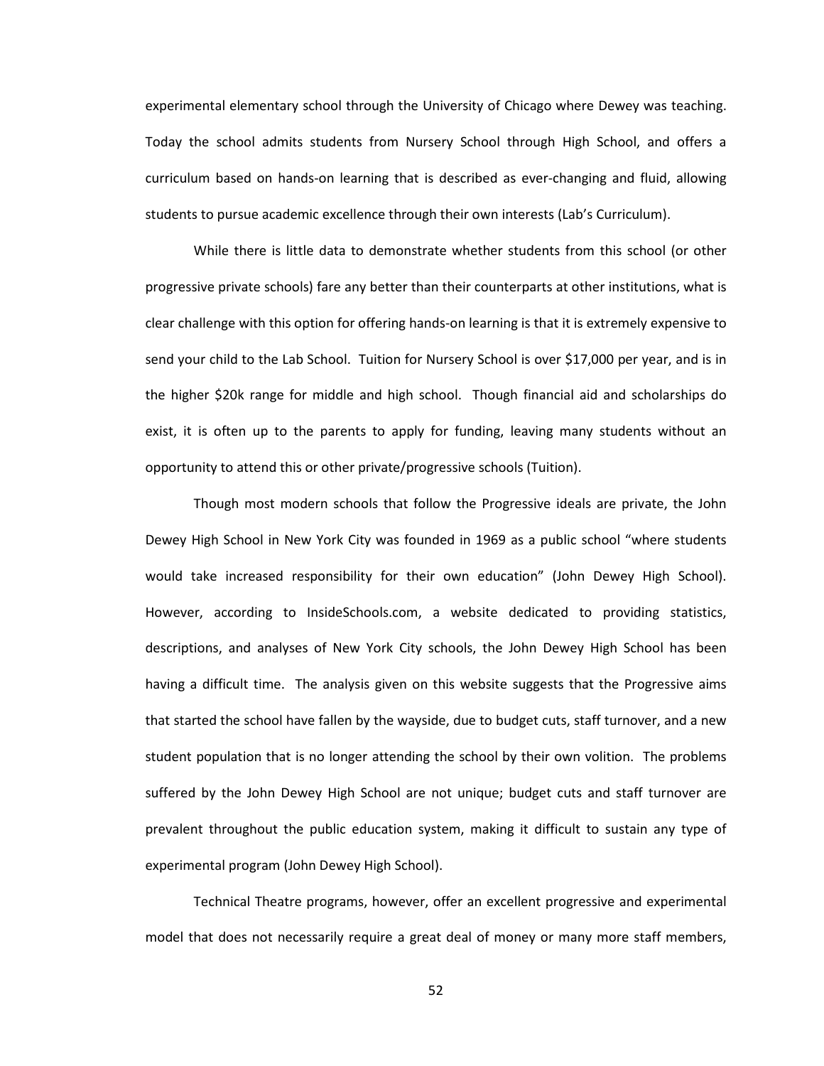experimental elementary school through the University of Chicago where Dewey was teaching. Today the school admits students from Nursery School through High School, and offers a curriculum based on hands-on learning that is described as ever-changing and fluid, allowing students to pursue academic excellence through their own interests (Lab's Curriculum).

While there is little data to demonstrate whether students from this school (or other progressive private schools) fare any better than their counterparts at other institutions, what is clear challenge with this option for offering hands-on learning is that it is extremely expensive to send your child to the Lab School. Tuition for Nursery School is over $17,000 per year, and is in the higher $20k range for middle and high school. Though financial aid and scholarships do exist, it is often up to the parents to apply for funding, leaving many students without an opportunity to attend this or other private/progressive schools (Tuition).

Though most modern schools that follow the Progressive ideals are private, the John Dewey High School in New York City was founded in 1969 as a public school "where students would take increased responsibility for their own education" (John Dewey High School). However, according to InsideSchools.com, a website dedicated to providing statistics, descriptions, and analyses of New York City schools, the John Dewey High School has been having a difficult time. The analysis given on this website suggests that the Progressive aims that started the school have fallen by the wayside, due to budget cuts, staff turnover, and a new student population that is no longer attending the school by their own volition. The problems suffered by the John Dewey High School are not unique; budget cuts and staff turnover are prevalent throughout the public education system, making it difficult to sustain any type of experimental program (John Dewey High School).

Technical Theatre programs, however, offer an excellent progressive and experimental model that does not necessarily require a great deal of money or many more staff members,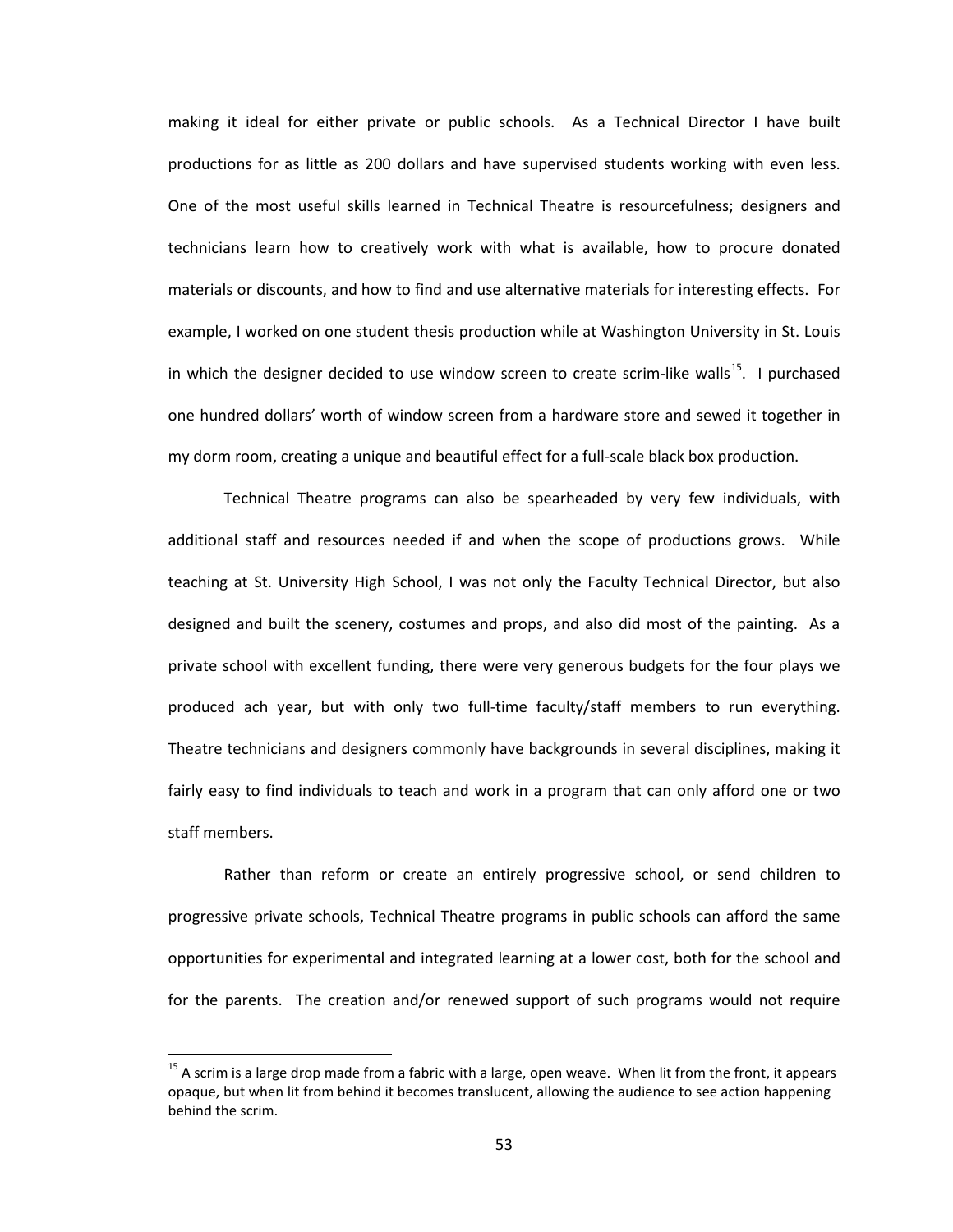making it ideal for either private or public schools. As a Technical Director I have built productions for as little as 200 dollars and have supervised students working with even less. One of the most useful skills learned in Technical Theatre is resourcefulness; designers and technicians learn how to creatively work with what is available, how to procure donated materials or discounts, and how to find and use alternative materials for interesting effects. For example, I worked on one student thesis production while at Washington University in St. Louis in which the designer decided to use window screen to create scrim-like walls[15]. I purchased one hundred dollars' worth of window screen from a hardware store and sewed it together in my dorm room, creating a unique and beautiful effect for a full-scale black box production.

Technical Theatre programs can also be spearheaded by very few individuals, with additional staff and resources needed if and when the scope of productions grows. While teaching at St. University High School, I was not only the Faculty Technical Director, but also designed and built the scenery, costumes and props, and also did most of the painting. As a private school with excellent funding, there were very generous budgets for the four plays we produced ach year, but with only two full-time faculty/staff members to run everything. Theatre technicians and designers commonly have backgrounds in several disciplines, making it fairly easy to find individuals to teach and work in a program that can only afford one or two staff members.

Rather than reform or create an entirely progressive school, or send children to progressive private schools, Technical Theatre programs in public schools can afford the same opportunities for experimental and integrated learning at a lower cost, both for the school and for the parents. The creation and/or renewed support of such programs would not require

[15] A scrim is a large drop made from a fabric with a large, open weave. When lit from the front, it appears opaque, but when lit from behind it becomes translucent, allowing the audience to see action happening behind the scrim.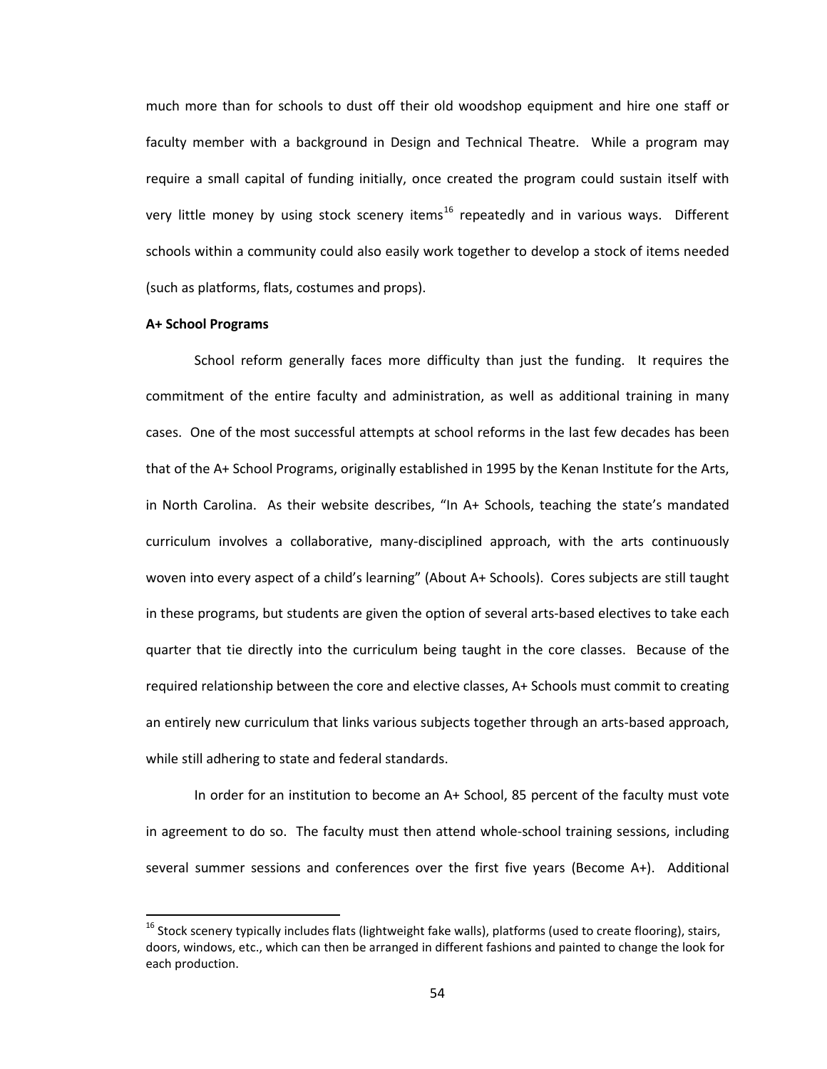much more than for schools to dust off their old woodshop equipment and hire one staff or faculty member with a background in Design and Technical Theatre. While a program may require a small capital of funding initially, once created the program could sustain itself with very little money by using stock scenery items[16] repeatedly and in various ways. Different schools within a community could also easily work together to develop a stock of items needed (such as platforms, flats, costumes and props).

**A+ School Programs**

School reform generally faces more difficulty than just the funding. It requires the commitment of the entire faculty and administration, as well as additional training in many cases. One of the most successful attempts at school reforms in the last few decades has been that of the A+ School Programs, originally established in 1995 by the Kenan Institute for the Arts, in North Carolina. As their website describes, "In A+ Schools, teaching the state's mandated curriculum involves a collaborative, many-disciplined approach, with the arts continuously woven into every aspect of a child's learning" (About A+ Schools). Cores subjects are still taught in these programs, but students are given the option of several arts-based electives to take each quarter that tie directly into the curriculum being taught in the core classes. Because of the required relationship between the core and elective classes, A+ Schools must commit to creating an entirely new curriculum that links various subjects together through an arts-based approach, while still adhering to state and federal standards.

In order for an institution to become an A+ School, 85 percent of the faculty must vote in agreement to do so. The faculty must then attend whole-school training sessions, including several summer sessions and conferences over the first five years (Become A+). Additional

[16] Stock scenery typically includes flats (lightweight fake walls), platforms (used to create flooring), stairs, doors, windows, etc., which can then be arranged in different fashions and painted to change the look for each production.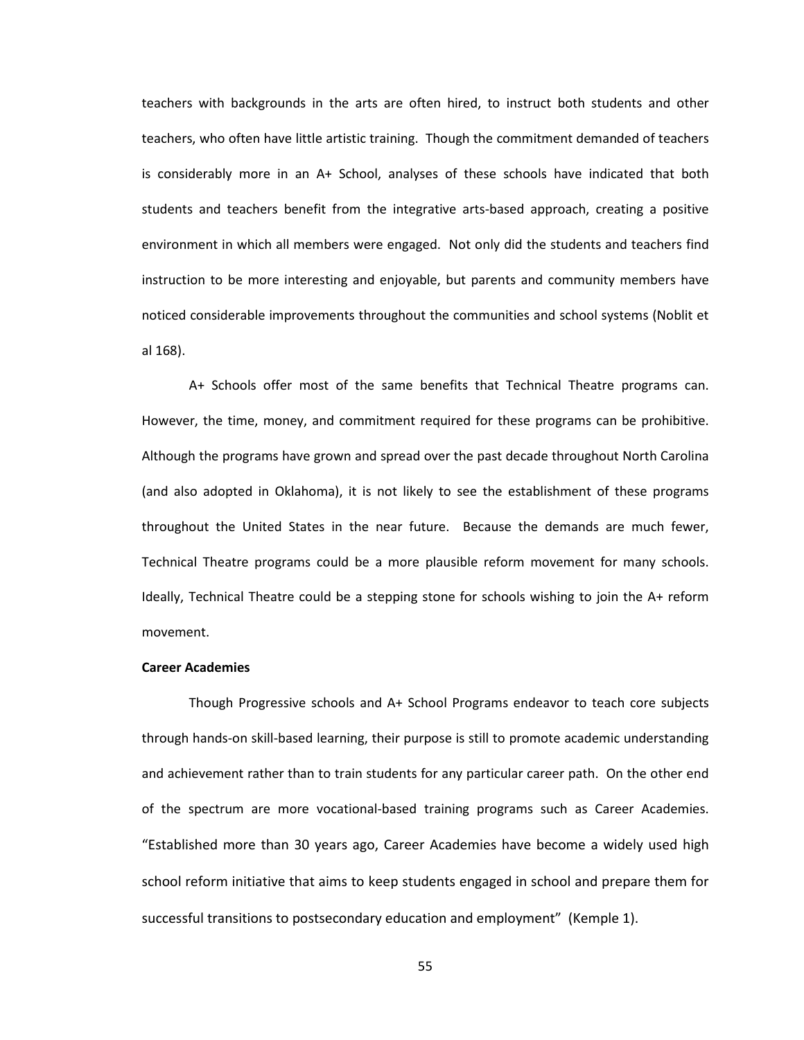teachers with backgrounds in the arts are often hired, to instruct both students and other teachers, who often have little artistic training. Though the commitment demanded of teachers is considerably more in an A+ School, analyses of these schools have indicated that both students and teachers benefit from the integrative arts-based approach, creating a positive environment in which all members were engaged. Not only did the students and teachers find instruction to be more interesting and enjoyable, but parents and community members have noticed considerable improvements throughout the communities and school systems (Noblit et al 168).

A+ Schools offer most of the same benefits that Technical Theatre programs can. However, the time, money, and commitment required for these programs can be prohibitive. Although the programs have grown and spread over the past decade throughout North Carolina (and also adopted in Oklahoma), it is not likely to see the establishment of these programs throughout the United States in the near future. Because the demands are much fewer, Technical Theatre programs could be a more plausible reform movement for many schools. Ideally, Technical Theatre could be a stepping stone for schools wishing to join the A+ reform movement.

**Career Academies**

Though Progressive schools and A+ School Programs endeavor to teach core subjects through hands-on skill-based learning, their purpose is still to promote academic understanding and achievement rather than to train students for any particular career path. On the other end of the spectrum are more vocational-based training programs such as Career Academies. "Established more than 30 years ago, Career Academies have become a widely used high school reform initiative that aims to keep students engaged in school and prepare them for successful transitions to postsecondary education and employment" (Kemple 1).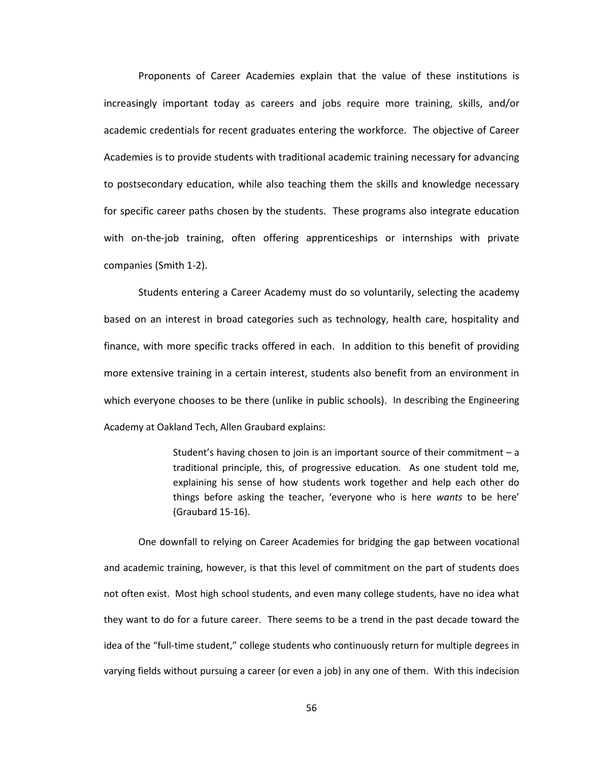Proponents of Career Academies explain that the value of these institutions is increasingly important today as careers and jobs require more training, skills, and/or academic credentials for recent graduates entering the workforce. The objective of Career Academies is to provide students with traditional academic training necessary for advancing to postsecondary education, while also teaching them the skills and knowledge necessary for specific career paths chosen by the students. These programs also integrate education with on-the-job training, often offering apprenticeships or internships with private companies (Smith 1-2).

Students entering a Career Academy must do so voluntarily, selecting the academy based on an interest in broad categories such as technology, health care, hospitality and finance, with more specific tracks offered in each. In addition to this benefit of providing more extensive training in a certain interest, students also benefit from an environment in which everyone chooses to be there (unlike in public schools). In describing the Engineering Academy at Oakland Tech, Allen Graubard explains:

> Student's having chosen to join is an important source of their commitment – a traditional principle, this, of progressive education. As one student told me, explaining his sense of how students work together and help each other do things before asking the teacher, 'everyone who is here *wants* to be here' (Graubard 15-16).

One downfall to relying on Career Academies for bridging the gap between vocational and academic training, however, is that this level of commitment on the part of students does not often exist. Most high school students, and even many college students, have no idea what they want to do for a future career. There seems to be a trend in the past decade toward the idea of the "full-time student," college students who continuously return for multiple degrees in varying fields without pursuing a career (or even a job) in any one of them. With this indecision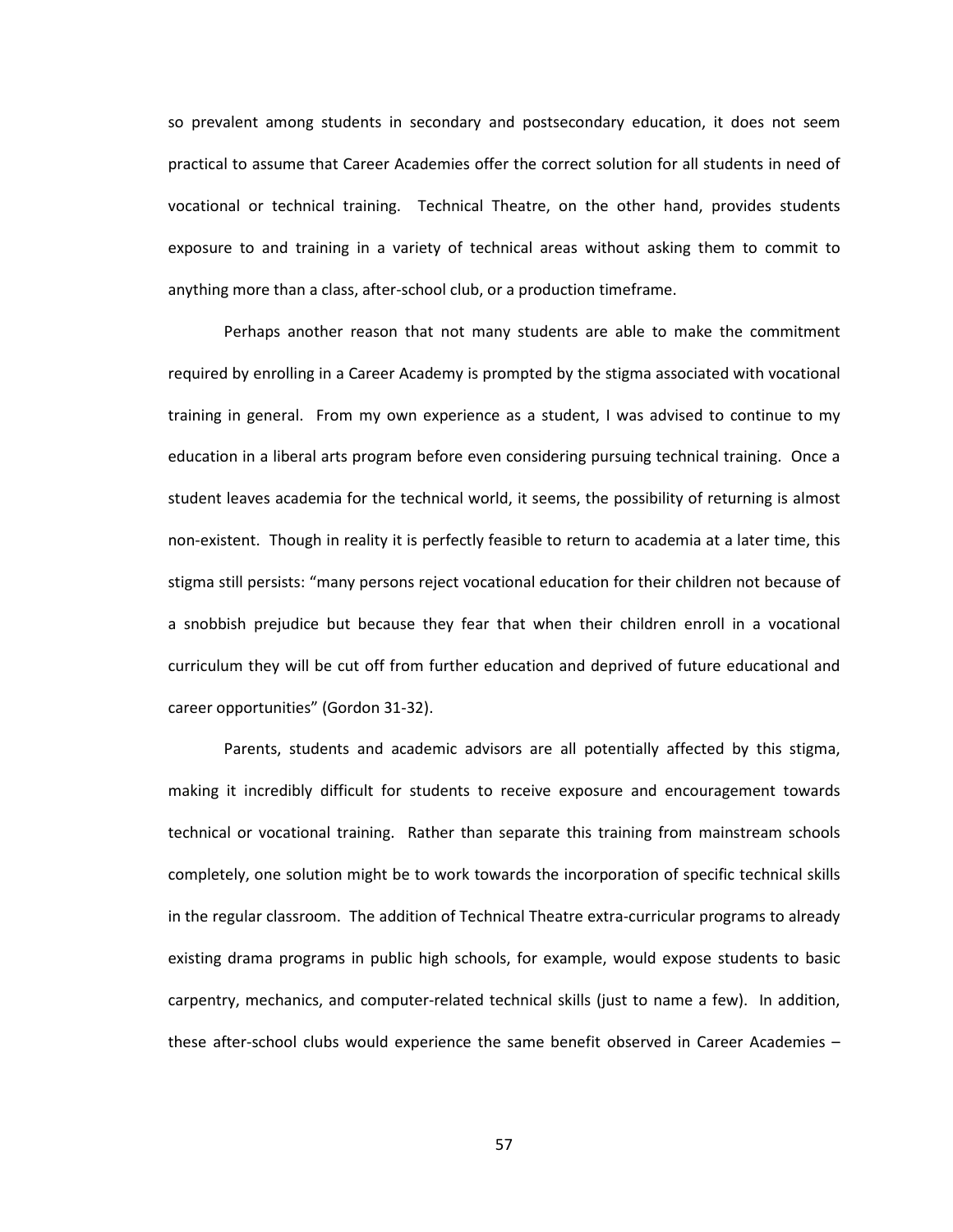so prevalent among students in secondary and postsecondary education, it does not seem practical to assume that Career Academies offer the correct solution for all students in need of vocational or technical training. Technical Theatre, on the other hand, provides students exposure to and training in a variety of technical areas without asking them to commit to anything more than a class, after-school club, or a production timeframe.

Perhaps another reason that not many students are able to make the commitment required by enrolling in a Career Academy is prompted by the stigma associated with vocational training in general. From my own experience as a student, I was advised to continue to my education in a liberal arts program before even considering pursuing technical training. Once a student leaves academia for the technical world, it seems, the possibility of returning is almost non-existent. Though in reality it is perfectly feasible to return to academia at a later time, this stigma still persists: "many persons reject vocational education for their children not because of a snobbish prejudice but because they fear that when their children enroll in a vocational curriculum they will be cut off from further education and deprived of future educational and career opportunities" (Gordon 31-32).

Parents, students and academic advisors are all potentially affected by this stigma, making it incredibly difficult for students to receive exposure and encouragement towards technical or vocational training. Rather than separate this training from mainstream schools completely, one solution might be to work towards the incorporation of specific technical skills in the regular classroom. The addition of Technical Theatre extra-curricular programs to already existing drama programs in public high schools, for example, would expose students to basic carpentry, mechanics, and computer-related technical skills (just to name a few). In addition, these after-school clubs would experience the same benefit observed in Career Academies –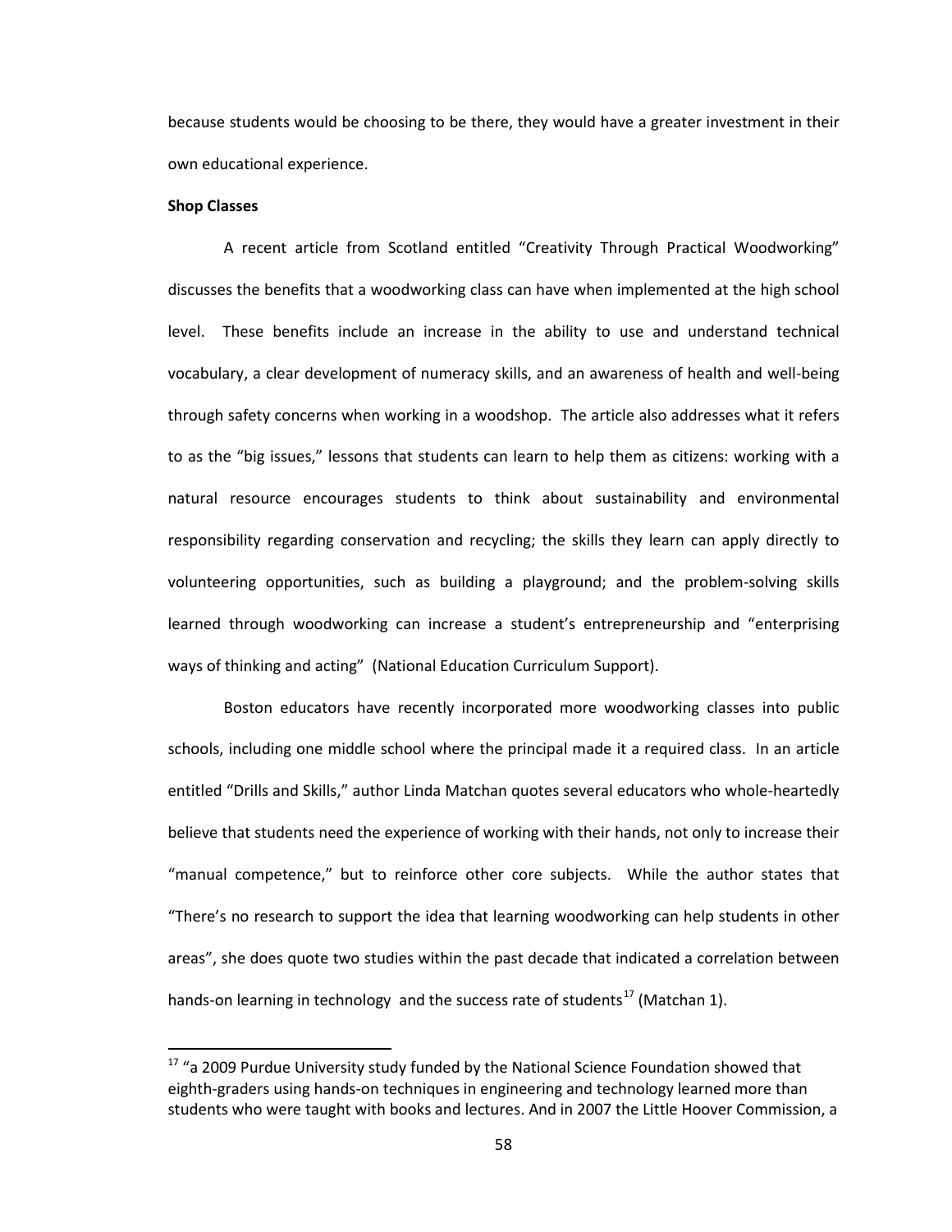because students would be choosing to be there, they would have a greater investment in their own educational experience.

**Shop Classes**

A recent article from Scotland entitled "Creativity Through Practical Woodworking" discusses the benefits that a woodworking class can have when implemented at the high school level. These benefits include an increase in the ability to use and understand technical vocabulary, a clear development of numeracy skills, and an awareness of health and well-being through safety concerns when working in a woodshop. The article also addresses what it refers to as the "big issues," lessons that students can learn to help them as citizens: working with a natural resource encourages students to think about sustainability and environmental responsibility regarding conservation and recycling; the skills they learn can apply directly to volunteering opportunities, such as building a playground; and the problem-solving skills learned through woodworking can increase a student's entrepreneurship and "enterprising ways of thinking and acting" (National Education Curriculum Support).

Boston educators have recently incorporated more woodworking classes into public schools, including one middle school where the principal made it a required class. In an article entitled "Drills and Skills," author Linda Matchan quotes several educators who whole-heartedly believe that students need the experience of working with their hands, not only to increase their "manual competence," but to reinforce other core subjects. While the author states that "There's no research to support the idea that learning woodworking can help students in other areas", she does quote two studies within the past decade that indicated a correlation between hands-on learning in technology and the success rate of students[17] (Matchan 1).

---

[17] "a 2009 Purdue University study funded by the National Science Foundation showed that eighth-graders using hands-on techniques in engineering and technology learned more than students who were taught with books and lectures. And in 2007 the Little Hoover Commission, a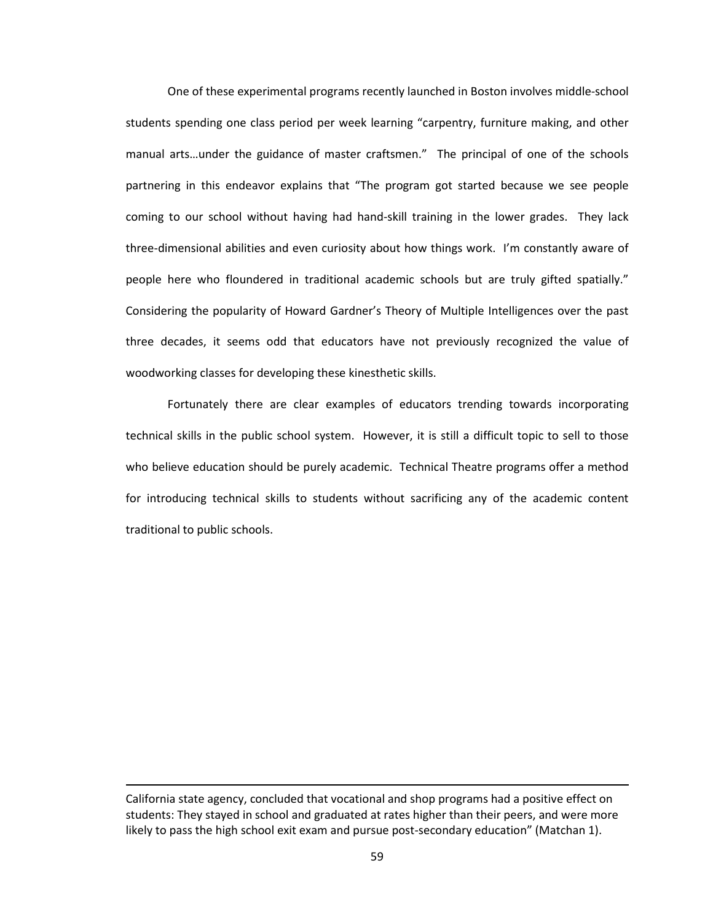One of these experimental programs recently launched in Boston involves middle-school students spending one class period per week learning "carpentry, furniture making, and other manual arts…under the guidance of master craftsmen." The principal of one of the schools partnering in this endeavor explains that "The program got started because we see people coming to our school without having had hand-skill training in the lower grades. They lack three-dimensional abilities and even curiosity about how things work. I'm constantly aware of people here who floundered in traditional academic schools but are truly gifted spatially." Considering the popularity of Howard Gardner's Theory of Multiple Intelligences over the past three decades, it seems odd that educators have not previously recognized the value of woodworking classes for developing these kinesthetic skills.

Fortunately there are clear examples of educators trending towards incorporating technical skills in the public school system. However, it is still a difficult topic to sell to those who believe education should be purely academic. Technical Theatre programs offer a method for introducing technical skills to students without sacrificing any of the academic content traditional to public schools.

---

California state agency, concluded that vocational and shop programs had a positive effect on students: They stayed in school and graduated at rates higher than their peers, and were more likely to pass the high school exit exam and pursue post-secondary education" (Matchan 1).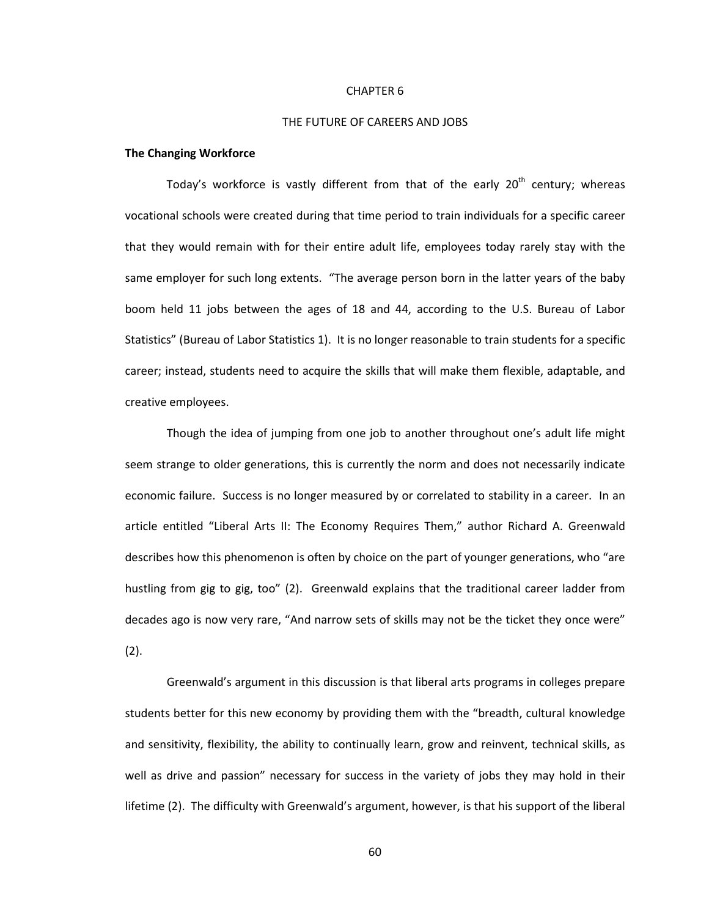# CHAPTER 6

# THE FUTURE OF CAREERS AND JOBS

**The Changing Workforce**

Today's workforce is vastly different from that of the early 20th century; whereas vocational schools were created during that time period to train individuals for a specific career that they would remain with for their entire adult life, employees today rarely stay with the same employer for such long extents. "The average person born in the latter years of the baby boom held 11 jobs between the ages of 18 and 44, according to the U.S. Bureau of Labor Statistics" (Bureau of Labor Statistics 1). It is no longer reasonable to train students for a specific career; instead, students need to acquire the skills that will make them flexible, adaptable, and creative employees.

Though the idea of jumping from one job to another throughout one's adult life might seem strange to older generations, this is currently the norm and does not necessarily indicate economic failure. Success is no longer measured by or correlated to stability in a career. In an article entitled "Liberal Arts II: The Economy Requires Them," author Richard A. Greenwald describes how this phenomenon is often by choice on the part of younger generations, who "are hustling from gig to gig, too" (2). Greenwald explains that the traditional career ladder from decades ago is now very rare, "And narrow sets of skills may not be the ticket they once were" (2).

Greenwald's argument in this discussion is that liberal arts programs in colleges prepare students better for this new economy by providing them with the "breadth, cultural knowledge and sensitivity, flexibility, the ability to continually learn, grow and reinvent, technical skills, as well as drive and passion" necessary for success in the variety of jobs they may hold in their lifetime (2). The difficulty with Greenwald's argument, however, is that his support of the liberal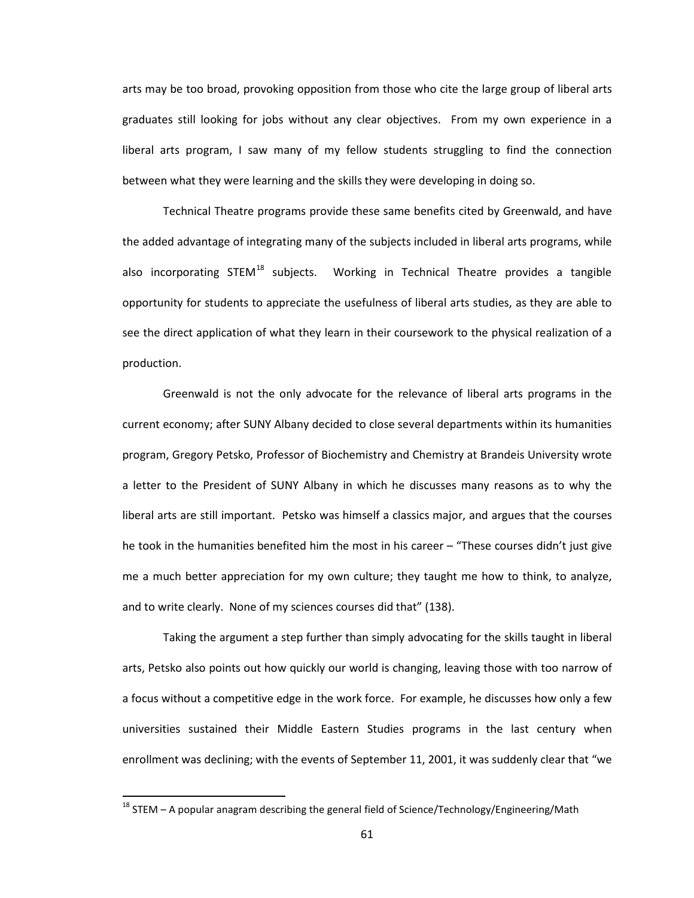arts may be too broad, provoking opposition from those who cite the large group of liberal arts graduates still looking for jobs without any clear objectives. From my own experience in a liberal arts program, I saw many of my fellow students struggling to find the connection between what they were learning and the skills they were developing in doing so.

Technical Theatre programs provide these same benefits cited by Greenwald, and have the added advantage of integrating many of the subjects included in liberal arts programs, while also incorporating STEM[18] subjects. Working in Technical Theatre provides a tangible opportunity for students to appreciate the usefulness of liberal arts studies, as they are able to see the direct application of what they learn in their coursework to the physical realization of a production.

Greenwald is not the only advocate for the relevance of liberal arts programs in the current economy; after SUNY Albany decided to close several departments within its humanities program, Gregory Petsko, Professor of Biochemistry and Chemistry at Brandeis University wrote a letter to the President of SUNY Albany in which he discusses many reasons as to why the liberal arts are still important. Petsko was himself a classics major, and argues that the courses he took in the humanities benefited him the most in his career – "These courses didn't just give me a much better appreciation for my own culture; they taught me how to think, to analyze, and to write clearly. None of my sciences courses did that" (138).

Taking the argument a step further than simply advocating for the skills taught in liberal arts, Petsko also points out how quickly our world is changing, leaving those with too narrow of a focus without a competitive edge in the work force. For example, he discusses how only a few universities sustained their Middle Eastern Studies programs in the last century when enrollment was declining; with the events of September 11, 2001, it was suddenly clear that "we

[18] STEM – A popular anagram describing the general field of Science/Technology/Engineering/Math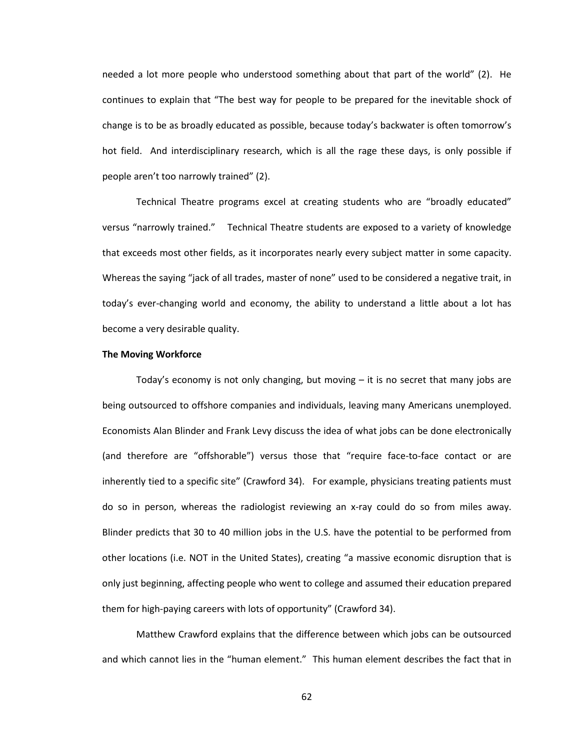needed a lot more people who understood something about that part of the world" (2). He continues to explain that "The best way for people to be prepared for the inevitable shock of change is to be as broadly educated as possible, because today's backwater is often tomorrow's hot field. And interdisciplinary research, which is all the rage these days, is only possible if people aren't too narrowly trained" (2).

Technical Theatre programs excel at creating students who are "broadly educated" versus "narrowly trained." Technical Theatre students are exposed to a variety of knowledge that exceeds most other fields, as it incorporates nearly every subject matter in some capacity. Whereas the saying "jack of all trades, master of none" used to be considered a negative trait, in today's ever-changing world and economy, the ability to understand a little about a lot has become a very desirable quality.

**The Moving Workforce**

Today's economy is not only changing, but moving – it is no secret that many jobs are being outsourced to offshore companies and individuals, leaving many Americans unemployed. Economists Alan Blinder and Frank Levy discuss the idea of what jobs can be done electronically (and therefore are "offshorable") versus those that "require face-to-face contact or are inherently tied to a specific site" (Crawford 34). For example, physicians treating patients must do so in person, whereas the radiologist reviewing an x-ray could do so from miles away. Blinder predicts that 30 to 40 million jobs in the U.S. have the potential to be performed from other locations (i.e. NOT in the United States), creating "a massive economic disruption that is only just beginning, affecting people who went to college and assumed their education prepared them for high-paying careers with lots of opportunity" (Crawford 34).

Matthew Crawford explains that the difference between which jobs can be outsourced and which cannot lies in the "human element." This human element describes the fact that in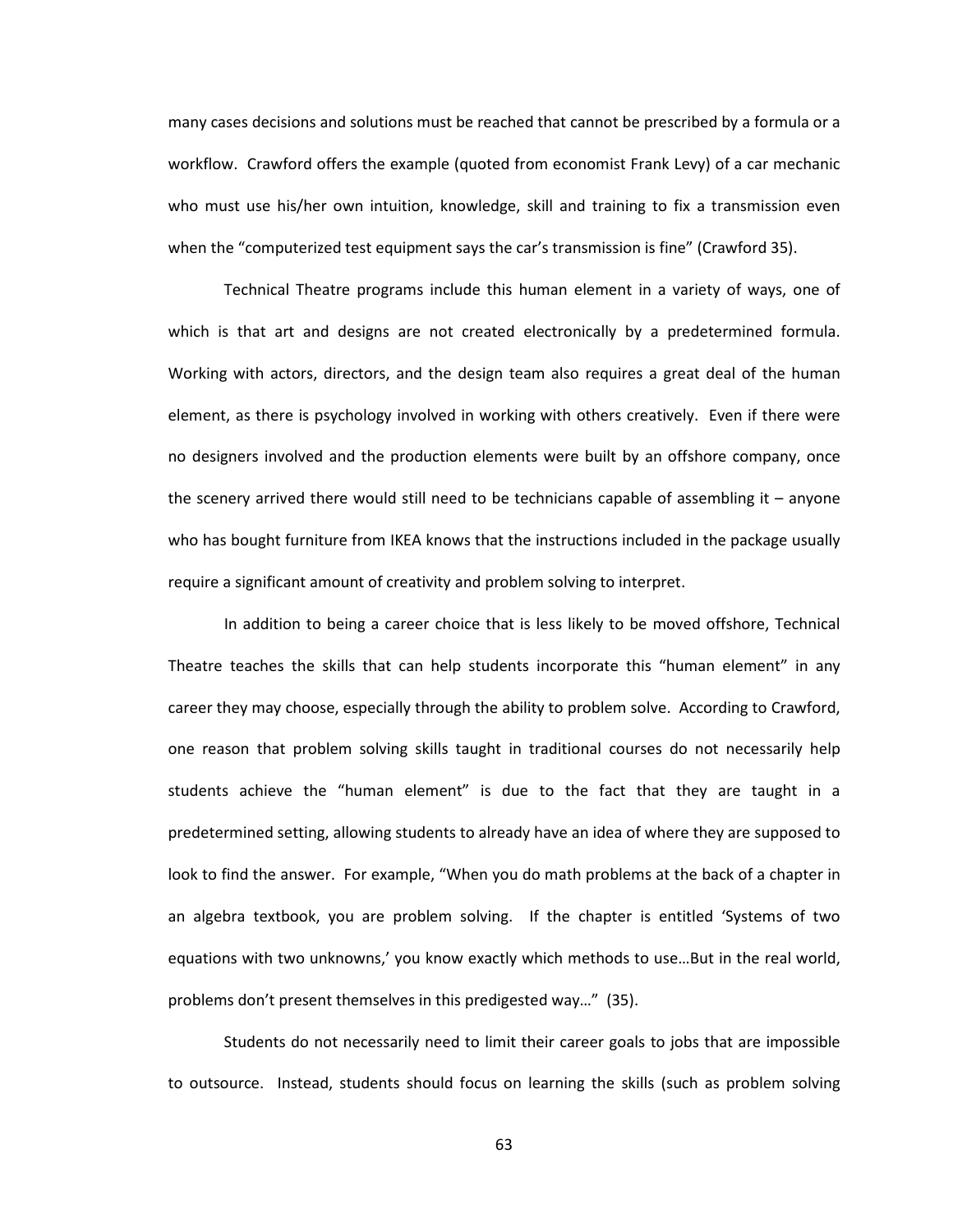many cases decisions and solutions must be reached that cannot be prescribed by a formula or a workflow. Crawford offers the example (quoted from economist Frank Levy) of a car mechanic who must use his/her own intuition, knowledge, skill and training to fix a transmission even when the "computerized test equipment says the car's transmission is fine" (Crawford 35).

Technical Theatre programs include this human element in a variety of ways, one of which is that art and designs are not created electronically by a predetermined formula. Working with actors, directors, and the design team also requires a great deal of the human element, as there is psychology involved in working with others creatively. Even if there were no designers involved and the production elements were built by an offshore company, once the scenery arrived there would still need to be technicians capable of assembling it – anyone who has bought furniture from IKEA knows that the instructions included in the package usually require a significant amount of creativity and problem solving to interpret.

In addition to being a career choice that is less likely to be moved offshore, Technical Theatre teaches the skills that can help students incorporate this "human element" in any career they may choose, especially through the ability to problem solve. According to Crawford, one reason that problem solving skills taught in traditional courses do not necessarily help students achieve the "human element" is due to the fact that they are taught in a predetermined setting, allowing students to already have an idea of where they are supposed to look to find the answer. For example, "When you do math problems at the back of a chapter in an algebra textbook, you are problem solving. If the chapter is entitled 'Systems of two equations with two unknowns,' you know exactly which methods to use…But in the real world, problems don't present themselves in this predigested way…" (35).

Students do not necessarily need to limit their career goals to jobs that are impossible to outsource. Instead, students should focus on learning the skills (such as problem solving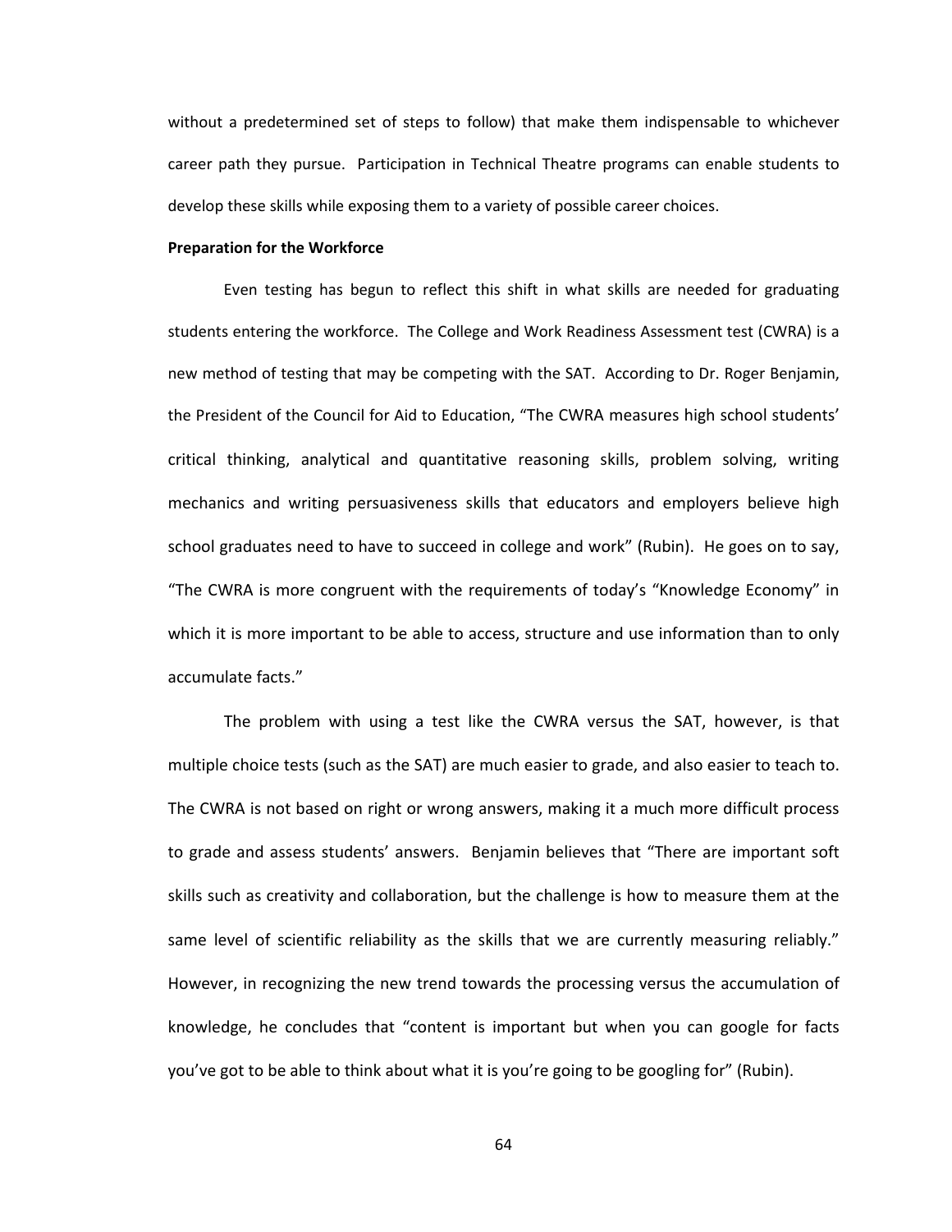without a predetermined set of steps to follow) that make them indispensable to whichever career path they pursue. Participation in Technical Theatre programs can enable students to develop these skills while exposing them to a variety of possible career choices.

**Preparation for the Workforce**

Even testing has begun to reflect this shift in what skills are needed for graduating students entering the workforce. The College and Work Readiness Assessment test (CWRA) is a new method of testing that may be competing with the SAT. According to Dr. Roger Benjamin, the President of the Council for Aid to Education, "The CWRA measures high school students' critical thinking, analytical and quantitative reasoning skills, problem solving, writing mechanics and writing persuasiveness skills that educators and employers believe high school graduates need to have to succeed in college and work" (Rubin). He goes on to say, "The CWRA is more congruent with the requirements of today's "Knowledge Economy" in which it is more important to be able to access, structure and use information than to only accumulate facts."

The problem with using a test like the CWRA versus the SAT, however, is that multiple choice tests (such as the SAT) are much easier to grade, and also easier to teach to. The CWRA is not based on right or wrong answers, making it a much more difficult process to grade and assess students' answers. Benjamin believes that "There are important soft skills such as creativity and collaboration, but the challenge is how to measure them at the same level of scientific reliability as the skills that we are currently measuring reliably." However, in recognizing the new trend towards the processing versus the accumulation of knowledge, he concludes that "content is important but when you can google for facts you've got to be able to think about what it is you're going to be googling for" (Rubin).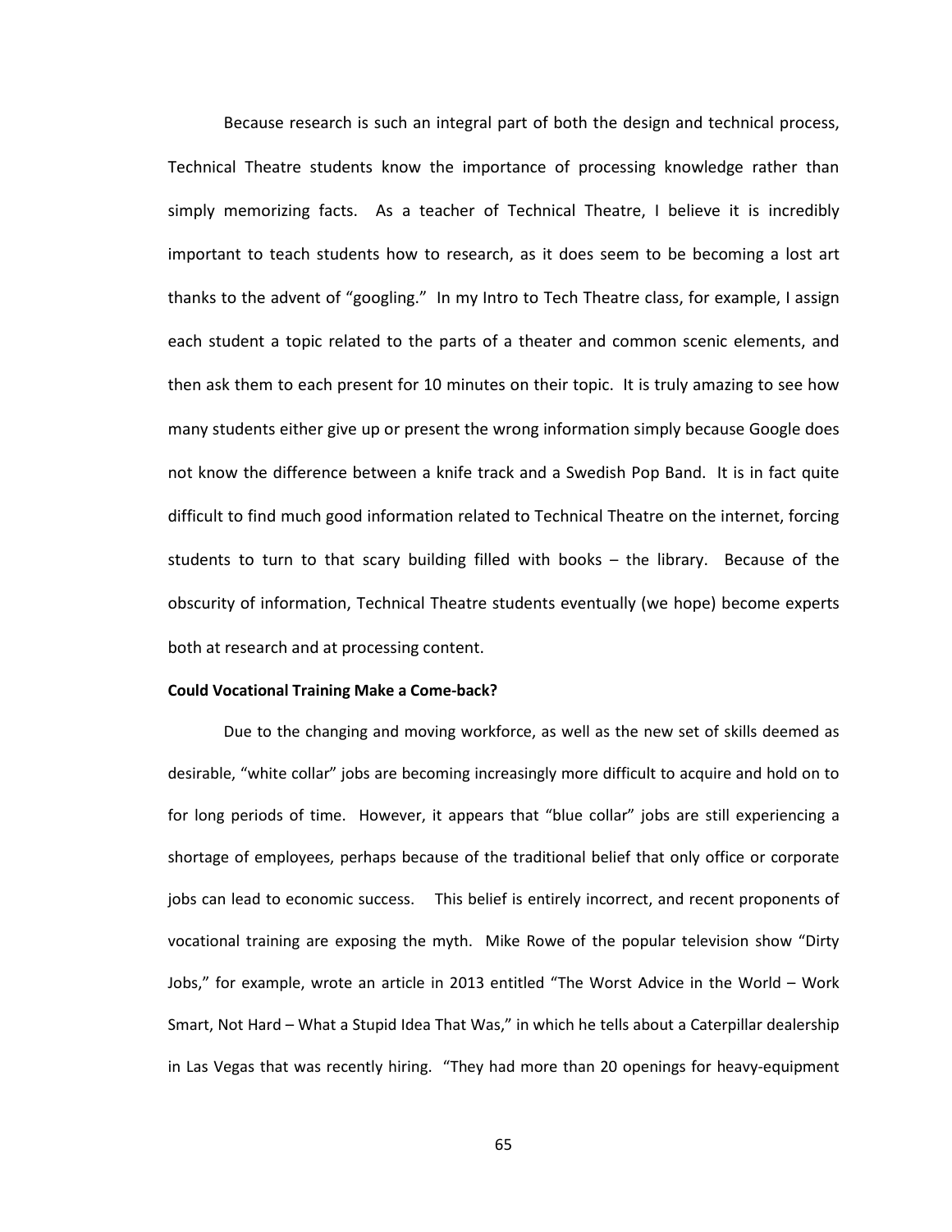Because research is such an integral part of both the design and technical process, Technical Theatre students know the importance of processing knowledge rather than simply memorizing facts. As a teacher of Technical Theatre, I believe it is incredibly important to teach students how to research, as it does seem to be becoming a lost art thanks to the advent of "googling." In my Intro to Tech Theatre class, for example, I assign each student a topic related to the parts of a theater and common scenic elements, and then ask them to each present for 10 minutes on their topic. It is truly amazing to see how many students either give up or present the wrong information simply because Google does not know the difference between a knife track and a Swedish Pop Band. It is in fact quite difficult to find much good information related to Technical Theatre on the internet, forcing students to turn to that scary building filled with books – the library. Because of the obscurity of information, Technical Theatre students eventually (we hope) become experts both at research and at processing content.

**Could Vocational Training Make a Come-back?**

Due to the changing and moving workforce, as well as the new set of skills deemed as desirable, "white collar" jobs are becoming increasingly more difficult to acquire and hold on to for long periods of time. However, it appears that "blue collar" jobs are still experiencing a shortage of employees, perhaps because of the traditional belief that only office or corporate jobs can lead to economic success. This belief is entirely incorrect, and recent proponents of vocational training are exposing the myth. Mike Rowe of the popular television show "Dirty Jobs," for example, wrote an article in 2013 entitled "The Worst Advice in the World – Work Smart, Not Hard – What a Stupid Idea That Was," in which he tells about a Caterpillar dealership in Las Vegas that was recently hiring. "They had more than 20 openings for heavy-equipment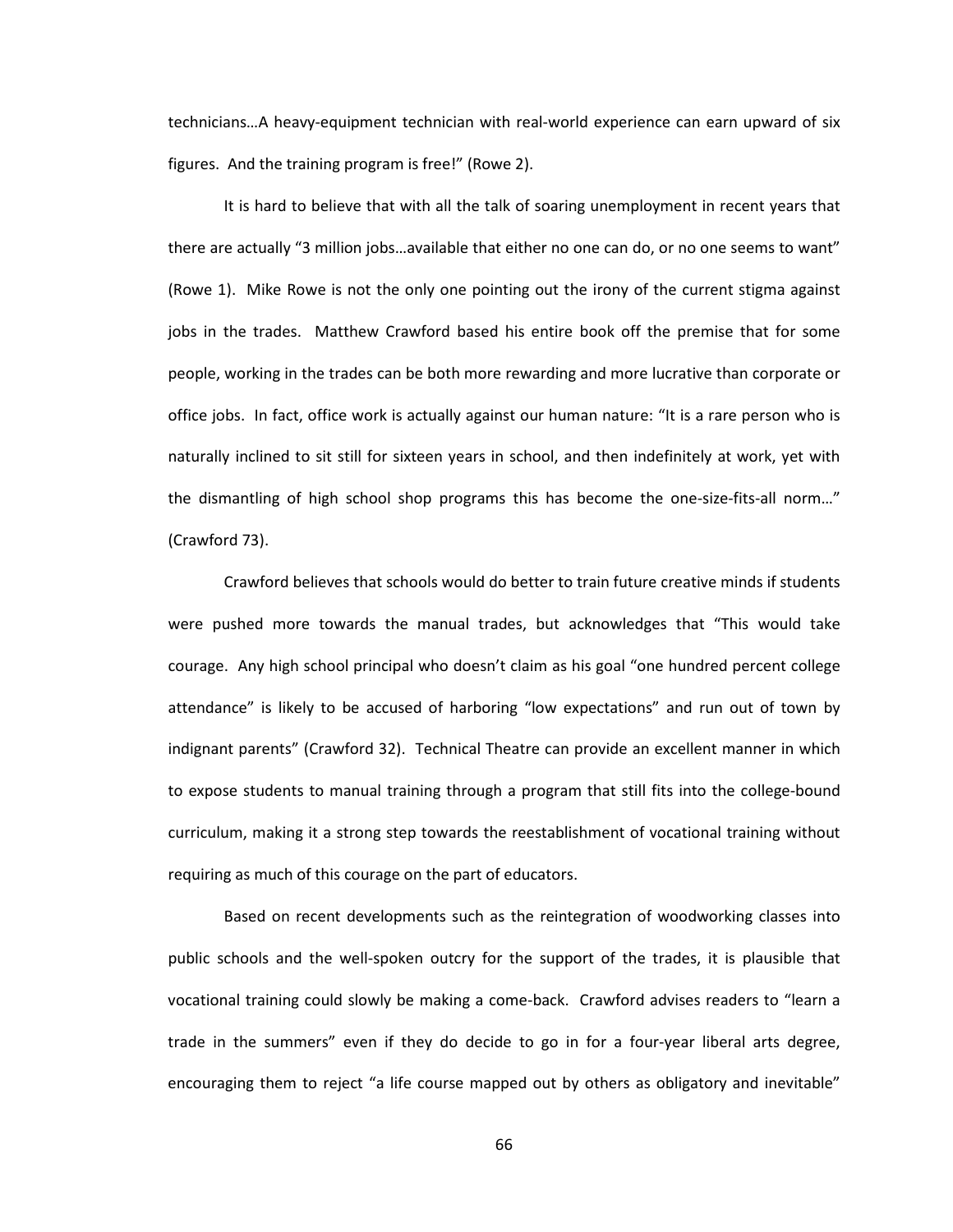technicians…A heavy-equipment technician with real-world experience can earn upward of six figures. And the training program is free!" (Rowe 2).

It is hard to believe that with all the talk of soaring unemployment in recent years that there are actually "3 million jobs…available that either no one can do, or no one seems to want" (Rowe 1). Mike Rowe is not the only one pointing out the irony of the current stigma against jobs in the trades. Matthew Crawford based his entire book off the premise that for some people, working in the trades can be both more rewarding and more lucrative than corporate or office jobs. In fact, office work is actually against our human nature: "It is a rare person who is naturally inclined to sit still for sixteen years in school, and then indefinitely at work, yet with the dismantling of high school shop programs this has become the one-size-fits-all norm…" (Crawford 73).

Crawford believes that schools would do better to train future creative minds if students were pushed more towards the manual trades, but acknowledges that "This would take courage. Any high school principal who doesn't claim as his goal "one hundred percent college attendance" is likely to be accused of harboring "low expectations" and run out of town by indignant parents" (Crawford 32). Technical Theatre can provide an excellent manner in which to expose students to manual training through a program that still fits into the college-bound curriculum, making it a strong step towards the reestablishment of vocational training without requiring as much of this courage on the part of educators.

Based on recent developments such as the reintegration of woodworking classes into public schools and the well-spoken outcry for the support of the trades, it is plausible that vocational training could slowly be making a come-back. Crawford advises readers to "learn a trade in the summers" even if they do decide to go in for a four-year liberal arts degree, encouraging them to reject "a life course mapped out by others as obligatory and inevitable"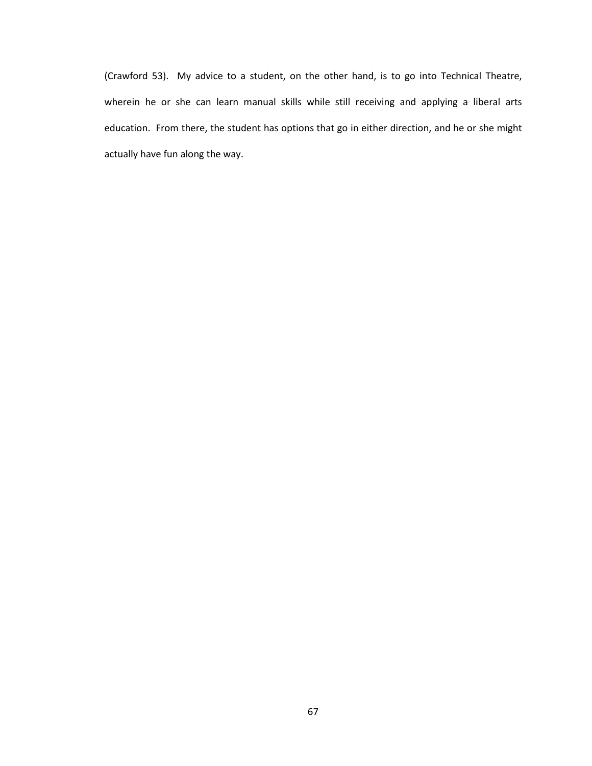(Crawford 53). My advice to a student, on the other hand, is to go into Technical Theatre, wherein he or she can learn manual skills while still receiving and applying a liberal arts education. From there, the student has options that go in either direction, and he or she might actually have fun along the way.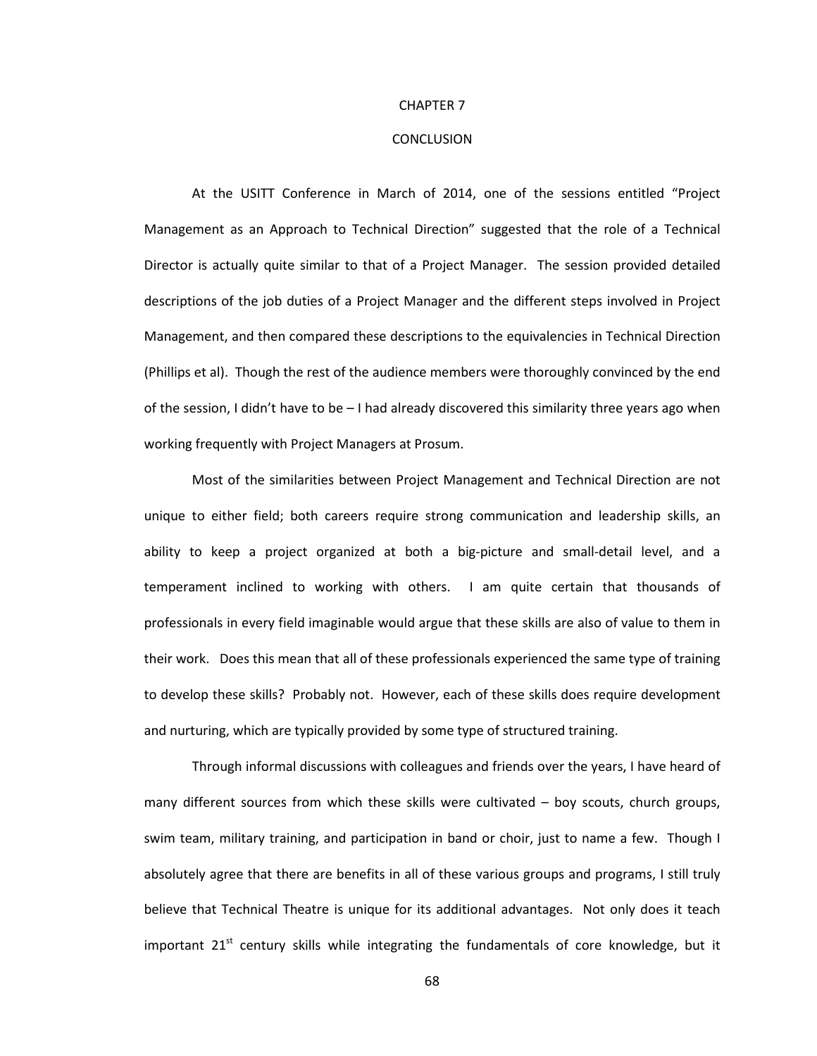# CHAPTER 7

# CONCLUSION

At the USITT Conference in March of 2014, one of the sessions entitled "Project Management as an Approach to Technical Direction" suggested that the role of a Technical Director is actually quite similar to that of a Project Manager. The session provided detailed descriptions of the job duties of a Project Manager and the different steps involved in Project Management, and then compared these descriptions to the equivalencies in Technical Direction (Phillips et al). Though the rest of the audience members were thoroughly convinced by the end of the session, I didn't have to be – I had already discovered this similarity three years ago when working frequently with Project Managers at Prosum.

Most of the similarities between Project Management and Technical Direction are not unique to either field; both careers require strong communication and leadership skills, an ability to keep a project organized at both a big-picture and small-detail level, and a temperament inclined to working with others. I am quite certain that thousands of professionals in every field imaginable would argue that these skills are also of value to them in their work. Does this mean that all of these professionals experienced the same type of training to develop these skills? Probably not. However, each of these skills does require development and nurturing, which are typically provided by some type of structured training.

Through informal discussions with colleagues and friends over the years, I have heard of many different sources from which these skills were cultivated – boy scouts, church groups, swim team, military training, and participation in band or choir, just to name a few. Though I absolutely agree that there are benefits in all of these various groups and programs, I still truly believe that Technical Theatre is unique for its additional advantages. Not only does it teach important 21st century skills while integrating the fundamentals of core knowledge, but it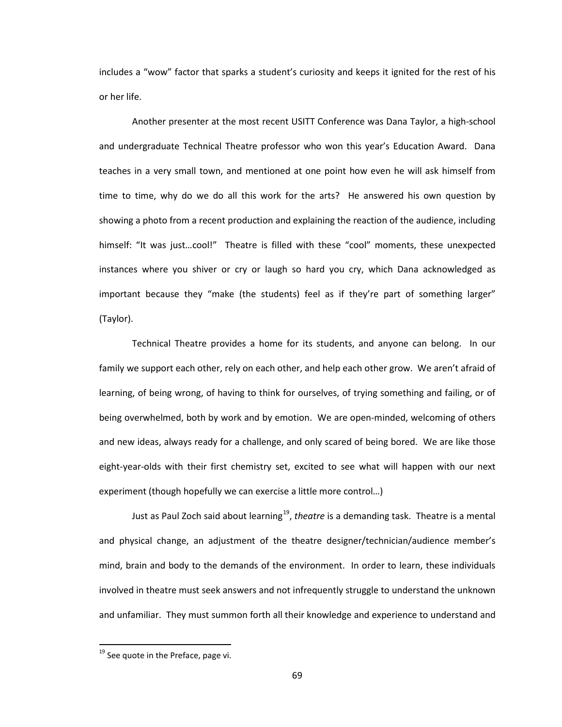includes a "wow" factor that sparks a student's curiosity and keeps it ignited for the rest of his or her life.

Another presenter at the most recent USITT Conference was Dana Taylor, a high-school and undergraduate Technical Theatre professor who won this year's Education Award. Dana teaches in a very small town, and mentioned at one point how even he will ask himself from time to time, why do we do all this work for the arts? He answered his own question by showing a photo from a recent production and explaining the reaction of the audience, including himself: "It was just…cool!" Theatre is filled with these "cool" moments, these unexpected instances where you shiver or cry or laugh so hard you cry, which Dana acknowledged as important because they "make (the students) feel as if they're part of something larger" (Taylor).

Technical Theatre provides a home for its students, and anyone can belong. In our family we support each other, rely on each other, and help each other grow. We aren't afraid of learning, of being wrong, of having to think for ourselves, of trying something and failing, or of being overwhelmed, both by work and by emotion. We are open-minded, welcoming of others and new ideas, always ready for a challenge, and only scared of being bored. We are like those eight-year-olds with their first chemistry set, excited to see what will happen with our next experiment (though hopefully we can exercise a little more control…)

Just as Paul Zoch said about learning[19], *theatre* is a demanding task. Theatre is a mental and physical change, an adjustment of the theatre designer/technician/audience member's mind, brain and body to the demands of the environment. In order to learn, these individuals involved in theatre must seek answers and not infrequently struggle to understand the unknown and unfamiliar. They must summon forth all their knowledge and experience to understand and

---

[19] See quote in the Preface, page vi.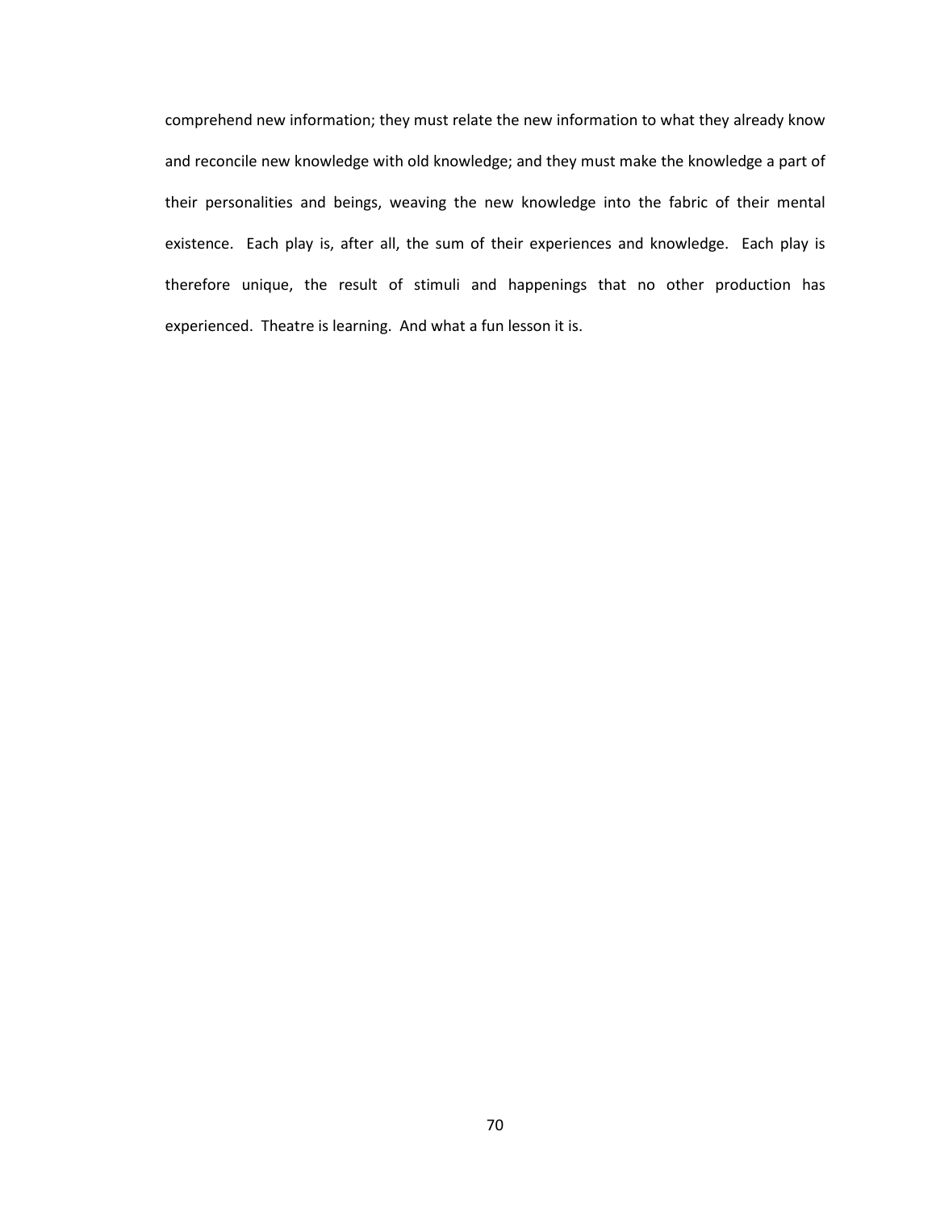comprehend new information; they must relate the new information to what they already know and reconcile new knowledge with old knowledge; and they must make the knowledge a part of their personalities and beings, weaving the new knowledge into the fabric of their mental existence. Each play is, after all, the sum of their experiences and knowledge. Each play is therefore unique, the result of stimuli and happenings that no other production has experienced. Theatre is learning. And what a fun lesson it is.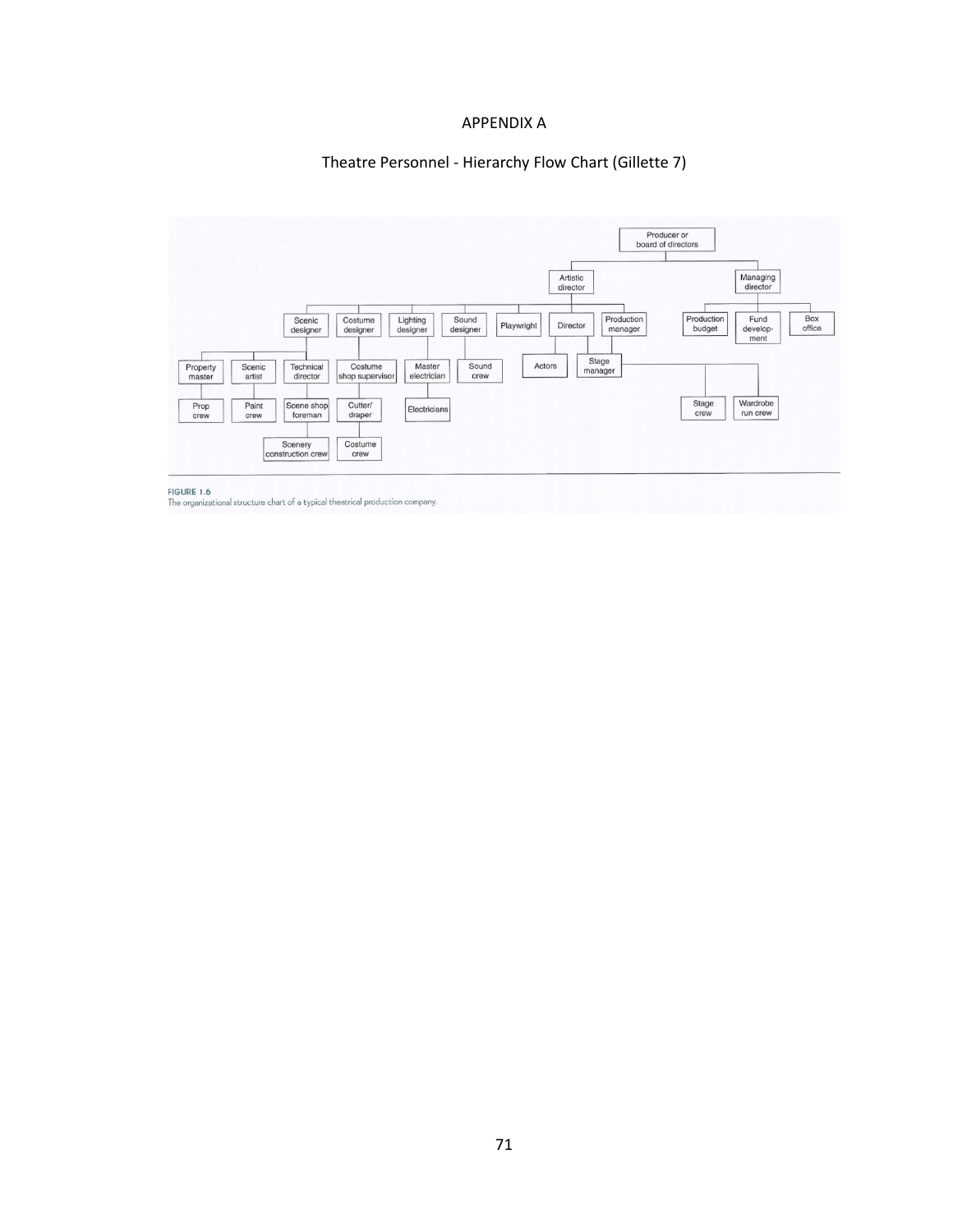# APPENDIX A

## Theatre Personnel - Hierarchy Flow Chart (Gillette 7)

- Producer or board of directors
  - Artistic director
    - Scenic designer
      - Property master
        - Prop crew
      - Scenic artist
        - Paint crew
      - Technical director
        - Scene shop foreman
          - Scenery construction crew
    - Costume designer
      - Costume shop supervisor
        - Cutter/ draper
          - Costume crew
    - Lighting designer
      - Master electrician
        - Electricians
    - Sound designer
      - Sound crew
    - Playwright
    - Director
      - Actors
      - Stage manager
    - Production manager
      - Stage manager
        - Stage crew
        - Wardrobe run crew
  - Managing director
    - Production budget
    - Fund develop- ment
    - Box office

FIGURE 1.6
The organizational structure chart of a typical theatrical production company.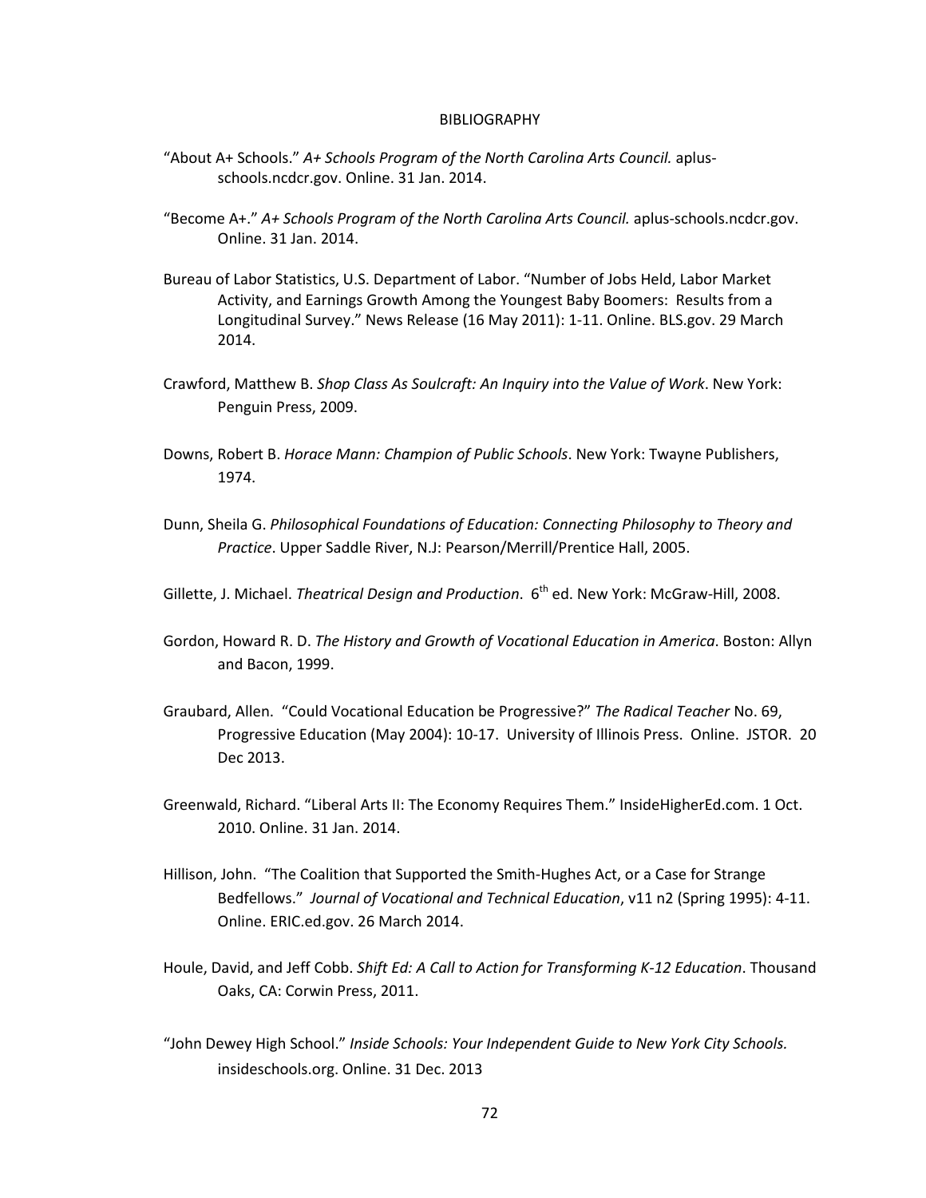# BIBLIOGRAPHY

"About A+ Schools." *A+ Schools Program of the North Carolina Arts Council.* aplus-schools.ncdcr.gov. Online. 31 Jan. 2014.

"Become A+." *A+ Schools Program of the North Carolina Arts Council.* aplus-schools.ncdcr.gov. Online. 31 Jan. 2014.

Bureau of Labor Statistics, U.S. Department of Labor. "Number of Jobs Held, Labor Market Activity, and Earnings Growth Among the Youngest Baby Boomers: Results from a Longitudinal Survey." News Release (16 May 2011): 1-11. Online. BLS.gov. 29 March 2014.

Crawford, Matthew B. *Shop Class As Soulcraft: An Inquiry into the Value of Work*. New York: Penguin Press, 2009.

Downs, Robert B. *Horace Mann: Champion of Public Schools*. New York: Twayne Publishers, 1974.

Dunn, Sheila G. *Philosophical Foundations of Education: Connecting Philosophy to Theory and Practice*. Upper Saddle River, N.J: Pearson/Merrill/Prentice Hall, 2005.

Gillette, J. Michael. *Theatrical Design and Production*. 6th ed. New York: McGraw-Hill, 2008.

Gordon, Howard R. D. *The History and Growth of Vocational Education in America*. Boston: Allyn and Bacon, 1999.

Graubard, Allen. "Could Vocational Education be Progressive?" *The Radical Teacher* No. 69, Progressive Education (May 2004): 10-17. University of Illinois Press. Online. JSTOR. 20 Dec 2013.

Greenwald, Richard. "Liberal Arts II: The Economy Requires Them." InsideHigherEd.com. 1 Oct. 2010. Online. 31 Jan. 2014.

Hillison, John. "The Coalition that Supported the Smith-Hughes Act, or a Case for Strange Bedfellows." *Journal of Vocational and Technical Education*, v11 n2 (Spring 1995): 4-11. Online. ERIC.ed.gov. 26 March 2014.

Houle, David, and Jeff Cobb. *Shift Ed: A Call to Action for Transforming K-12 Education*. Thousand Oaks, CA: Corwin Press, 2011.

"John Dewey High School." *Inside Schools: Your Independent Guide to New York City Schools.* insideschools.org. Online. 31 Dec. 2013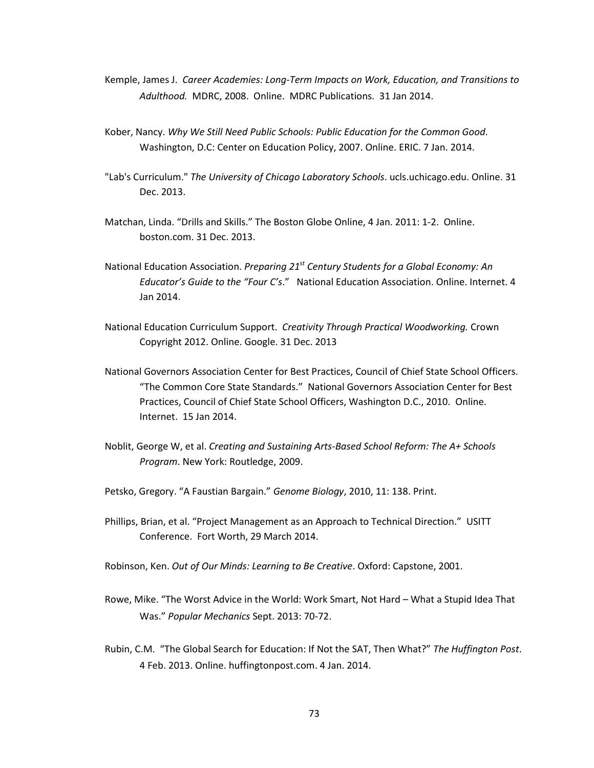Kemple, James J. *Career Academies: Long-Term Impacts on Work, Education, and Transitions to Adulthood.* MDRC, 2008. Online. MDRC Publications. 31 Jan 2014.

Kober, Nancy. *Why We Still Need Public Schools: Public Education for the Common Good*. Washington, D.C: Center on Education Policy, 2007. Online. ERIC. 7 Jan. 2014.

"Lab's Curriculum." *The University of Chicago Laboratory Schools*. ucls.uchicago.edu. Online. 31 Dec. 2013.

Matchan, Linda. "Drills and Skills." The Boston Globe Online, 4 Jan. 2011: 1-2. Online. boston.com. 31 Dec. 2013.

National Education Association. *Preparing 21st Century Students for a Global Economy: An Educator's Guide to the "Four C's*." National Education Association. Online. Internet. 4 Jan 2014.

National Education Curriculum Support. *Creativity Through Practical Woodworking.* Crown Copyright 2012. Online. Google. 31 Dec. 2013

National Governors Association Center for Best Practices, Council of Chief State School Officers. "The Common Core State Standards." National Governors Association Center for Best Practices, Council of Chief State School Officers, Washington D.C., 2010. Online. Internet. 15 Jan 2014.

Noblit, George W, et al. *Creating and Sustaining Arts-Based School Reform: The A+ Schools Program*. New York: Routledge, 2009.

Petsko, Gregory. "A Faustian Bargain." *Genome Biology*, 2010, 11: 138. Print.

Phillips, Brian, et al. "Project Management as an Approach to Technical Direction." USITT Conference. Fort Worth, 29 March 2014.

Robinson, Ken. *Out of Our Minds: Learning to Be Creative*. Oxford: Capstone, 2001.

Rowe, Mike. "The Worst Advice in the World: Work Smart, Not Hard – What a Stupid Idea That Was." *Popular Mechanics* Sept. 2013: 70-72.

Rubin, C.M. "The Global Search for Education: If Not the SAT, Then What?" *The Huffington Post*. 4 Feb. 2013. Online. huffingtonpost.com. 4 Jan. 2014.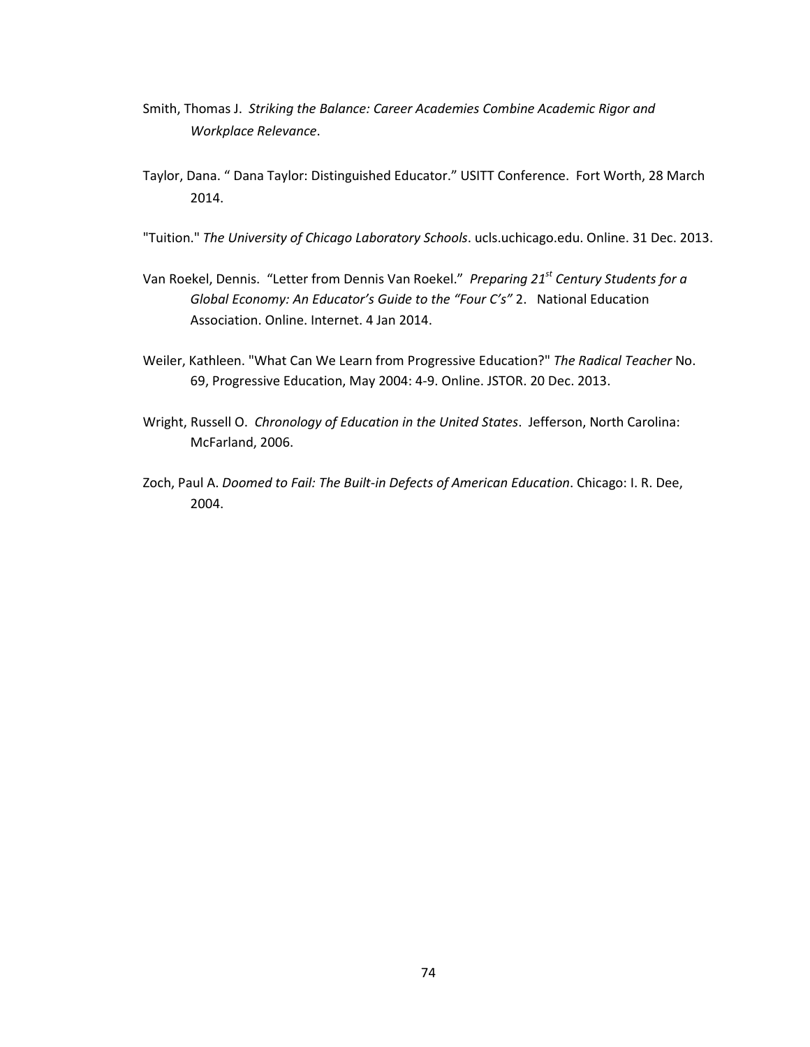Smith, Thomas J. *Striking the Balance: Career Academies Combine Academic Rigor and Workplace Relevance*.

Taylor, Dana. " Dana Taylor: Distinguished Educator." USITT Conference. Fort Worth, 28 March 2014.

"Tuition." *The University of Chicago Laboratory Schools*. ucls.uchicago.edu. Online. 31 Dec. 2013.

Van Roekel, Dennis. "Letter from Dennis Van Roekel." *Preparing 21st Century Students for a Global Economy: An Educator's Guide to the "Four C's"* 2. National Education Association. Online. Internet. 4 Jan 2014.

Weiler, Kathleen. "What Can We Learn from Progressive Education?" *The Radical Teacher* No. 69, Progressive Education, May 2004: 4-9. Online. JSTOR. 20 Dec. 2013.

Wright, Russell O. *Chronology of Education in the United States*. Jefferson, North Carolina: McFarland, 2006.

Zoch, Paul A. *Doomed to Fail: The Built-in Defects of American Education*. Chicago: I. R. Dee, 2004.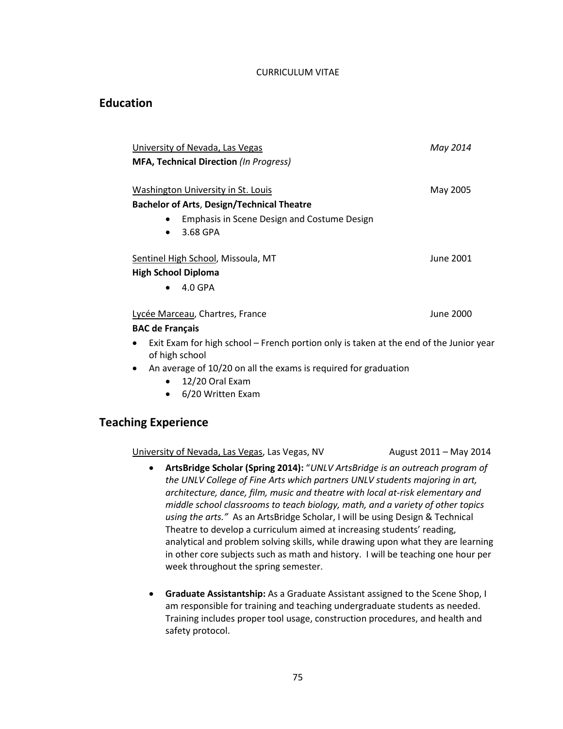CURRICULUM VITAE

## Education

University of Nevada, Las Vegas — *May 2014*
**MFA, Technical Direction** *(In Progress)*

Washington University in St. Louis — May 2005
**Bachelor of Arts**, **Design/Technical Theatre**

- Emphasis in Scene Design and Costume Design
- 3.68 GPA

Sentinel High School, Missoula, MT — June 2001
**High School Diploma**

- 4.0 GPA

Lycée Marceau, Chartres, France — June 2000
**BAC de Français**

- Exit Exam for high school – French portion only is taken at the end of the Junior year of high school
- An average of 10/20 on all the exams is required for graduation
    - 12/20 Oral Exam
    - 6/20 Written Exam

## Teaching Experience

University of Nevada, Las Vegas, Las Vegas, NV — August 2011 – May 2014

- **ArtsBridge Scholar (Spring 2014):** "*UNLV ArtsBridge is an outreach program of the UNLV College of Fine Arts which partners UNLV students majoring in art, architecture, dance, film, music and theatre with local at-risk elementary and middle school classrooms to teach biology, math, and a variety of other topics using the arts."* As an ArtsBridge Scholar, I will be using Design & Technical Theatre to develop a curriculum aimed at increasing students' reading, analytical and problem solving skills, while drawing upon what they are learning in other core subjects such as math and history. I will be teaching one hour per week throughout the spring semester.

- **Graduate Assistantship:** As a Graduate Assistant assigned to the Scene Shop, I am responsible for training and teaching undergraduate students as needed. Training includes proper tool usage, construction procedures, and health and safety protocol.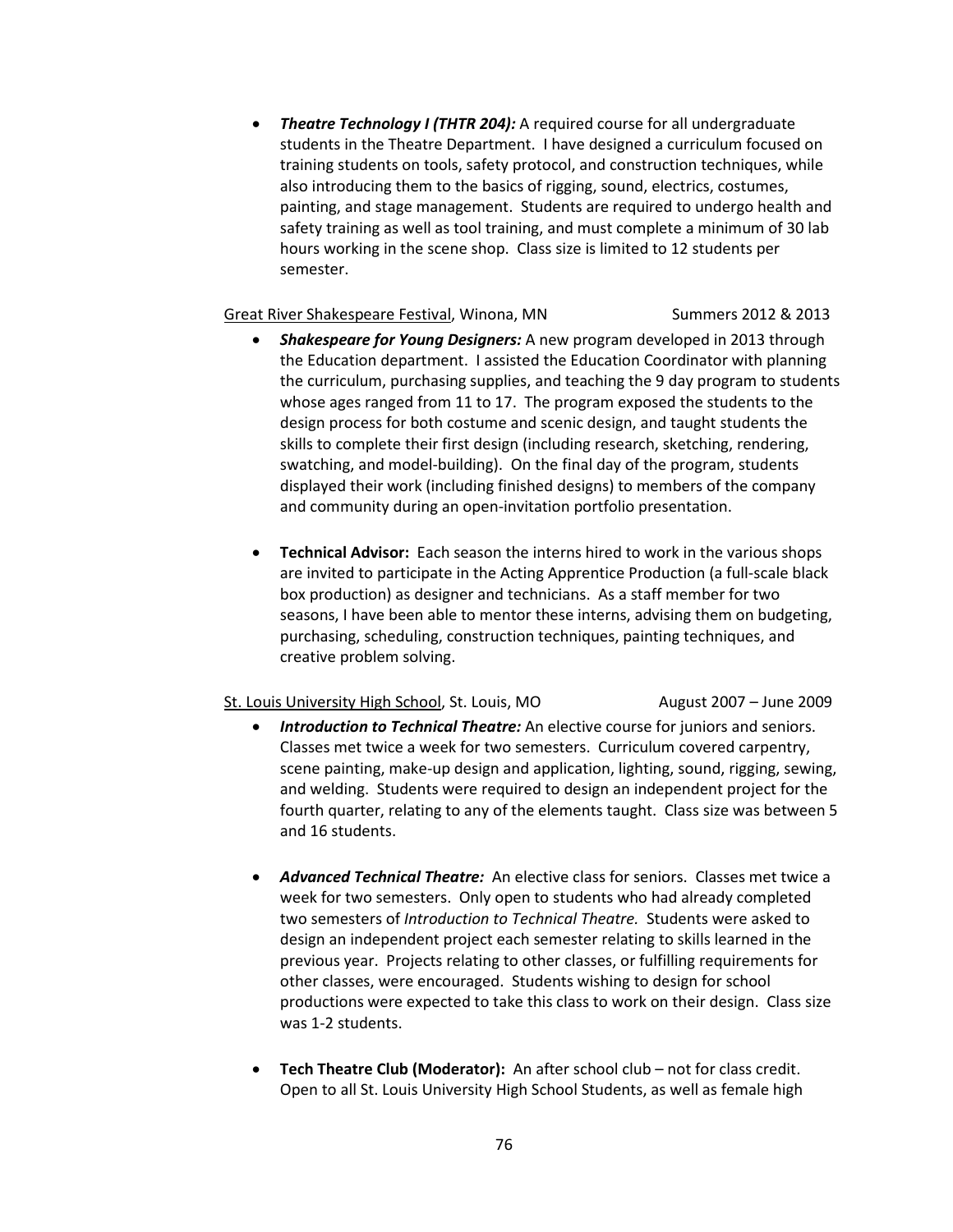- ***Theatre Technology I (THTR 204):*** A required course for all undergraduate students in the Theatre Department. I have designed a curriculum focused on training students on tools, safety protocol, and construction techniques, while also introducing them to the basics of rigging, sound, electrics, costumes, painting, and stage management. Students are required to undergo health and safety training as well as tool training, and must complete a minimum of 30 lab hours working in the scene shop. Class size is limited to 12 students per semester.

<u>Great River Shakespeare Festival</u>, Winona, MN Summers 2012 & 2013

- ***Shakespeare for Young Designers:*** A new program developed in 2013 through the Education department. I assisted the Education Coordinator with planning the curriculum, purchasing supplies, and teaching the 9 day program to students whose ages ranged from 11 to 17. The program exposed the students to the design process for both costume and scenic design, and taught students the skills to complete their first design (including research, sketching, rendering, swatching, and model-building). On the final day of the program, students displayed their work (including finished designs) to members of the company and community during an open-invitation portfolio presentation.

- **Technical Advisor:** Each season the interns hired to work in the various shops are invited to participate in the Acting Apprentice Production (a full-scale black box production) as designer and technicians. As a staff member for two seasons, I have been able to mentor these interns, advising them on budgeting, purchasing, scheduling, construction techniques, painting techniques, and creative problem solving.

<u>St. Louis University High School</u>, St. Louis, MO August 2007 – June 2009

- ***Introduction to Technical Theatre:*** An elective course for juniors and seniors. Classes met twice a week for two semesters. Curriculum covered carpentry, scene painting, make-up design and application, lighting, sound, rigging, sewing, and welding. Students were required to design an independent project for the fourth quarter, relating to any of the elements taught. Class size was between 5 and 16 students.

- ***Advanced Technical Theatre:*** An elective class for seniors. Classes met twice a week for two semesters. Only open to students who had already completed two semesters of *Introduction to Technical Theatre.* Students were asked to design an independent project each semester relating to skills learned in the previous year. Projects relating to other classes, or fulfilling requirements for other classes, were encouraged. Students wishing to design for school productions were expected to take this class to work on their design. Class size was 1-2 students.

- **Tech Theatre Club (Moderator):** An after school club – not for class credit. Open to all St. Louis University High School Students, as well as female high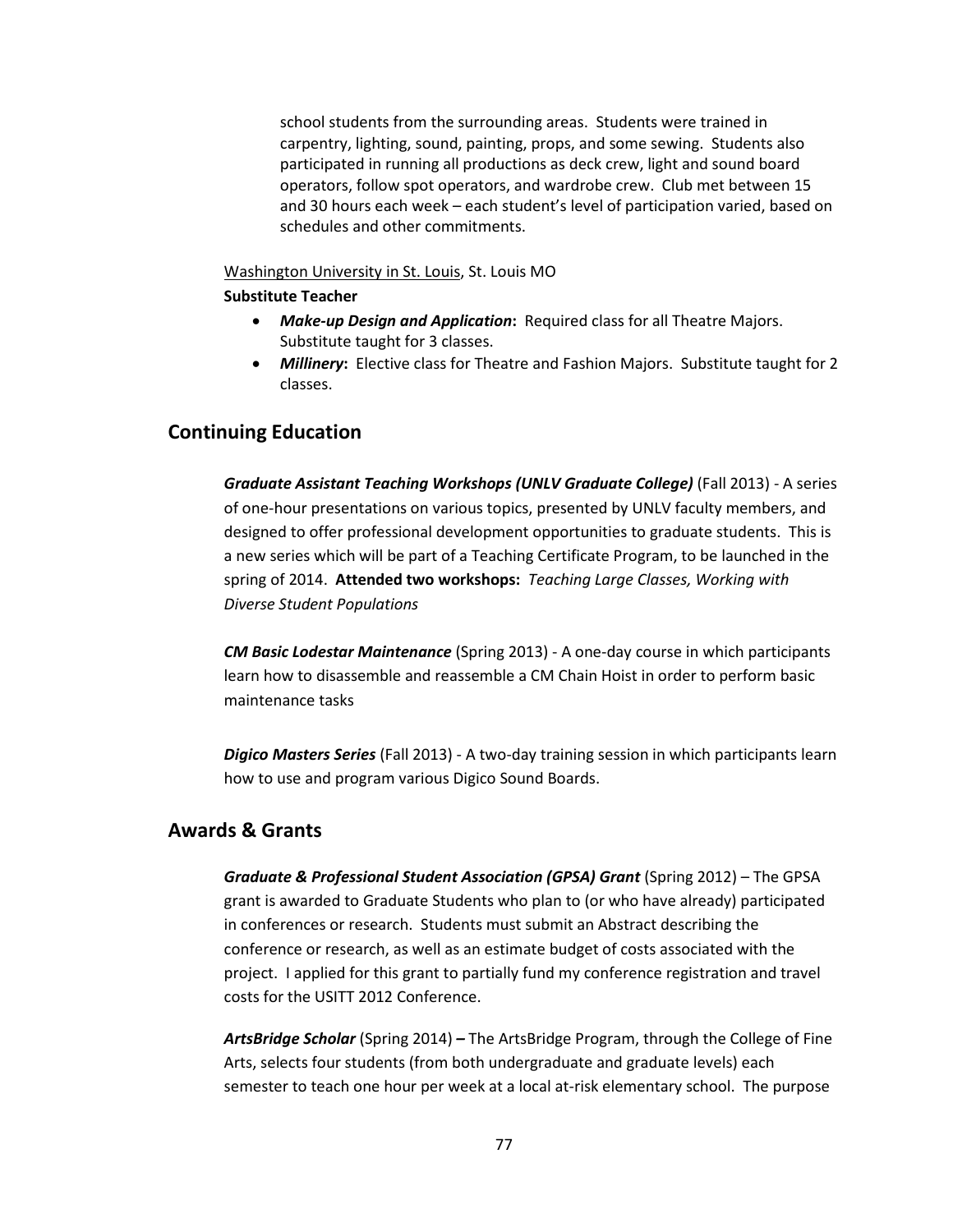school students from the surrounding areas. Students were trained in carpentry, lighting, sound, painting, props, and some sewing. Students also participated in running all productions as deck crew, light and sound board operators, follow spot operators, and wardrobe crew. Club met between 15 and 30 hours each week – each student's level of participation varied, based on schedules and other commitments.

Washington University in St. Louis, St. Louis MO

**Substitute Teacher**

- ***Make-up Design and Application*:** Required class for all Theatre Majors. Substitute taught for 3 classes.
- ***Millinery*:** Elective class for Theatre and Fashion Majors. Substitute taught for 2 classes.

## Continuing Education

***Graduate Assistant Teaching Workshops (UNLV Graduate College)*** (Fall 2013) - A series of one-hour presentations on various topics, presented by UNLV faculty members, and designed to offer professional development opportunities to graduate students. This is a new series which will be part of a Teaching Certificate Program, to be launched in the spring of 2014. **Attended two workshops:** *Teaching Large Classes, Working with Diverse Student Populations*

***CM Basic Lodestar Maintenance*** (Spring 2013) - A one-day course in which participants learn how to disassemble and reassemble a CM Chain Hoist in order to perform basic maintenance tasks

***Digico Masters Series*** (Fall 2013) - A two-day training session in which participants learn how to use and program various Digico Sound Boards.

## Awards & Grants

***Graduate & Professional Student Association (GPSA) Grant*** (Spring 2012) – The GPSA grant is awarded to Graduate Students who plan to (or who have already) participated in conferences or research. Students must submit an Abstract describing the conference or research, as well as an estimate budget of costs associated with the project. I applied for this grant to partially fund my conference registration and travel costs for the USITT 2012 Conference.

***ArtsBridge Scholar*** (Spring 2014) **–** The ArtsBridge Program, through the College of Fine Arts, selects four students (from both undergraduate and graduate levels) each semester to teach one hour per week at a local at-risk elementary school. The purpose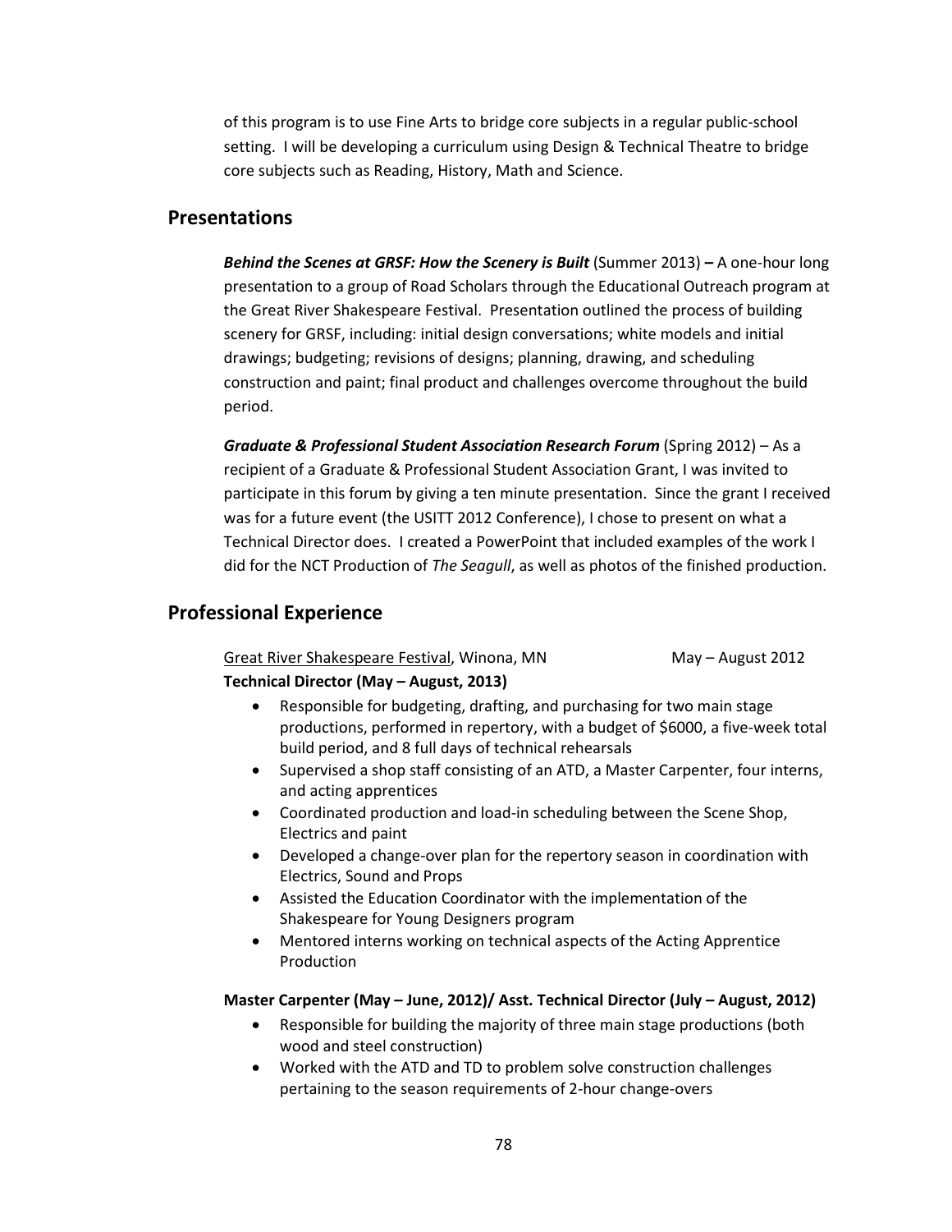of this program is to use Fine Arts to bridge core subjects in a regular public-school setting. I will be developing a curriculum using Design & Technical Theatre to bridge core subjects such as Reading, History, Math and Science.

## Presentations

***Behind the Scenes at GRSF: How the Scenery is Built*** (Summer 2013) **–** A one-hour long presentation to a group of Road Scholars through the Educational Outreach program at the Great River Shakespeare Festival. Presentation outlined the process of building scenery for GRSF, including: initial design conversations; white models and initial drawings; budgeting; revisions of designs; planning, drawing, and scheduling construction and paint; final product and challenges overcome throughout the build period.

***Graduate & Professional Student Association Research Forum*** (Spring 2012) – As a recipient of a Graduate & Professional Student Association Grant, I was invited to participate in this forum by giving a ten minute presentation. Since the grant I received was for a future event (the USITT 2012 Conference), I chose to present on what a Technical Director does. I created a PowerPoint that included examples of the work I did for the NCT Production of *The Seagull*, as well as photos of the finished production.

## Professional Experience

<u>Great River Shakespeare Festival</u>, Winona, MN May – August 2012

**Technical Director (May – August, 2013)**

- Responsible for budgeting, drafting, and purchasing for two main stage productions, performed in repertory, with a budget of $6000, a five-week total build period, and 8 full days of technical rehearsals
- Supervised a shop staff consisting of an ATD, a Master Carpenter, four interns, and acting apprentices
- Coordinated production and load-in scheduling between the Scene Shop, Electrics and paint
- Developed a change-over plan for the repertory season in coordination with Electrics, Sound and Props
- Assisted the Education Coordinator with the implementation of the Shakespeare for Young Designers program
- Mentored interns working on technical aspects of the Acting Apprentice Production

**Master Carpenter (May – June, 2012)/ Asst. Technical Director (July – August, 2012)**

- Responsible for building the majority of three main stage productions (both wood and steel construction)
- Worked with the ATD and TD to problem solve construction challenges pertaining to the season requirements of 2-hour change-overs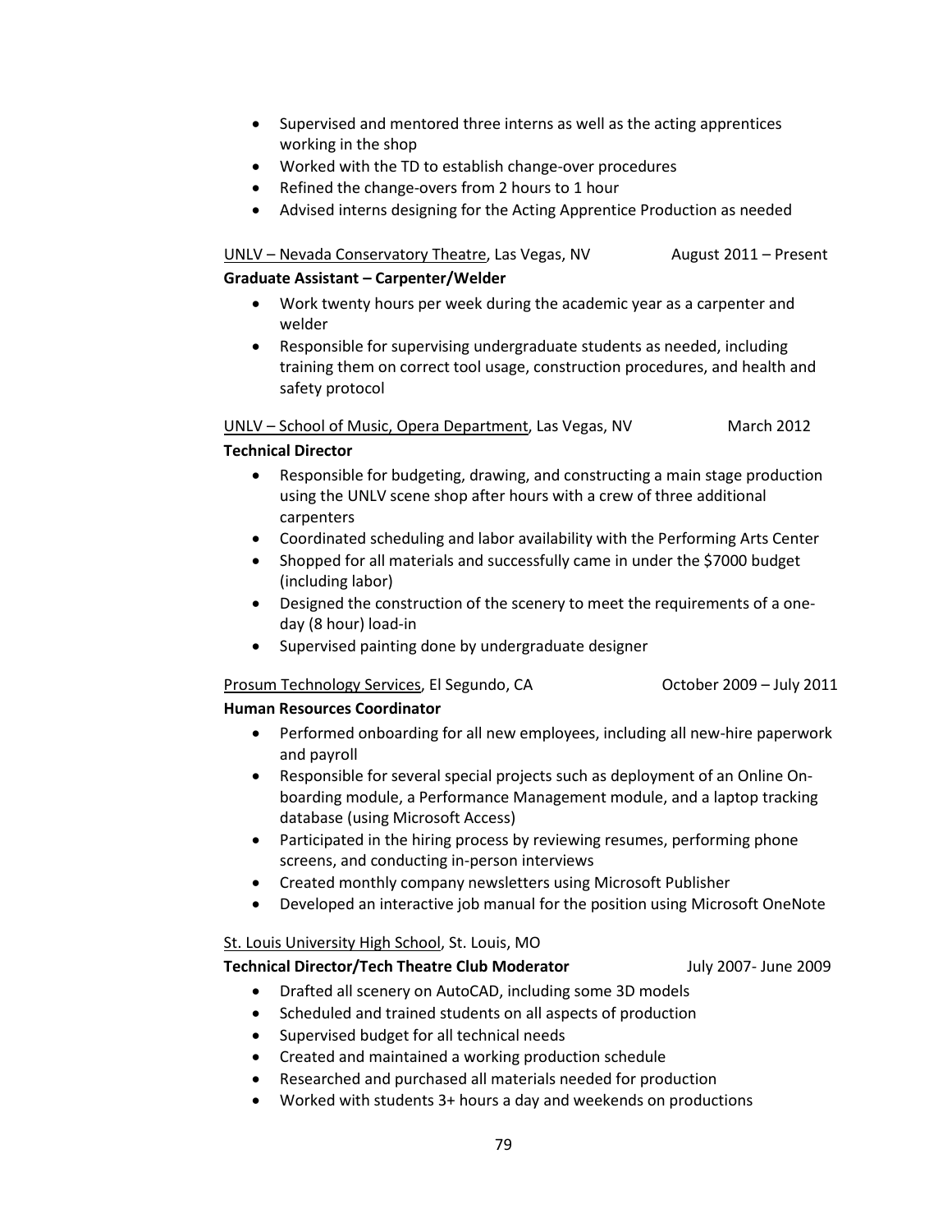- Supervised and mentored three interns as well as the acting apprentices working in the shop
- Worked with the TD to establish change-over procedures
- Refined the change-overs from 2 hours to 1 hour
- Advised interns designing for the Acting Apprentice Production as needed

UNLV – Nevada Conservatory Theatre, Las Vegas, NV August 2011 – Present

**Graduate Assistant – Carpenter/Welder**

- Work twenty hours per week during the academic year as a carpenter and welder
- Responsible for supervising undergraduate students as needed, including training them on correct tool usage, construction procedures, and health and safety protocol

UNLV – School of Music, Opera Department, Las Vegas, NV March 2012

**Technical Director**

- Responsible for budgeting, drawing, and constructing a main stage production using the UNLV scene shop after hours with a crew of three additional carpenters
- Coordinated scheduling and labor availability with the Performing Arts Center
- Shopped for all materials and successfully came in under the $7000 budget (including labor)
- Designed the construction of the scenery to meet the requirements of a one-day (8 hour) load-in
- Supervised painting done by undergraduate designer

Prosum Technology Services, El Segundo, CA October 2009 – July 2011

**Human Resources Coordinator**

- Performed onboarding for all new employees, including all new-hire paperwork and payroll
- Responsible for several special projects such as deployment of an Online On-boarding module, a Performance Management module, and a laptop tracking database (using Microsoft Access)
- Participated in the hiring process by reviewing resumes, performing phone screens, and conducting in-person interviews
- Created monthly company newsletters using Microsoft Publisher
- Developed an interactive job manual for the position using Microsoft OneNote

St. Louis University High School, St. Louis, MO

**Technical Director/Tech Theatre Club Moderator** July 2007- June 2009

- Drafted all scenery on AutoCAD, including some 3D models
- Scheduled and trained students on all aspects of production
- Supervised budget for all technical needs
- Created and maintained a working production schedule
- Researched and purchased all materials needed for production
- Worked with students 3+ hours a day and weekends on productions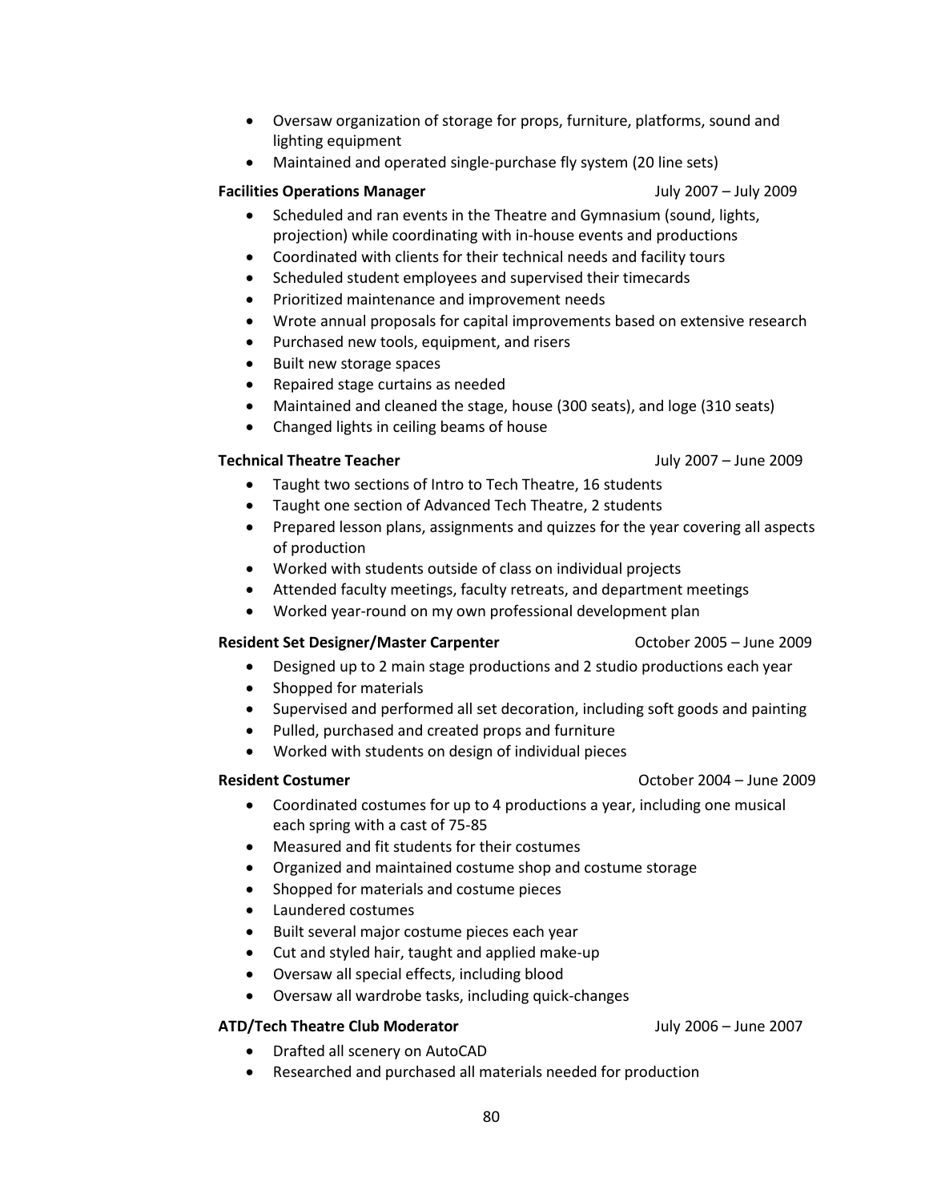- Oversaw organization of storage for props, furniture, platforms, sound and lighting equipment
- Maintained and operated single-purchase fly system (20 line sets)

**Facilities Operations Manager** July 2007 – July 2009

- Scheduled and ran events in the Theatre and Gymnasium (sound, lights, projection) while coordinating with in-house events and productions
- Coordinated with clients for their technical needs and facility tours
- Scheduled student employees and supervised their timecards
- Prioritized maintenance and improvement needs
- Wrote annual proposals for capital improvements based on extensive research
- Purchased new tools, equipment, and risers
- Built new storage spaces
- Repaired stage curtains as needed
- Maintained and cleaned the stage, house (300 seats), and loge (310 seats)
- Changed lights in ceiling beams of house

**Technical Theatre Teacher** July 2007 – June 2009

- Taught two sections of Intro to Tech Theatre, 16 students
- Taught one section of Advanced Tech Theatre, 2 students
- Prepared lesson plans, assignments and quizzes for the year covering all aspects of production
- Worked with students outside of class on individual projects
- Attended faculty meetings, faculty retreats, and department meetings
- Worked year-round on my own professional development plan

**Resident Set Designer/Master Carpenter** October 2005 – June 2009

- Designed up to 2 main stage productions and 2 studio productions each year
- Shopped for materials
- Supervised and performed all set decoration, including soft goods and painting
- Pulled, purchased and created props and furniture
- Worked with students on design of individual pieces

**Resident Costumer** October 2004 – June 2009

- Coordinated costumes for up to 4 productions a year, including one musical each spring with a cast of 75-85
- Measured and fit students for their costumes
- Organized and maintained costume shop and costume storage
- Shopped for materials and costume pieces
- Laundered costumes
- Built several major costume pieces each year
- Cut and styled hair, taught and applied make-up
- Oversaw all special effects, including blood
- Oversaw all wardrobe tasks, including quick-changes

**ATD/Tech Theatre Club Moderator** July 2006 – June 2007

- Drafted all scenery on AutoCAD
- Researched and purchased all materials needed for production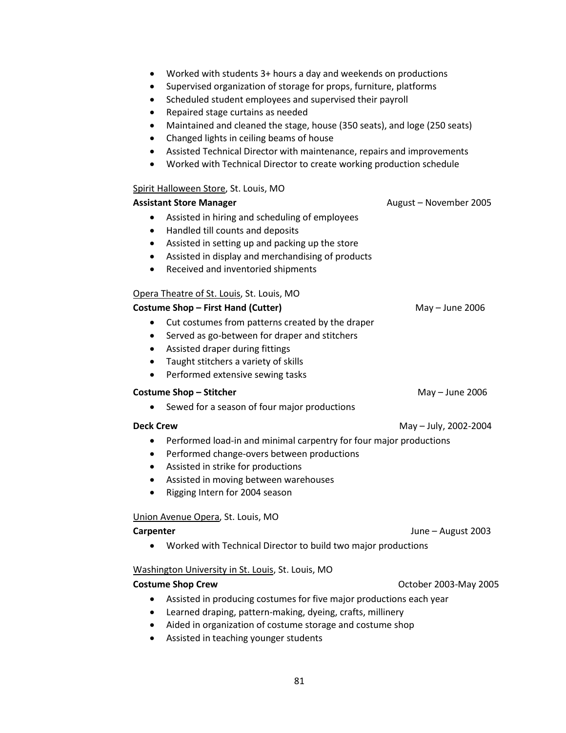- Worked with students 3+ hours a day and weekends on productions
- Supervised organization of storage for props, furniture, platforms
- Scheduled student employees and supervised their payroll
- Repaired stage curtains as needed
- Maintained and cleaned the stage, house (350 seats), and loge (250 seats)
- Changed lights in ceiling beams of house
- Assisted Technical Director with maintenance, repairs and improvements
- Worked with Technical Director to create working production schedule

<u>Spirit Halloween Store</u>, St. Louis, MO

**Assistant Store Manager** — August – November 2005

- Assisted in hiring and scheduling of employees
- Handled till counts and deposits
- Assisted in setting up and packing up the store
- Assisted in display and merchandising of products
- Received and inventoried shipments

<u>Opera Theatre of St. Louis</u>, St. Louis, MO

**Costume Shop – First Hand (Cutter)** — May – June 2006

- Cut costumes from patterns created by the draper
- Served as go-between for draper and stitchers
- Assisted draper during fittings
- Taught stitchers a variety of skills
- Performed extensive sewing tasks

**Costume Shop – Stitcher** — May – June 2006

- Sewed for a season of four major productions

**Deck Crew** — May – July, 2002-2004

- Performed load-in and minimal carpentry for four major productions
- Performed change-overs between productions
- Assisted in strike for productions
- Assisted in moving between warehouses
- Rigging Intern for 2004 season

<u>Union Avenue Opera</u>, St. Louis, MO

**Carpenter** — June – August 2003

- Worked with Technical Director to build two major productions

<u>Washington University in St. Louis</u>, St. Louis, MO

**Costume Shop Crew** — October 2003-May 2005

- Assisted in producing costumes for five major productions each year
- Learned draping, pattern-making, dyeing, crafts, millinery
- Aided in organization of costume storage and costume shop
- Assisted in teaching younger students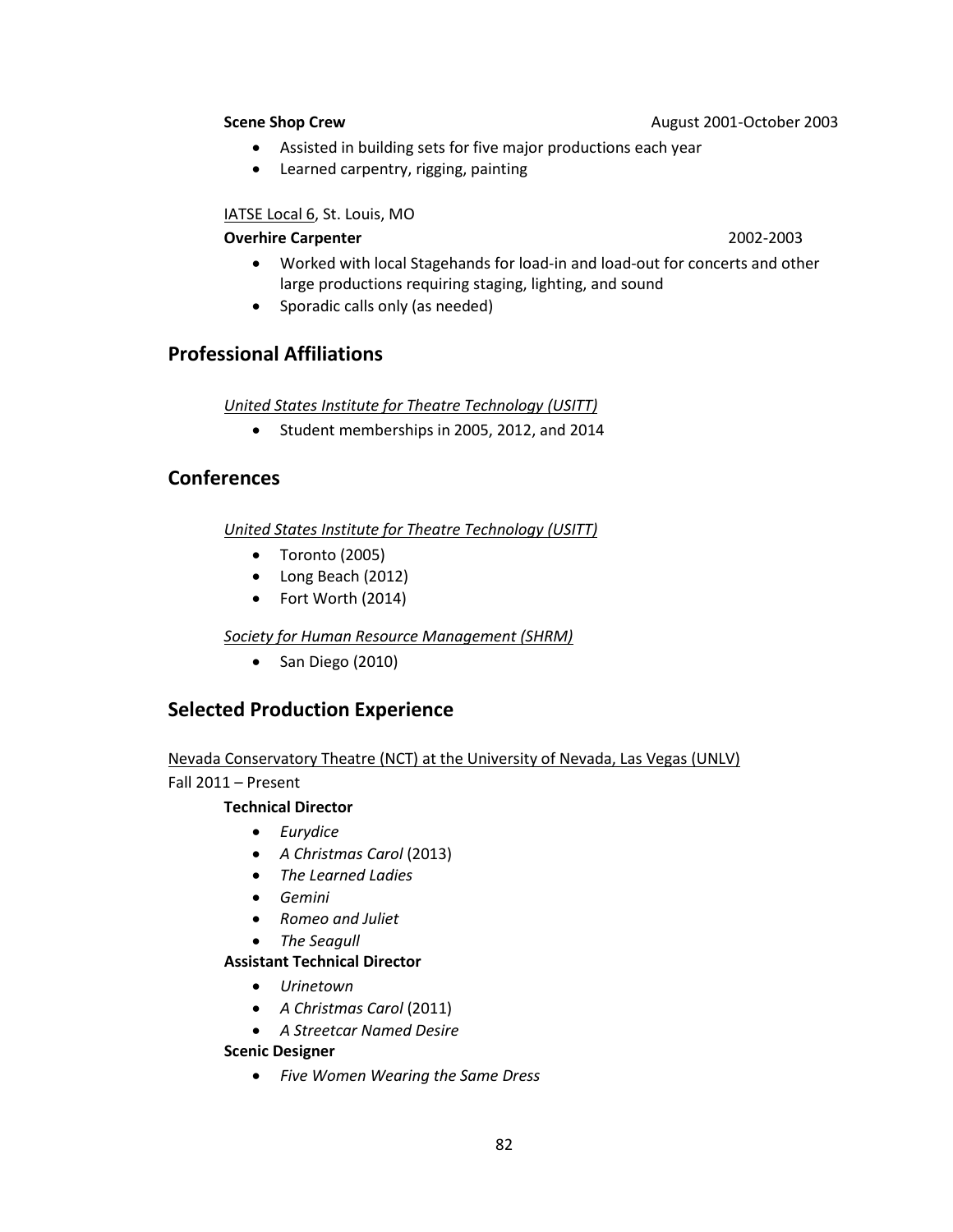**Scene Shop Crew** August 2001-October 2003

- Assisted in building sets for five major productions each year
- Learned carpentry, rigging, painting

IATSE Local 6, St. Louis, MO

**Overhire Carpenter** 2002-2003

- Worked with local Stagehands for load-in and load-out for concerts and other large productions requiring staging, lighting, and sound
- Sporadic calls only (as needed)

## Professional Affiliations

*United States Institute for Theatre Technology (USITT)*

- Student memberships in 2005, 2012, and 2014

## Conferences

*United States Institute for Theatre Technology (USITT)*

- Toronto (2005)
- Long Beach (2012)
- Fort Worth (2014)

*Society for Human Resource Management (SHRM)*

- San Diego (2010)

## Selected Production Experience

Nevada Conservatory Theatre (NCT) at the University of Nevada, Las Vegas (UNLV)

Fall 2011 – Present

**Technical Director**

- *Eurydice*
- *A Christmas Carol* (2013)
- *The Learned Ladies*
- *Gemini*
- *Romeo and Juliet*
- *The Seagull*

**Assistant Technical Director**

- *Urinetown*
- *A Christmas Carol* (2011)
- *A Streetcar Named Desire*

**Scenic Designer**

- *Five Women Wearing the Same Dress*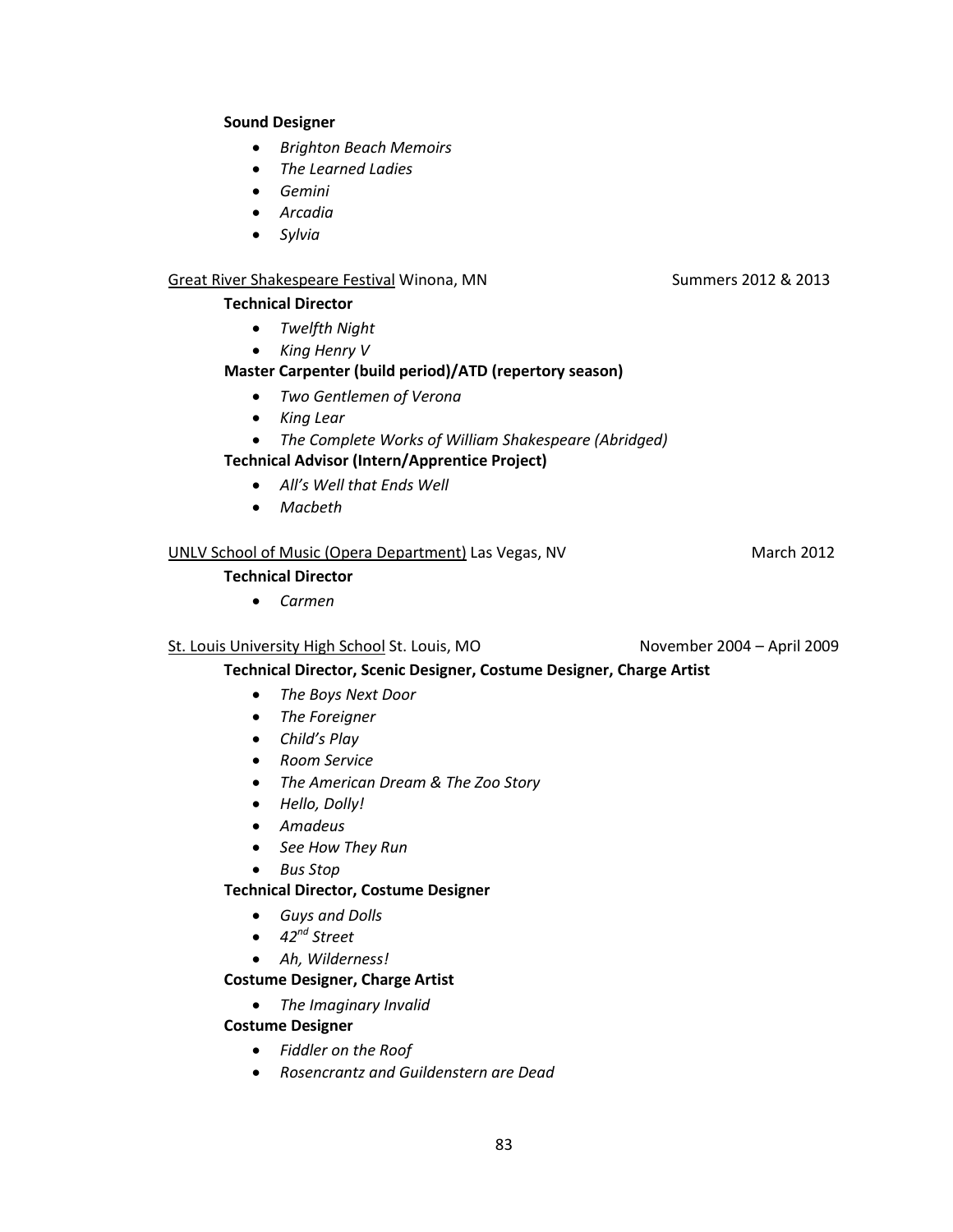**Sound Designer**

- *Brighton Beach Memoirs*
- *The Learned Ladies*
- *Gemini*
- *Arcadia*
- *Sylvia*

Great River Shakespeare Festival Winona, MN Summers 2012 & 2013

**Technical Director**

- *Twelfth Night*
- *King Henry V*

**Master Carpenter (build period)/ATD (repertory season)**

- *Two Gentlemen of Verona*
- *King Lear*
- *The Complete Works of William Shakespeare (Abridged)*

**Technical Advisor (Intern/Apprentice Project)**

- *All's Well that Ends Well*
- *Macbeth*

UNLV School of Music (Opera Department) Las Vegas, NV March 2012

**Technical Director**

- *Carmen*

St. Louis University High School St. Louis, MO November 2004 – April 2009

**Technical Director, Scenic Designer, Costume Designer, Charge Artist**

- *The Boys Next Door*
- *The Foreigner*
- *Child's Play*
- *Room Service*
- *The American Dream & The Zoo Story*
- *Hello, Dolly!*
- *Amadeus*
- *See How They Run*
- *Bus Stop*

**Technical Director, Costume Designer**

- *Guys and Dolls*
- *42nd Street*
- *Ah, Wilderness!*

**Costume Designer, Charge Artist**

- *The Imaginary Invalid*

**Costume Designer**

- *Fiddler on the Roof*
- *Rosencrantz and Guildenstern are Dead*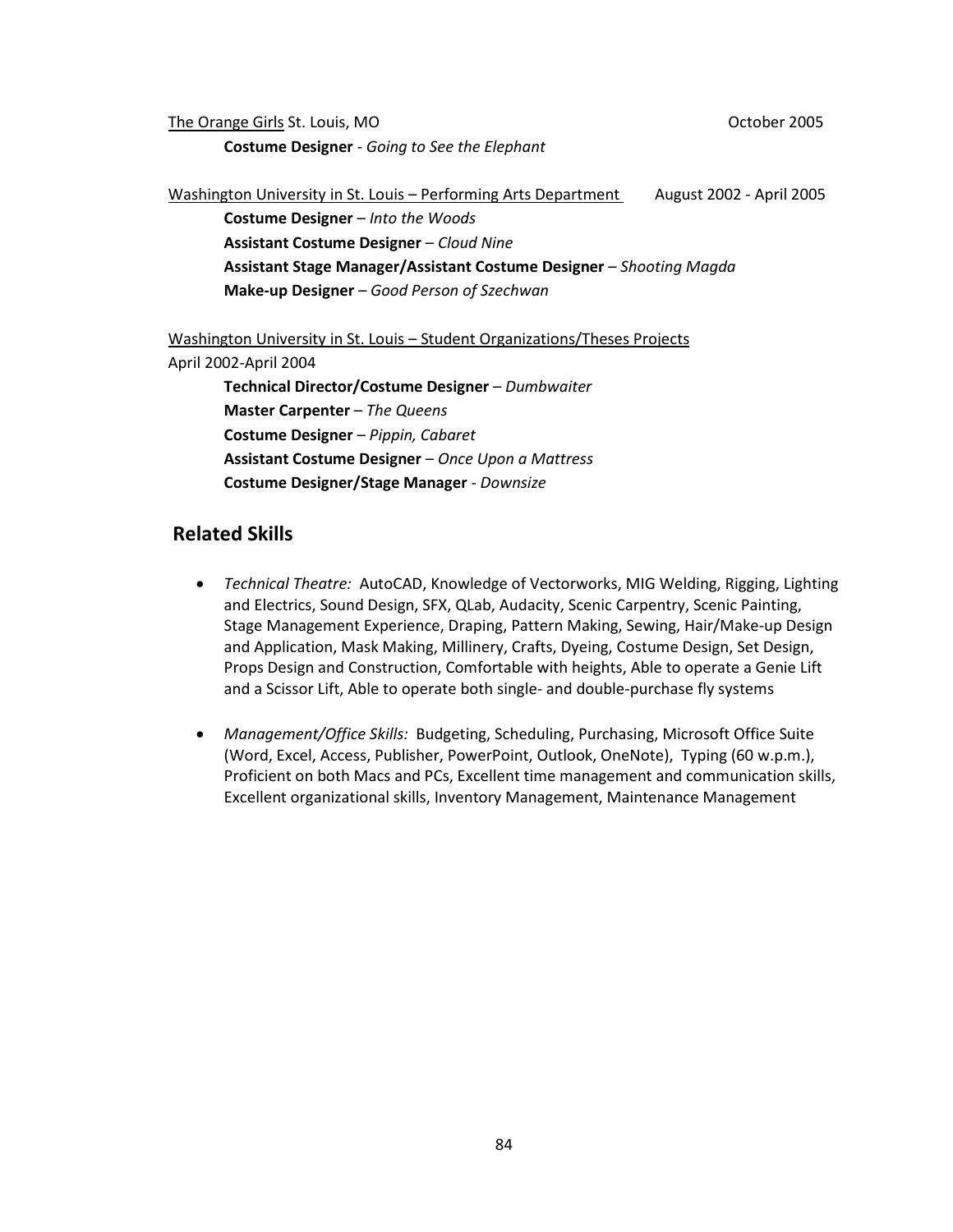The Orange Girls St. Louis, MO October 2005

**Costume Designer** - *Going to See the Elephant*

Washington University in St. Louis – Performing Arts Department August 2002 - April 2005

**Costume Designer** – *Into the Woods*
**Assistant Costume Designer** – *Cloud Nine*
**Assistant Stage Manager/Assistant Costume Designer** – *Shooting Magda*
**Make-up Designer** – *Good Person of Szechwan*

Washington University in St. Louis – Student Organizations/Theses Projects
April 2002-April 2004

**Technical Director/Costume Designer** – *Dumbwaiter*
**Master Carpenter** – *The Queens*
**Costume Designer** – *Pippin, Cabaret*
**Assistant Costume Designer** – *Once Upon a Mattress*
**Costume Designer/Stage Manager** - *Downsize*

## Related Skills

- *Technical Theatre:* AutoCAD, Knowledge of Vectorworks, MIG Welding, Rigging, Lighting and Electrics, Sound Design, SFX, QLab, Audacity, Scenic Carpentry, Scenic Painting, Stage Management Experience, Draping, Pattern Making, Sewing, Hair/Make-up Design and Application, Mask Making, Millinery, Crafts, Dyeing, Costume Design, Set Design, Props Design and Construction, Comfortable with heights, Able to operate a Genie Lift and a Scissor Lift, Able to operate both single- and double-purchase fly systems

- *Management/Office Skills:* Budgeting, Scheduling, Purchasing, Microsoft Office Suite (Word, Excel, Access, Publisher, PowerPoint, Outlook, OneNote), Typing (60 w.p.m.), Proficient on both Macs and PCs, Excellent time management and communication skills, Excellent organizational skills, Inventory Management, Maintenance Management